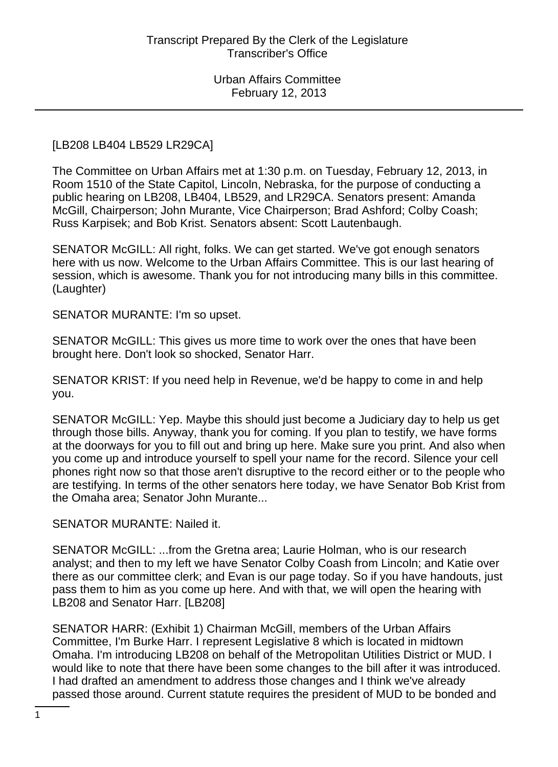[LB208 LB404 LB529 LR29CA]

The Committee on Urban Affairs met at 1:30 p.m. on Tuesday, February 12, 2013, in Room 1510 of the State Capitol, Lincoln, Nebraska, for the purpose of conducting a public hearing on LB208, LB404, LB529, and LR29CA. Senators present: Amanda McGill, Chairperson; John Murante, Vice Chairperson; Brad Ashford; Colby Coash; Russ Karpisek; and Bob Krist. Senators absent: Scott Lautenbaugh.

SENATOR McGILL: All right, folks. We can get started. We've got enough senators here with us now. Welcome to the Urban Affairs Committee. This is our last hearing of session, which is awesome. Thank you for not introducing many bills in this committee. (Laughter)

SENATOR MURANTE: I'm so upset.

SENATOR McGILL: This gives us more time to work over the ones that have been brought here. Don't look so shocked, Senator Harr.

SENATOR KRIST: If you need help in Revenue, we'd be happy to come in and help you.

SENATOR McGILL: Yep. Maybe this should just become a Judiciary day to help us get through those bills. Anyway, thank you for coming. If you plan to testify, we have forms at the doorways for you to fill out and bring up here. Make sure you print. And also when you come up and introduce yourself to spell your name for the record. Silence your cell phones right now so that those aren't disruptive to the record either or to the people who are testifying. In terms of the other senators here today, we have Senator Bob Krist from the Omaha area; Senator John Murante...

SENATOR MURANTE: Nailed it.

SENATOR McGILL: ...from the Gretna area; Laurie Holman, who is our research analyst; and then to my left we have Senator Colby Coash from Lincoln; and Katie over there as our committee clerk; and Evan is our page today. So if you have handouts, just pass them to him as you come up here. And with that, we will open the hearing with LB208 and Senator Harr. [LB208]

SENATOR HARR: (Exhibit 1) Chairman McGill, members of the Urban Affairs Committee, I'm Burke Harr. I represent Legislative 8 which is located in midtown Omaha. I'm introducing LB208 on behalf of the Metropolitan Utilities District or MUD. I would like to note that there have been some changes to the bill after it was introduced. I had drafted an amendment to address those changes and I think we've already passed those around. Current statute requires the president of MUD to be bonded and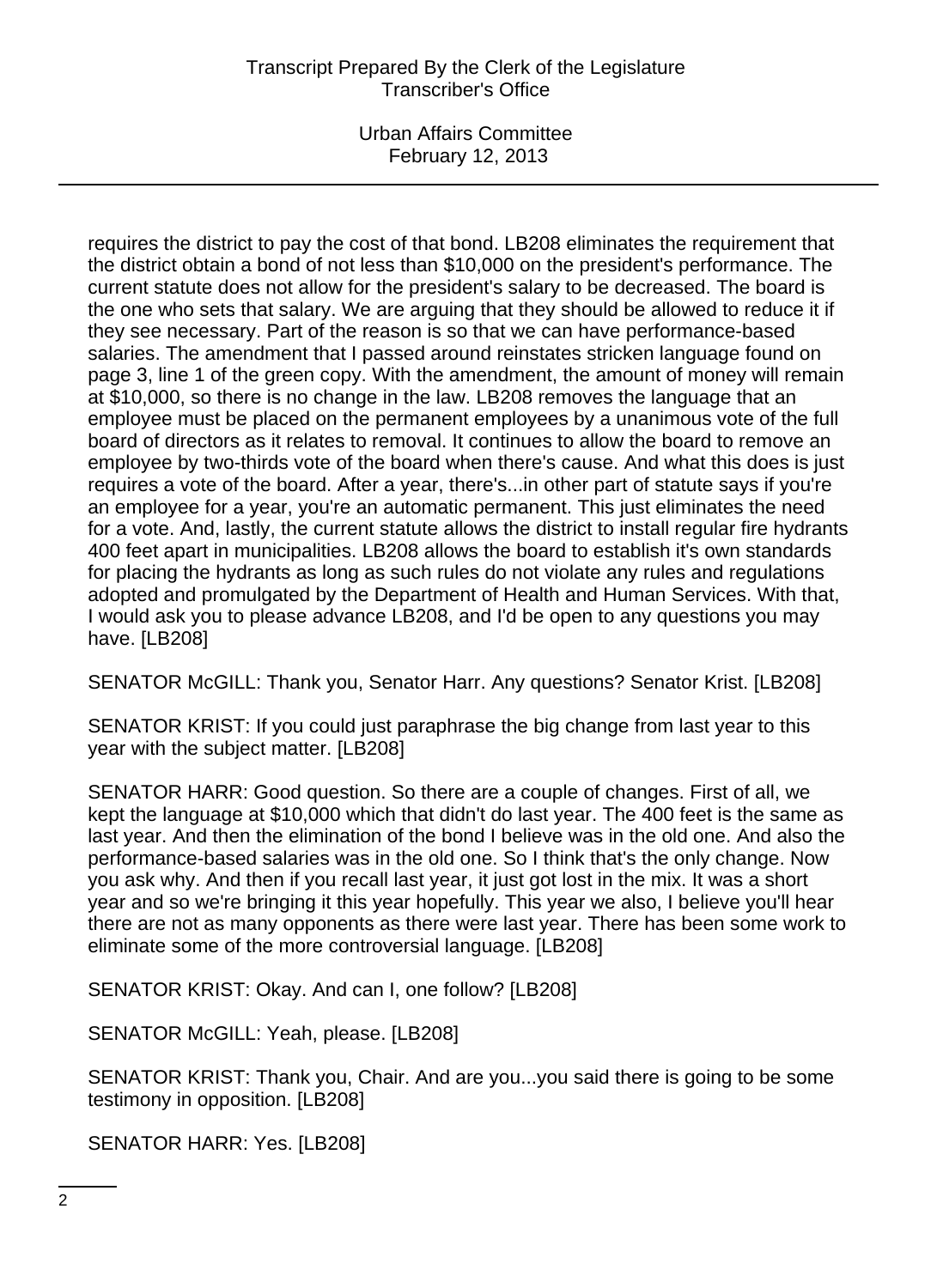requires the district to pay the cost of that bond. LB208 eliminates the requirement that the district obtain a bond of not less than $10,000 on the president's performance. The current statute does not allow for the president's salary to be decreased. The board is the one who sets that salary. We are arguing that they should be allowed to reduce it if they see necessary. Part of the reason is so that we can have performance-based salaries. The amendment that I passed around reinstates stricken language found on page 3, line 1 of the green copy. With the amendment, the amount of money will remain at $10,000, so there is no change in the law. LB208 removes the language that an employee must be placed on the permanent employees by a unanimous vote of the full board of directors as it relates to removal. It continues to allow the board to remove an employee by two-thirds vote of the board when there's cause. And what this does is just requires a vote of the board. After a year, there's...in other part of statute says if you're an employee for a year, you're an automatic permanent. This just eliminates the need for a vote. And, lastly, the current statute allows the district to install regular fire hydrants 400 feet apart in municipalities. LB208 allows the board to establish it's own standards for placing the hydrants as long as such rules do not violate any rules and regulations adopted and promulgated by the Department of Health and Human Services. With that, I would ask you to please advance LB208, and I'd be open to any questions you may have. [LB208]

SENATOR McGILL: Thank you, Senator Harr. Any questions? Senator Krist. [LB208]

SENATOR KRIST: If you could just paraphrase the big change from last year to this year with the subject matter. [LB208]

SENATOR HARR: Good question. So there are a couple of changes. First of all, we kept the language at $10,000 which that didn't do last year. The 400 feet is the same as last year. And then the elimination of the bond I believe was in the old one. And also the performance-based salaries was in the old one. So I think that's the only change. Now you ask why. And then if you recall last year, it just got lost in the mix. It was a short year and so we're bringing it this year hopefully. This year we also, I believe you'll hear there are not as many opponents as there were last year. There has been some work to eliminate some of the more controversial language. [LB208]

SENATOR KRIST: Okay. And can I, one follow? [LB208]

SENATOR McGILL: Yeah, please. [LB208]

SENATOR KRIST: Thank you, Chair. And are you...you said there is going to be some testimony in opposition. [LB208]

SENATOR HARR: Yes. [LB208]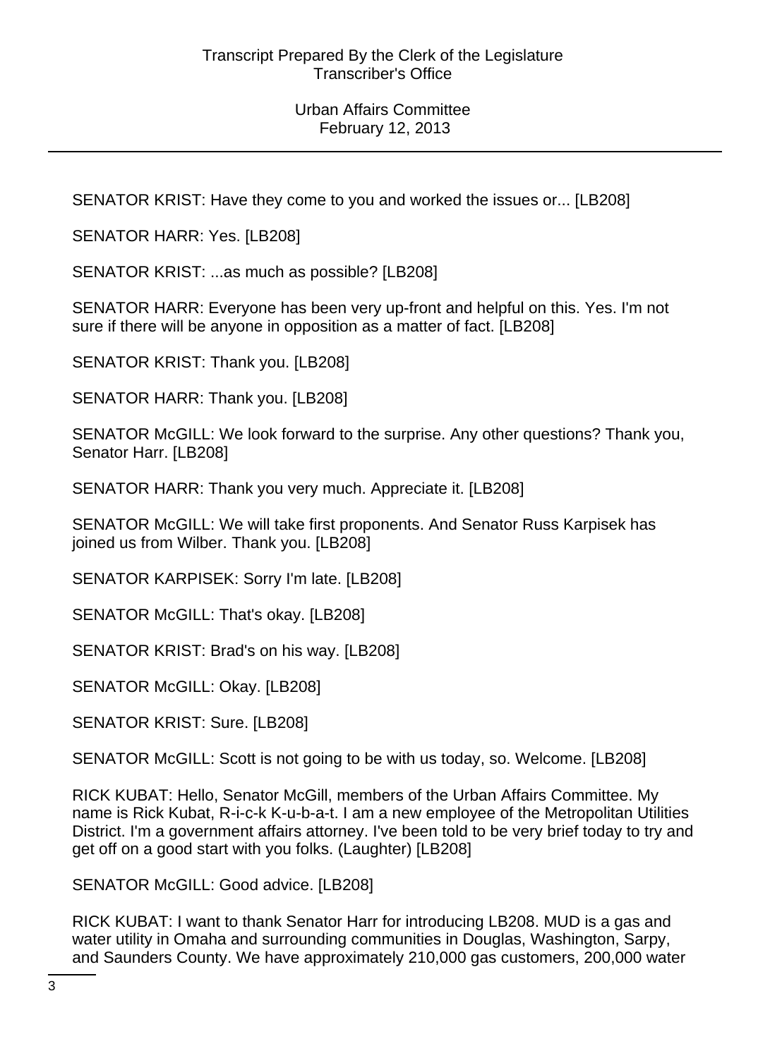SENATOR KRIST: Have they come to you and worked the issues or... [LB208]

SENATOR HARR: Yes. [LB208]

SENATOR KRIST: ...as much as possible? [LB208]

SENATOR HARR: Everyone has been very up-front and helpful on this. Yes. I'm not sure if there will be anyone in opposition as a matter of fact. [LB208]

SENATOR KRIST: Thank you. [LB208]

SENATOR HARR: Thank you. [LB208]

SENATOR McGILL: We look forward to the surprise. Any other questions? Thank you, Senator Harr. [LB208]

SENATOR HARR: Thank you very much. Appreciate it. [LB208]

SENATOR McGILL: We will take first proponents. And Senator Russ Karpisek has joined us from Wilber. Thank you. [LB208]

SENATOR KARPISEK: Sorry I'm late. [LB208]

SENATOR McGILL: That's okay. [LB208]

SENATOR KRIST: Brad's on his way. [LB208]

SENATOR McGILL: Okay. [LB208]

SENATOR KRIST: Sure. [LB208]

SENATOR McGILL: Scott is not going to be with us today, so. Welcome. [LB208]

RICK KUBAT: Hello, Senator McGill, members of the Urban Affairs Committee. My name is Rick Kubat, R-i-c-k K-u-b-a-t. I am a new employee of the Metropolitan Utilities District. I'm a government affairs attorney. I've been told to be very brief today to try and get off on a good start with you folks. (Laughter) [LB208]

SENATOR McGILL: Good advice. [LB208]

RICK KUBAT: I want to thank Senator Harr for introducing LB208. MUD is a gas and water utility in Omaha and surrounding communities in Douglas, Washington, Sarpy, and Saunders County. We have approximately 210,000 gas customers, 200,000 water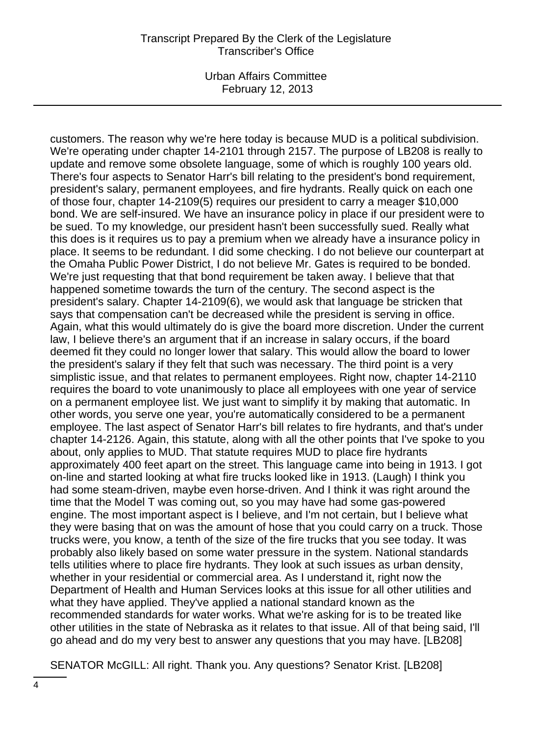customers. The reason why we're here today is because MUD is a political subdivision. We're operating under chapter 14-2101 through 2157. The purpose of LB208 is really to update and remove some obsolete language, some of which is roughly 100 years old. There's four aspects to Senator Harr's bill relating to the president's bond requirement, president's salary, permanent employees, and fire hydrants. Really quick on each one of those four, chapter 14-2109(5) requires our president to carry a meager $10,000 bond. We are self-insured. We have an insurance policy in place if our president were to be sued. To my knowledge, our president hasn't been successfully sued. Really what this does is it requires us to pay a premium when we already have a insurance policy in place. It seems to be redundant. I did some checking. I do not believe our counterpart at the Omaha Public Power District, I do not believe Mr. Gates is required to be bonded. We're just requesting that that bond requirement be taken away. I believe that that happened sometime towards the turn of the century. The second aspect is the president's salary. Chapter 14-2109(6), we would ask that language be stricken that says that compensation can't be decreased while the president is serving in office. Again, what this would ultimately do is give the board more discretion. Under the current law, I believe there's an argument that if an increase in salary occurs, if the board deemed fit they could no longer lower that salary. This would allow the board to lower the president's salary if they felt that such was necessary. The third point is a very simplistic issue, and that relates to permanent employees. Right now, chapter 14-2110 requires the board to vote unanimously to place all employees with one year of service on a permanent employee list. We just want to simplify it by making that automatic. In other words, you serve one year, you're automatically considered to be a permanent employee. The last aspect of Senator Harr's bill relates to fire hydrants, and that's under chapter 14-2126. Again, this statute, along with all the other points that I've spoke to you about, only applies to MUD. That statute requires MUD to place fire hydrants approximately 400 feet apart on the street. This language came into being in 1913. I got on-line and started looking at what fire trucks looked like in 1913. (Laugh) I think you had some steam-driven, maybe even horse-driven. And I think it was right around the time that the Model T was coming out, so you may have had some gas-powered engine. The most important aspect is I believe, and I'm not certain, but I believe what they were basing that on was the amount of hose that you could carry on a truck. Those trucks were, you know, a tenth of the size of the fire trucks that you see today. It was probably also likely based on some water pressure in the system. National standards tells utilities where to place fire hydrants. They look at such issues as urban density, whether in your residential or commercial area. As I understand it, right now the Department of Health and Human Services looks at this issue for all other utilities and what they have applied. They've applied a national standard known as the recommended standards for water works. What we're asking for is to be treated like other utilities in the state of Nebraska as it relates to that issue. All of that being said, I'll go ahead and do my very best to answer any questions that you may have. [LB208]

SENATOR McGILL: All right. Thank you. Any questions? Senator Krist. [LB208]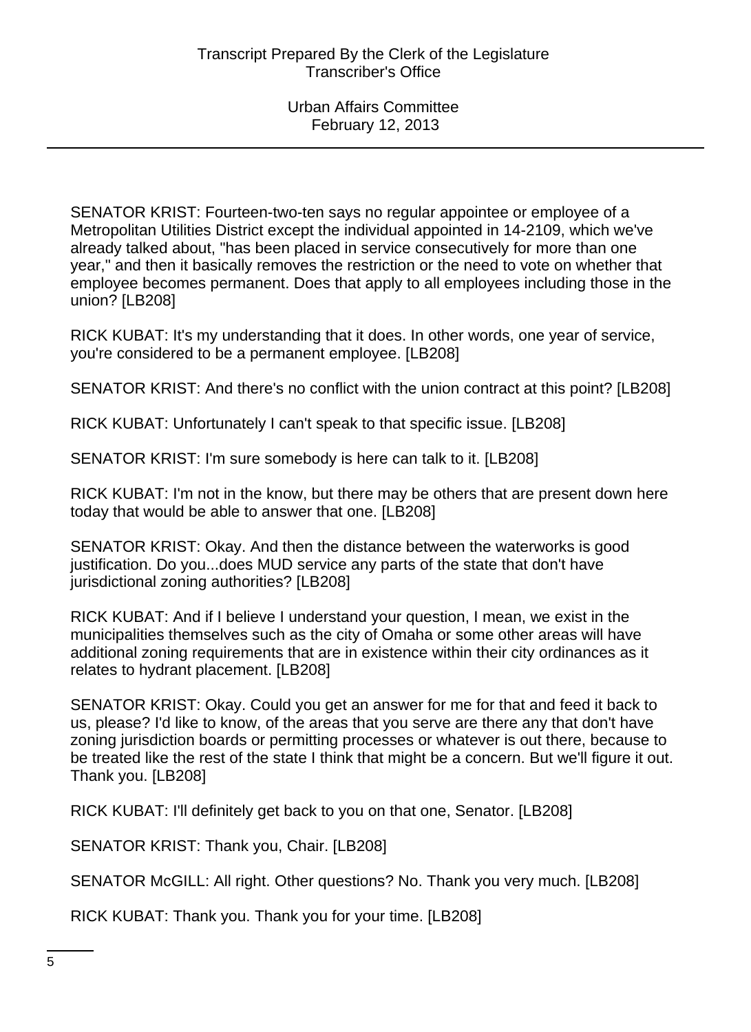SENATOR KRIST: Fourteen-two-ten says no regular appointee or employee of a Metropolitan Utilities District except the individual appointed in 14-2109, which we've already talked about, "has been placed in service consecutively for more than one year," and then it basically removes the restriction or the need to vote on whether that employee becomes permanent. Does that apply to all employees including those in the union? [LB208]

RICK KUBAT: It's my understanding that it does. In other words, one year of service, you're considered to be a permanent employee. [LB208]

SENATOR KRIST: And there's no conflict with the union contract at this point? [LB208]

RICK KUBAT: Unfortunately I can't speak to that specific issue. [LB208]

SENATOR KRIST: I'm sure somebody is here can talk to it. [LB208]

RICK KUBAT: I'm not in the know, but there may be others that are present down here today that would be able to answer that one. [LB208]

SENATOR KRIST: Okay. And then the distance between the waterworks is good justification. Do you...does MUD service any parts of the state that don't have jurisdictional zoning authorities? [LB208]

RICK KUBAT: And if I believe I understand your question, I mean, we exist in the municipalities themselves such as the city of Omaha or some other areas will have additional zoning requirements that are in existence within their city ordinances as it relates to hydrant placement. [LB208]

SENATOR KRIST: Okay. Could you get an answer for me for that and feed it back to us, please? I'd like to know, of the areas that you serve are there any that don't have zoning jurisdiction boards or permitting processes or whatever is out there, because to be treated like the rest of the state I think that might be a concern. But we'll figure it out. Thank you. [LB208]

RICK KUBAT: I'll definitely get back to you on that one, Senator. [LB208]

SENATOR KRIST: Thank you, Chair. [LB208]

SENATOR McGILL: All right. Other questions? No. Thank you very much. [LB208]

RICK KUBAT: Thank you. Thank you for your time. [LB208]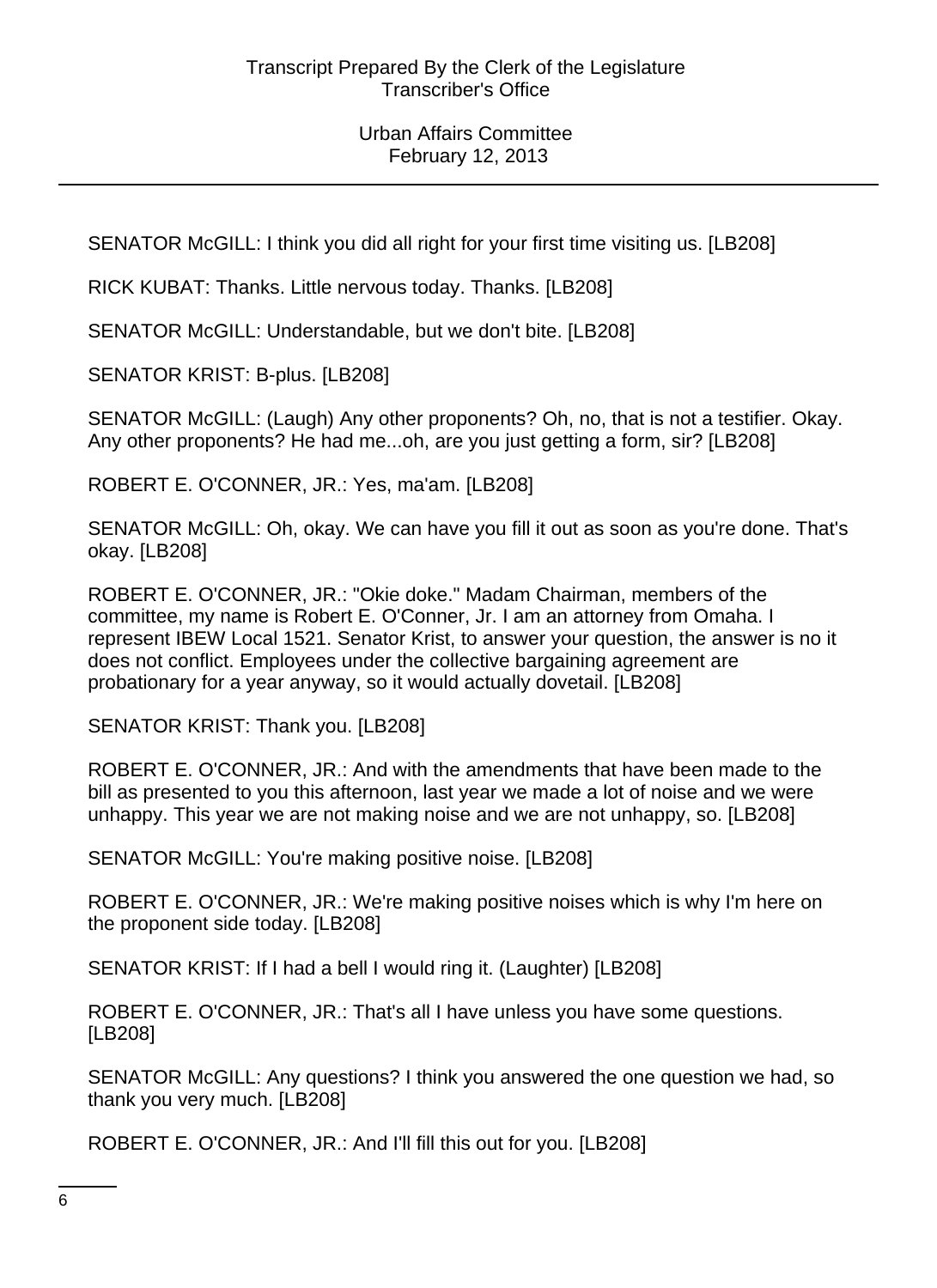SENATOR McGILL: I think you did all right for your first time visiting us. [LB208]

RICK KUBAT: Thanks. Little nervous today. Thanks. [LB208]

SENATOR McGILL: Understandable, but we don't bite. [LB208]

SENATOR KRIST: B-plus. [LB208]

SENATOR McGILL: (Laugh) Any other proponents? Oh, no, that is not a testifier. Okay. Any other proponents? He had me...oh, are you just getting a form, sir? [LB208]

ROBERT E. O'CONNER, JR.: Yes, ma'am. [LB208]

SENATOR McGILL: Oh, okay. We can have you fill it out as soon as you're done. That's okay. [LB208]

ROBERT E. O'CONNER, JR.: "Okie doke." Madam Chairman, members of the committee, my name is Robert E. O'Conner, Jr. I am an attorney from Omaha. I represent IBEW Local 1521. Senator Krist, to answer your question, the answer is no it does not conflict. Employees under the collective bargaining agreement are probationary for a year anyway, so it would actually dovetail. [LB208]

SENATOR KRIST: Thank you. [LB208]

ROBERT E. O'CONNER, JR.: And with the amendments that have been made to the bill as presented to you this afternoon, last year we made a lot of noise and we were unhappy. This year we are not making noise and we are not unhappy, so. [LB208]

SENATOR McGILL: You're making positive noise. [LB208]

ROBERT E. O'CONNER, JR.: We're making positive noises which is why I'm here on the proponent side today. [LB208]

SENATOR KRIST: If I had a bell I would ring it. (Laughter) [LB208]

ROBERT E. O'CONNER, JR.: That's all I have unless you have some questions. [LB208]

SENATOR McGILL: Any questions? I think you answered the one question we had, so thank you very much. [LB208]

ROBERT E. O'CONNER, JR.: And I'll fill this out for you. [LB208]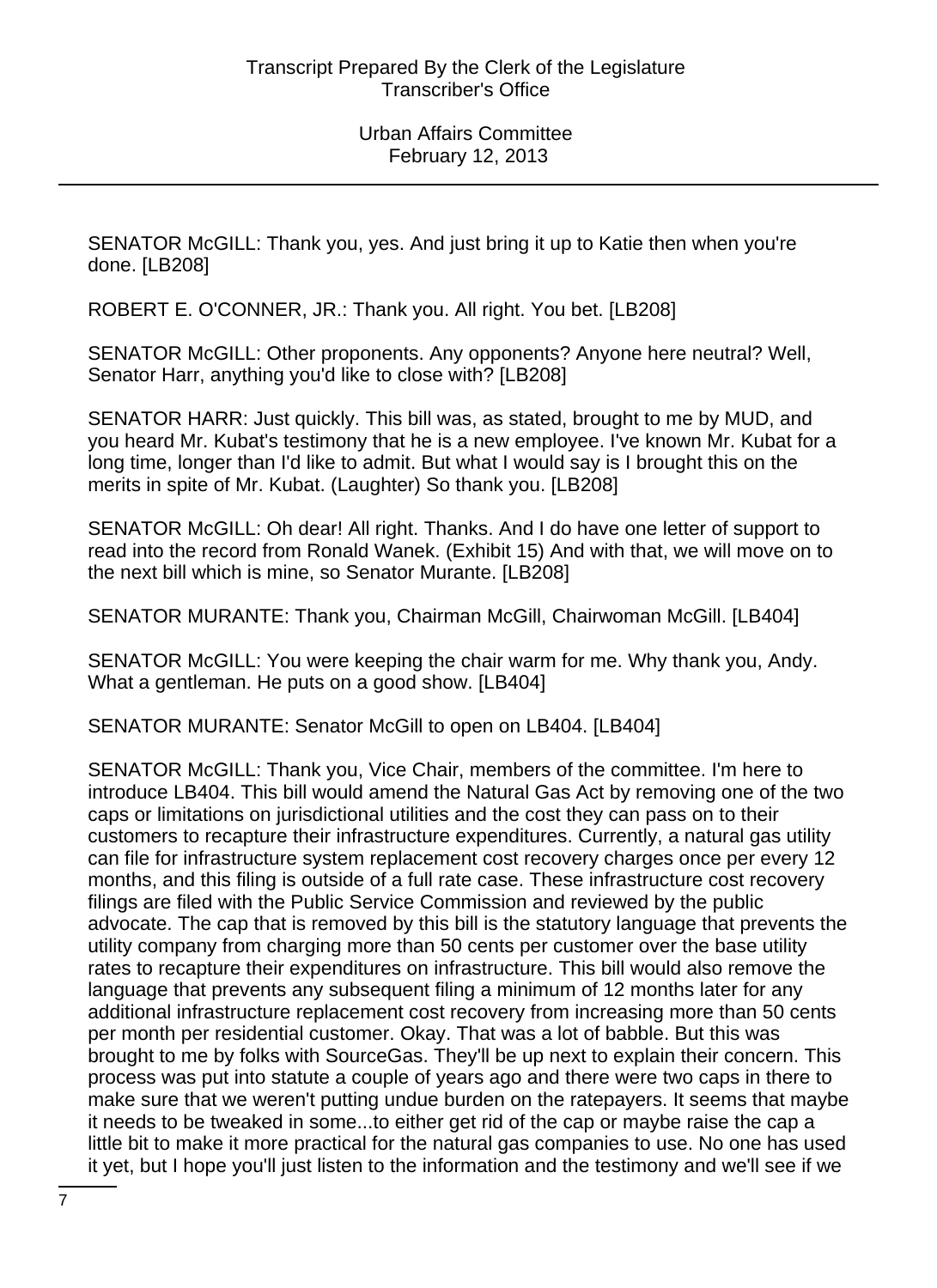SENATOR McGILL: Thank you, yes. And just bring it up to Katie then when you're done. [LB208]

ROBERT E. O'CONNER, JR.: Thank you. All right. You bet. [LB208]

SENATOR McGILL: Other proponents. Any opponents? Anyone here neutral? Well, Senator Harr, anything you'd like to close with? [LB208]

SENATOR HARR: Just quickly. This bill was, as stated, brought to me by MUD, and you heard Mr. Kubat's testimony that he is a new employee. I've known Mr. Kubat for a long time, longer than I'd like to admit. But what I would say is I brought this on the merits in spite of Mr. Kubat. (Laughter) So thank you. [LB208]

SENATOR McGILL: Oh dear! All right. Thanks. And I do have one letter of support to read into the record from Ronald Wanek. (Exhibit 15) And with that, we will move on to the next bill which is mine, so Senator Murante. [LB208]

SENATOR MURANTE: Thank you, Chairman McGill, Chairwoman McGill. [LB404]

SENATOR McGILL: You were keeping the chair warm for me. Why thank you, Andy. What a gentleman. He puts on a good show. [LB404]

SENATOR MURANTE: Senator McGill to open on LB404. [LB404]

SENATOR McGILL: Thank you, Vice Chair, members of the committee. I'm here to introduce LB404. This bill would amend the Natural Gas Act by removing one of the two caps or limitations on jurisdictional utilities and the cost they can pass on to their customers to recapture their infrastructure expenditures. Currently, a natural gas utility can file for infrastructure system replacement cost recovery charges once per every 12 months, and this filing is outside of a full rate case. These infrastructure cost recovery filings are filed with the Public Service Commission and reviewed by the public advocate. The cap that is removed by this bill is the statutory language that prevents the utility company from charging more than 50 cents per customer over the base utility rates to recapture their expenditures on infrastructure. This bill would also remove the language that prevents any subsequent filing a minimum of 12 months later for any additional infrastructure replacement cost recovery from increasing more than 50 cents per month per residential customer. Okay. That was a lot of babble. But this was brought to me by folks with SourceGas. They'll be up next to explain their concern. This process was put into statute a couple of years ago and there were two caps in there to make sure that we weren't putting undue burden on the ratepayers. It seems that maybe it needs to be tweaked in some...to either get rid of the cap or maybe raise the cap a little bit to make it more practical for the natural gas companies to use. No one has used it yet, but I hope you'll just listen to the information and the testimony and we'll see if we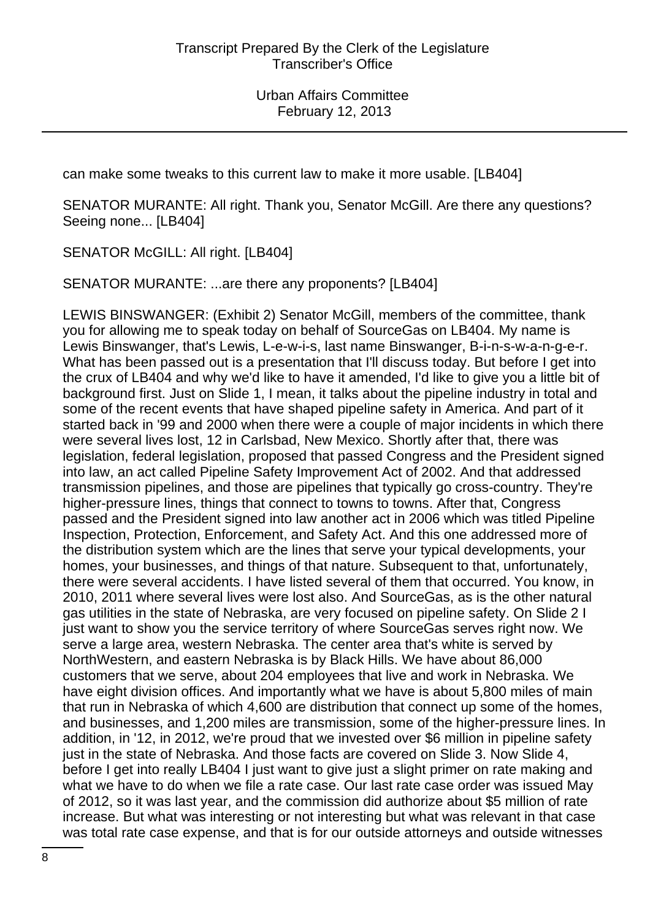can make some tweaks to this current law to make it more usable. [LB404]

SENATOR MURANTE: All right. Thank you, Senator McGill. Are there any questions? Seeing none... [LB404]

SENATOR McGILL: All right. [LB404]

SENATOR MURANTE: ...are there any proponents? [LB404]

LEWIS BINSWANGER: (Exhibit 2) Senator McGill, members of the committee, thank you for allowing me to speak today on behalf of SourceGas on LB404. My name is Lewis Binswanger, that's Lewis, L-e-w-i-s, last name Binswanger, B-i-n-s-w-a-n-g-e-r. What has been passed out is a presentation that I'll discuss today. But before I get into the crux of LB404 and why we'd like to have it amended, I'd like to give you a little bit of background first. Just on Slide 1, I mean, it talks about the pipeline industry in total and some of the recent events that have shaped pipeline safety in America. And part of it started back in '99 and 2000 when there were a couple of major incidents in which there were several lives lost, 12 in Carlsbad, New Mexico. Shortly after that, there was legislation, federal legislation, proposed that passed Congress and the President signed into law, an act called Pipeline Safety Improvement Act of 2002. And that addressed transmission pipelines, and those are pipelines that typically go cross-country. They're higher-pressure lines, things that connect to towns to towns. After that, Congress passed and the President signed into law another act in 2006 which was titled Pipeline Inspection, Protection, Enforcement, and Safety Act. And this one addressed more of the distribution system which are the lines that serve your typical developments, your homes, your businesses, and things of that nature. Subsequent to that, unfortunately, there were several accidents. I have listed several of them that occurred. You know, in 2010, 2011 where several lives were lost also. And SourceGas, as is the other natural gas utilities in the state of Nebraska, are very focused on pipeline safety. On Slide 2 I just want to show you the service territory of where SourceGas serves right now. We serve a large area, western Nebraska. The center area that's white is served by NorthWestern, and eastern Nebraska is by Black Hills. We have about 86,000 customers that we serve, about 204 employees that live and work in Nebraska. We have eight division offices. And importantly what we have is about 5,800 miles of main that run in Nebraska of which 4,600 are distribution that connect up some of the homes, and businesses, and 1,200 miles are transmission, some of the higher-pressure lines. In addition, in '12, in 2012, we're proud that we invested over $6 million in pipeline safety just in the state of Nebraska. And those facts are covered on Slide 3. Now Slide 4, before I get into really LB404 I just want to give just a slight primer on rate making and what we have to do when we file a rate case. Our last rate case order was issued May of 2012, so it was last year, and the commission did authorize about $5 million of rate increase. But what was interesting or not interesting but what was relevant in that case was total rate case expense, and that is for our outside attorneys and outside witnesses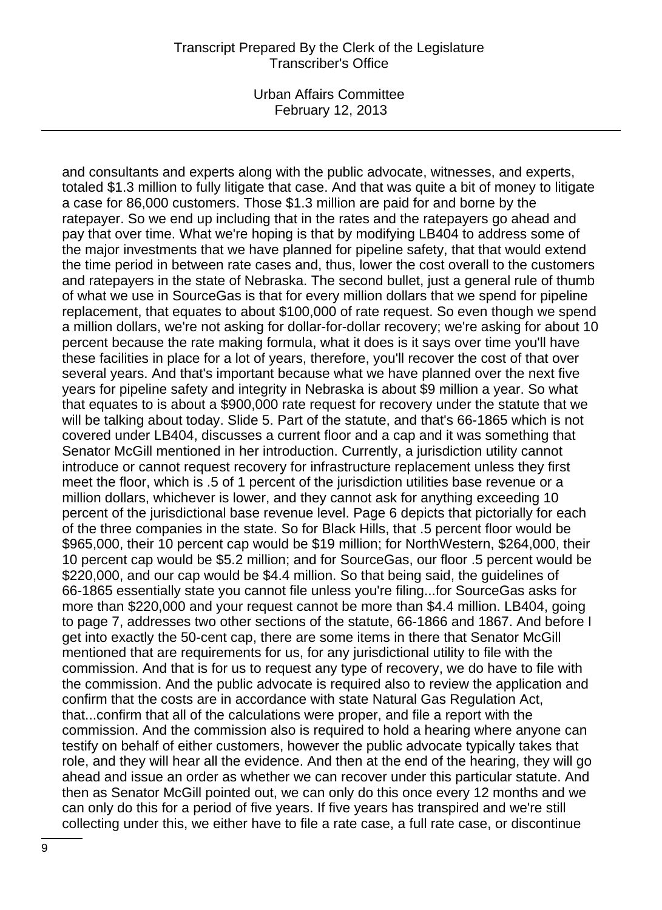and consultants and experts along with the public advocate, witnesses, and experts, totaled $1.3 million to fully litigate that case. And that was quite a bit of money to litigate a case for 86,000 customers. Those $1.3 million are paid for and borne by the ratepayer. So we end up including that in the rates and the ratepayers go ahead and pay that over time. What we're hoping is that by modifying LB404 to address some of the major investments that we have planned for pipeline safety, that that would extend the time period in between rate cases and, thus, lower the cost overall to the customers and ratepayers in the state of Nebraska. The second bullet, just a general rule of thumb of what we use in SourceGas is that for every million dollars that we spend for pipeline replacement, that equates to about $100,000 of rate request. So even though we spend a million dollars, we're not asking for dollar-for-dollar recovery; we're asking for about 10 percent because the rate making formula, what it does is it says over time you'll have these facilities in place for a lot of years, therefore, you'll recover the cost of that over several years. And that's important because what we have planned over the next five years for pipeline safety and integrity in Nebraska is about $9 million a year. So what that equates to is about a $900,000 rate request for recovery under the statute that we will be talking about today. Slide 5. Part of the statute, and that's 66-1865 which is not covered under LB404, discusses a current floor and a cap and it was something that Senator McGill mentioned in her introduction. Currently, a jurisdiction utility cannot introduce or cannot request recovery for infrastructure replacement unless they first meet the floor, which is .5 of 1 percent of the jurisdiction utilities base revenue or a million dollars, whichever is lower, and they cannot ask for anything exceeding 10 percent of the jurisdictional base revenue level. Page 6 depicts that pictorially for each of the three companies in the state. So for Black Hills, that .5 percent floor would be $965,000, their 10 percent cap would be $19 million; for NorthWestern, $264,000, their 10 percent cap would be $5.2 million; and for SourceGas, our floor .5 percent would be $220,000, and our cap would be $4.4 million. So that being said, the guidelines of 66-1865 essentially state you cannot file unless you're filing...for SourceGas asks for more than $220,000 and your request cannot be more than $4.4 million. LB404, going to page 7, addresses two other sections of the statute, 66-1866 and 1867. And before I get into exactly the 50-cent cap, there are some items in there that Senator McGill mentioned that are requirements for us, for any jurisdictional utility to file with the commission. And that is for us to request any type of recovery, we do have to file with the commission. And the public advocate is required also to review the application and confirm that the costs are in accordance with state Natural Gas Regulation Act, that...confirm that all of the calculations were proper, and file a report with the commission. And the commission also is required to hold a hearing where anyone can testify on behalf of either customers, however the public advocate typically takes that role, and they will hear all the evidence. And then at the end of the hearing, they will go ahead and issue an order as whether we can recover under this particular statute. And then as Senator McGill pointed out, we can only do this once every 12 months and we can only do this for a period of five years. If five years has transpired and we're still collecting under this, we either have to file a rate case, a full rate case, or discontinue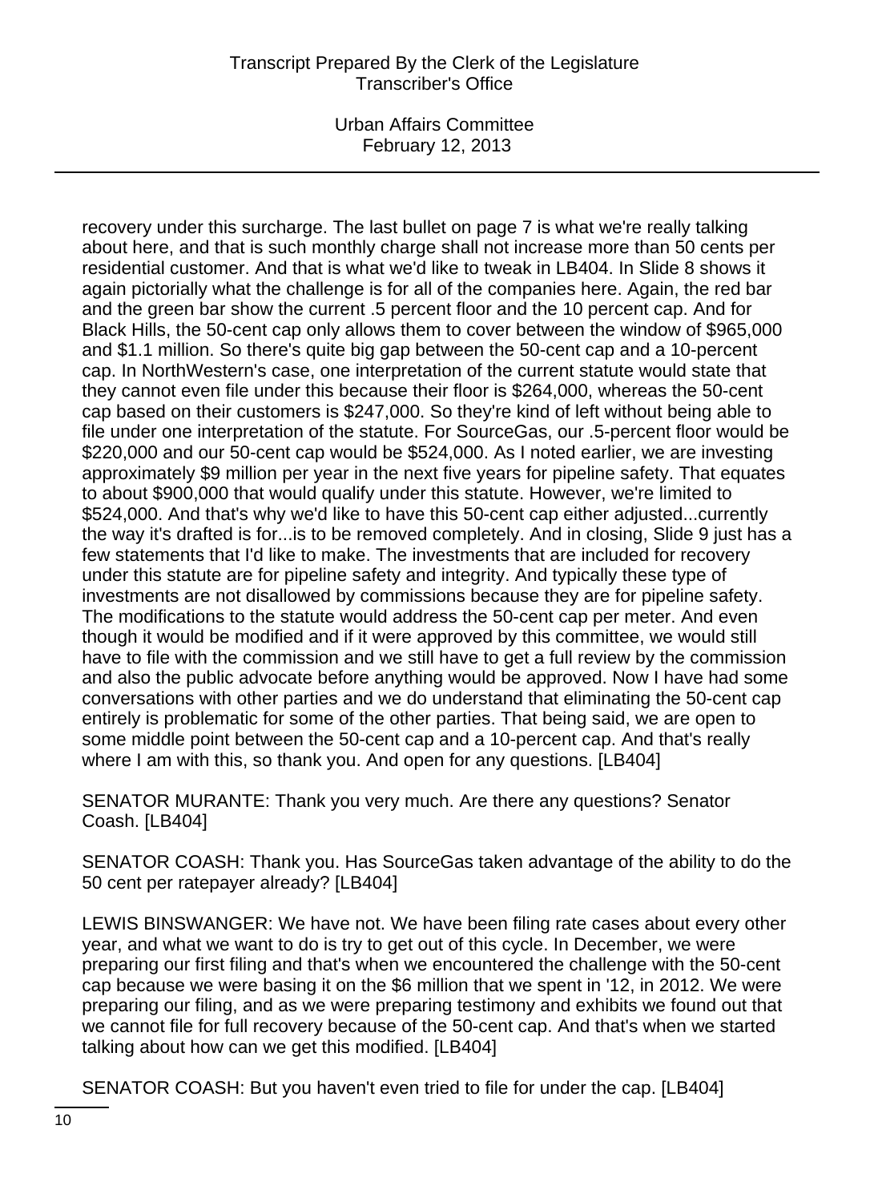recovery under this surcharge. The last bullet on page 7 is what we're really talking about here, and that is such monthly charge shall not increase more than 50 cents per residential customer. And that is what we'd like to tweak in LB404. In Slide 8 shows it again pictorially what the challenge is for all of the companies here. Again, the red bar and the green bar show the current .5 percent floor and the 10 percent cap. And for Black Hills, the 50-cent cap only allows them to cover between the window of $965,000 and $1.1 million. So there's quite big gap between the 50-cent cap and a 10-percent cap. In NorthWestern's case, one interpretation of the current statute would state that they cannot even file under this because their floor is $264,000, whereas the 50-cent cap based on their customers is $247,000. So they're kind of left without being able to file under one interpretation of the statute. For SourceGas, our .5-percent floor would be $220,000 and our 50-cent cap would be $524,000. As I noted earlier, we are investing approximately $9 million per year in the next five years for pipeline safety. That equates to about $900,000 that would qualify under this statute. However, we're limited to $524,000. And that's why we'd like to have this 50-cent cap either adjusted...currently the way it's drafted is for...is to be removed completely. And in closing, Slide 9 just has a few statements that I'd like to make. The investments that are included for recovery under this statute are for pipeline safety and integrity. And typically these type of investments are not disallowed by commissions because they are for pipeline safety. The modifications to the statute would address the 50-cent cap per meter. And even though it would be modified and if it were approved by this committee, we would still have to file with the commission and we still have to get a full review by the commission and also the public advocate before anything would be approved. Now I have had some conversations with other parties and we do understand that eliminating the 50-cent cap entirely is problematic for some of the other parties. That being said, we are open to some middle point between the 50-cent cap and a 10-percent cap. And that's really where I am with this, so thank you. And open for any questions. [LB404]

SENATOR MURANTE: Thank you very much. Are there any questions? Senator Coash. [LB404]

SENATOR COASH: Thank you. Has SourceGas taken advantage of the ability to do the 50 cent per ratepayer already? [LB404]

LEWIS BINSWANGER: We have not. We have been filing rate cases about every other year, and what we want to do is try to get out of this cycle. In December, we were preparing our first filing and that's when we encountered the challenge with the 50-cent cap because we were basing it on the $6 million that we spent in '12, in 2012. We were preparing our filing, and as we were preparing testimony and exhibits we found out that we cannot file for full recovery because of the 50-cent cap. And that's when we started talking about how can we get this modified. [LB404]

SENATOR COASH: But you haven't even tried to file for under the cap. [LB404]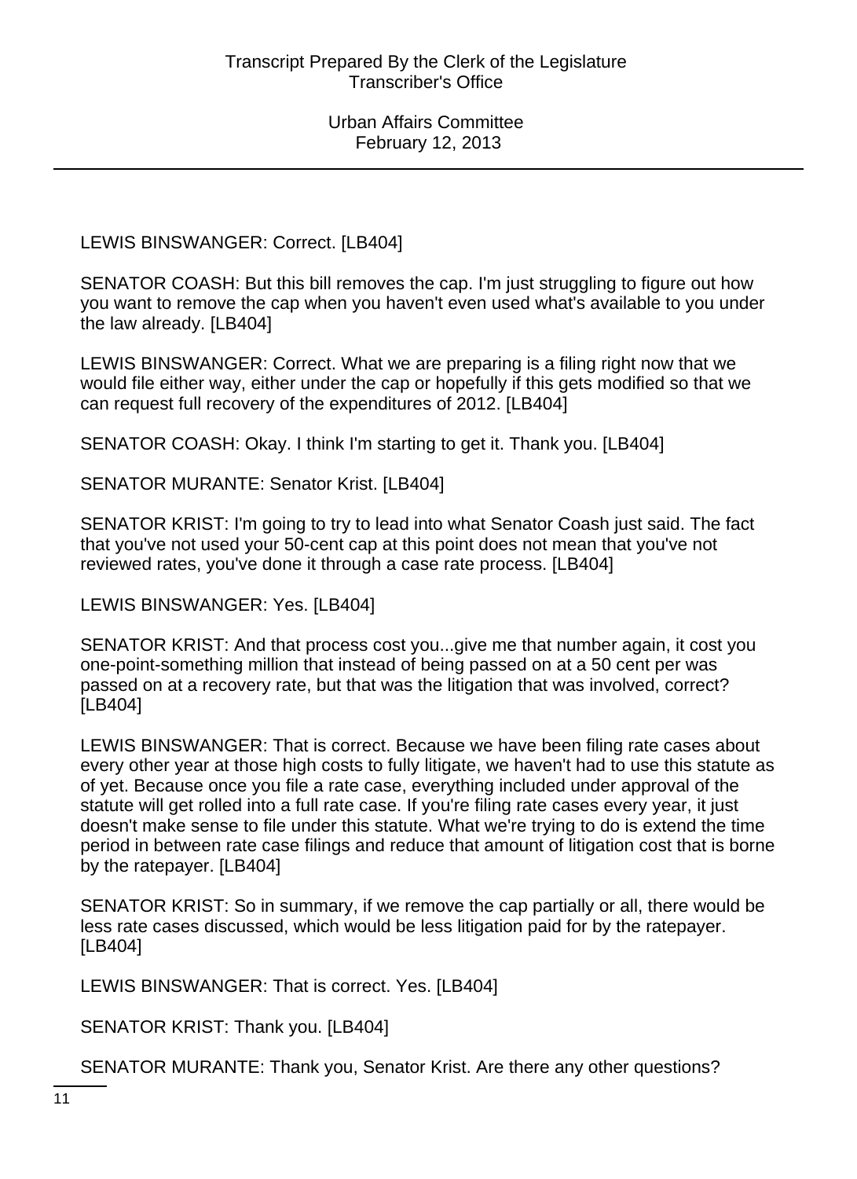LEWIS BINSWANGER: Correct. [LB404]

SENATOR COASH: But this bill removes the cap. I'm just struggling to figure out how you want to remove the cap when you haven't even used what's available to you under the law already. [LB404]

LEWIS BINSWANGER: Correct. What we are preparing is a filing right now that we would file either way, either under the cap or hopefully if this gets modified so that we can request full recovery of the expenditures of 2012. [LB404]

SENATOR COASH: Okay. I think I'm starting to get it. Thank you. [LB404]

SENATOR MURANTE: Senator Krist. [LB404]

SENATOR KRIST: I'm going to try to lead into what Senator Coash just said. The fact that you've not used your 50-cent cap at this point does not mean that you've not reviewed rates, you've done it through a case rate process. [LB404]

LEWIS BINSWANGER: Yes. [LB404]

SENATOR KRIST: And that process cost you...give me that number again, it cost you one-point-something million that instead of being passed on at a 50 cent per was passed on at a recovery rate, but that was the litigation that was involved, correct? [LB404]

LEWIS BINSWANGER: That is correct. Because we have been filing rate cases about every other year at those high costs to fully litigate, we haven't had to use this statute as of yet. Because once you file a rate case, everything included under approval of the statute will get rolled into a full rate case. If you're filing rate cases every year, it just doesn't make sense to file under this statute. What we're trying to do is extend the time period in between rate case filings and reduce that amount of litigation cost that is borne by the ratepayer. [LB404]

SENATOR KRIST: So in summary, if we remove the cap partially or all, there would be less rate cases discussed, which would be less litigation paid for by the ratepayer. [LB404]

LEWIS BINSWANGER: That is correct. Yes. [LB404]

SENATOR KRIST: Thank you. [LB404]

SENATOR MURANTE: Thank you, Senator Krist. Are there any other questions?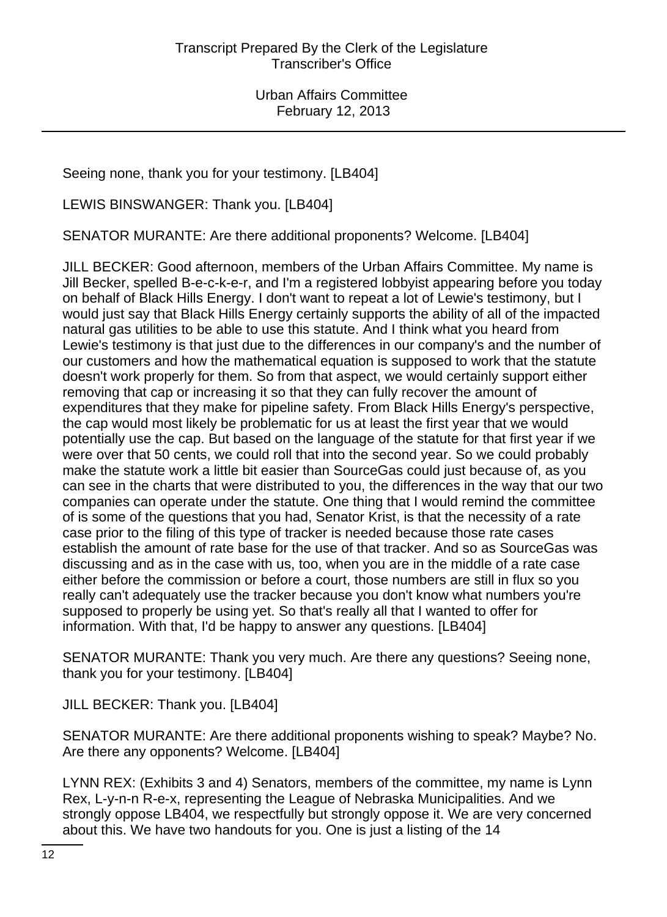Seeing none, thank you for your testimony. [LB404]

LEWIS BINSWANGER: Thank you. [LB404]

SENATOR MURANTE: Are there additional proponents? Welcome. [LB404]

JILL BECKER: Good afternoon, members of the Urban Affairs Committee. My name is Jill Becker, spelled B-e-c-k-e-r, and I'm a registered lobbyist appearing before you today on behalf of Black Hills Energy. I don't want to repeat a lot of Lewie's testimony, but I would just say that Black Hills Energy certainly supports the ability of all of the impacted natural gas utilities to be able to use this statute. And I think what you heard from Lewie's testimony is that just due to the differences in our company's and the number of our customers and how the mathematical equation is supposed to work that the statute doesn't work properly for them. So from that aspect, we would certainly support either removing that cap or increasing it so that they can fully recover the amount of expenditures that they make for pipeline safety. From Black Hills Energy's perspective, the cap would most likely be problematic for us at least the first year that we would potentially use the cap. But based on the language of the statute for that first year if we were over that 50 cents, we could roll that into the second year. So we could probably make the statute work a little bit easier than SourceGas could just because of, as you can see in the charts that were distributed to you, the differences in the way that our two companies can operate under the statute. One thing that I would remind the committee of is some of the questions that you had, Senator Krist, is that the necessity of a rate case prior to the filing of this type of tracker is needed because those rate cases establish the amount of rate base for the use of that tracker. And so as SourceGas was discussing and as in the case with us, too, when you are in the middle of a rate case either before the commission or before a court, those numbers are still in flux so you really can't adequately use the tracker because you don't know what numbers you're supposed to properly be using yet. So that's really all that I wanted to offer for information. With that, I'd be happy to answer any questions. [LB404]

SENATOR MURANTE: Thank you very much. Are there any questions? Seeing none, thank you for your testimony. [LB404]

JILL BECKER: Thank you. [LB404]

SENATOR MURANTE: Are there additional proponents wishing to speak? Maybe? No. Are there any opponents? Welcome. [LB404]

LYNN REX: (Exhibits 3 and 4) Senators, members of the committee, my name is Lynn Rex, L-y-n-n R-e-x, representing the League of Nebraska Municipalities. And we strongly oppose LB404, we respectfully but strongly oppose it. We are very concerned about this. We have two handouts for you. One is just a listing of the 14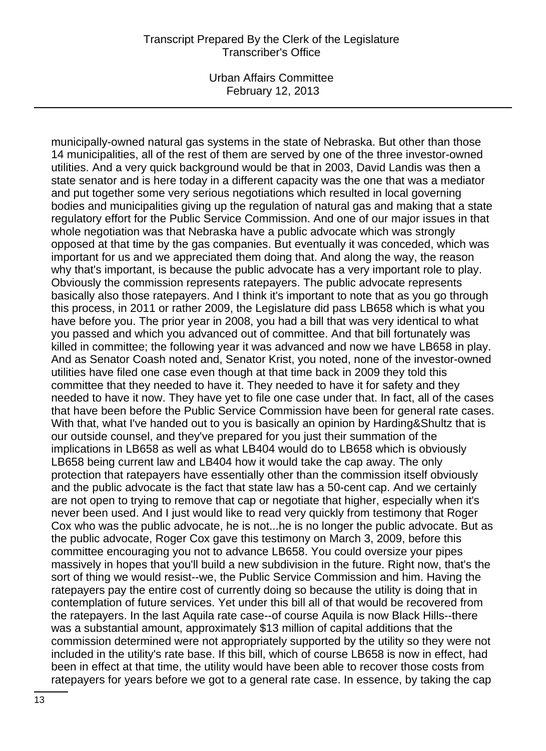municipally-owned natural gas systems in the state of Nebraska. But other than those 14 municipalities, all of the rest of them are served by one of the three investor-owned utilities. And a very quick background would be that in 2003, David Landis was then a state senator and is here today in a different capacity was the one that was a mediator and put together some very serious negotiations which resulted in local governing bodies and municipalities giving up the regulation of natural gas and making that a state regulatory effort for the Public Service Commission. And one of our major issues in that whole negotiation was that Nebraska have a public advocate which was strongly opposed at that time by the gas companies. But eventually it was conceded, which was important for us and we appreciated them doing that. And along the way, the reason why that's important, is because the public advocate has a very important role to play. Obviously the commission represents ratepayers. The public advocate represents basically also those ratepayers. And I think it's important to note that as you go through this process, in 2011 or rather 2009, the Legislature did pass LB658 which is what you have before you. The prior year in 2008, you had a bill that was very identical to what you passed and which you advanced out of committee. And that bill fortunately was killed in committee; the following year it was advanced and now we have LB658 in play. And as Senator Coash noted and, Senator Krist, you noted, none of the investor-owned utilities have filed one case even though at that time back in 2009 they told this committee that they needed to have it. They needed to have it for safety and they needed to have it now. They have yet to file one case under that. In fact, all of the cases that have been before the Public Service Commission have been for general rate cases. With that, what I've handed out to you is basically an opinion by Harding&Shultz that is our outside counsel, and they've prepared for you just their summation of the implications in LB658 as well as what LB404 would do to LB658 which is obviously LB658 being current law and LB404 how it would take the cap away. The only protection that ratepayers have essentially other than the commission itself obviously and the public advocate is the fact that state law has a 50-cent cap. And we certainly are not open to trying to remove that cap or negotiate that higher, especially when it's never been used. And I just would like to read very quickly from testimony that Roger Cox who was the public advocate, he is not...he is no longer the public advocate. But as the public advocate, Roger Cox gave this testimony on March 3, 2009, before this committee encouraging you not to advance LB658. You could oversize your pipes massively in hopes that you'll build a new subdivision in the future. Right now, that's the sort of thing we would resist--we, the Public Service Commission and him. Having the ratepayers pay the entire cost of currently doing so because the utility is doing that in contemplation of future services. Yet under this bill all of that would be recovered from the ratepayers. In the last Aquila rate case--of course Aquila is now Black Hills--there was a substantial amount, approximately $13 million of capital additions that the commission determined were not appropriately supported by the utility so they were not included in the utility's rate base. If this bill, which of course LB658 is now in effect, had been in effect at that time, the utility would have been able to recover those costs from ratepayers for years before we got to a general rate case. In essence, by taking the cap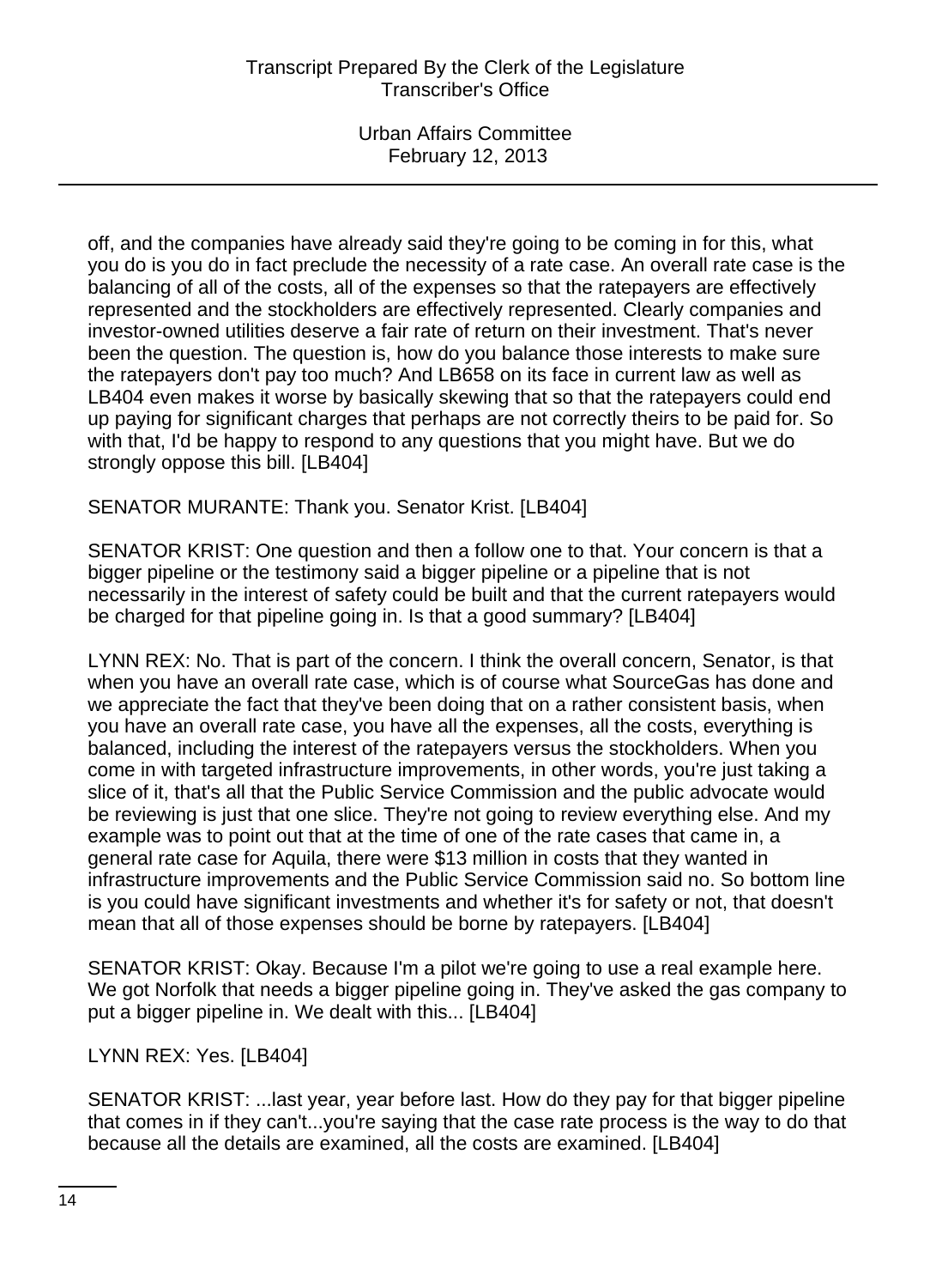off, and the companies have already said they're going to be coming in for this, what you do is you do in fact preclude the necessity of a rate case. An overall rate case is the balancing of all of the costs, all of the expenses so that the ratepayers are effectively represented and the stockholders are effectively represented. Clearly companies and investor-owned utilities deserve a fair rate of return on their investment. That's never been the question. The question is, how do you balance those interests to make sure the ratepayers don't pay too much? And LB658 on its face in current law as well as LB404 even makes it worse by basically skewing that so that the ratepayers could end up paying for significant charges that perhaps are not correctly theirs to be paid for. So with that, I'd be happy to respond to any questions that you might have. But we do strongly oppose this bill. [LB404]

SENATOR MURANTE: Thank you. Senator Krist. [LB404]

SENATOR KRIST: One question and then a follow one to that. Your concern is that a bigger pipeline or the testimony said a bigger pipeline or a pipeline that is not necessarily in the interest of safety could be built and that the current ratepayers would be charged for that pipeline going in. Is that a good summary? [LB404]

LYNN REX: No. That is part of the concern. I think the overall concern, Senator, is that when you have an overall rate case, which is of course what SourceGas has done and we appreciate the fact that they've been doing that on a rather consistent basis, when you have an overall rate case, you have all the expenses, all the costs, everything is balanced, including the interest of the ratepayers versus the stockholders. When you come in with targeted infrastructure improvements, in other words, you're just taking a slice of it, that's all that the Public Service Commission and the public advocate would be reviewing is just that one slice. They're not going to review everything else. And my example was to point out that at the time of one of the rate cases that came in, a general rate case for Aquila, there were $13 million in costs that they wanted in infrastructure improvements and the Public Service Commission said no. So bottom line is you could have significant investments and whether it's for safety or not, that doesn't mean that all of those expenses should be borne by ratepayers. [LB404]

SENATOR KRIST: Okay. Because I'm a pilot we're going to use a real example here. We got Norfolk that needs a bigger pipeline going in. They've asked the gas company to put a bigger pipeline in. We dealt with this... [LB404]

LYNN REX: Yes. [LB404]

SENATOR KRIST: ...last year, year before last. How do they pay for that bigger pipeline that comes in if they can't...you're saying that the case rate process is the way to do that because all the details are examined, all the costs are examined. [LB404]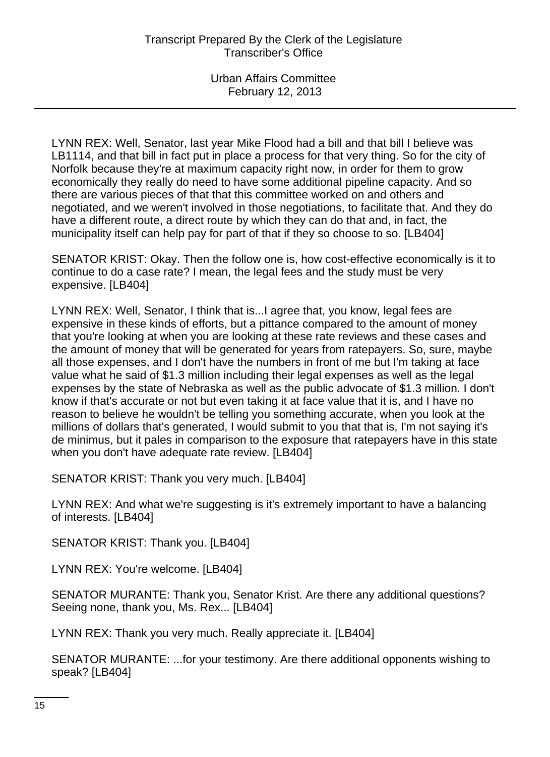LYNN REX: Well, Senator, last year Mike Flood had a bill and that bill I believe was LB1114, and that bill in fact put in place a process for that very thing. So for the city of Norfolk because they're at maximum capacity right now, in order for them to grow economically they really do need to have some additional pipeline capacity. And so there are various pieces of that that this committee worked on and others and negotiated, and we weren't involved in those negotiations, to facilitate that. And they do have a different route, a direct route by which they can do that and, in fact, the municipality itself can help pay for part of that if they so choose to so. [LB404]

SENATOR KRIST: Okay. Then the follow one is, how cost-effective economically is it to continue to do a case rate? I mean, the legal fees and the study must be very expensive. [LB404]

LYNN REX: Well, Senator, I think that is...I agree that, you know, legal fees are expensive in these kinds of efforts, but a pittance compared to the amount of money that you're looking at when you are looking at these rate reviews and these cases and the amount of money that will be generated for years from ratepayers. So, sure, maybe all those expenses, and I don't have the numbers in front of me but I'm taking at face value what he said of $1.3 million including their legal expenses as well as the legal expenses by the state of Nebraska as well as the public advocate of $1.3 million. I don't know if that's accurate or not but even taking it at face value that it is, and I have no reason to believe he wouldn't be telling you something accurate, when you look at the millions of dollars that's generated, I would submit to you that that is, I'm not saying it's de minimus, but it pales in comparison to the exposure that ratepayers have in this state when you don't have adequate rate review. [LB404]

SENATOR KRIST: Thank you very much. [LB404]

LYNN REX: And what we're suggesting is it's extremely important to have a balancing of interests. [LB404]

SENATOR KRIST: Thank you. [LB404]

LYNN REX: You're welcome. [LB404]

SENATOR MURANTE: Thank you, Senator Krist. Are there any additional questions? Seeing none, thank you, Ms. Rex... [LB404]

LYNN REX: Thank you very much. Really appreciate it. [LB404]

SENATOR MURANTE: ...for your testimony. Are there additional opponents wishing to speak? [LB404]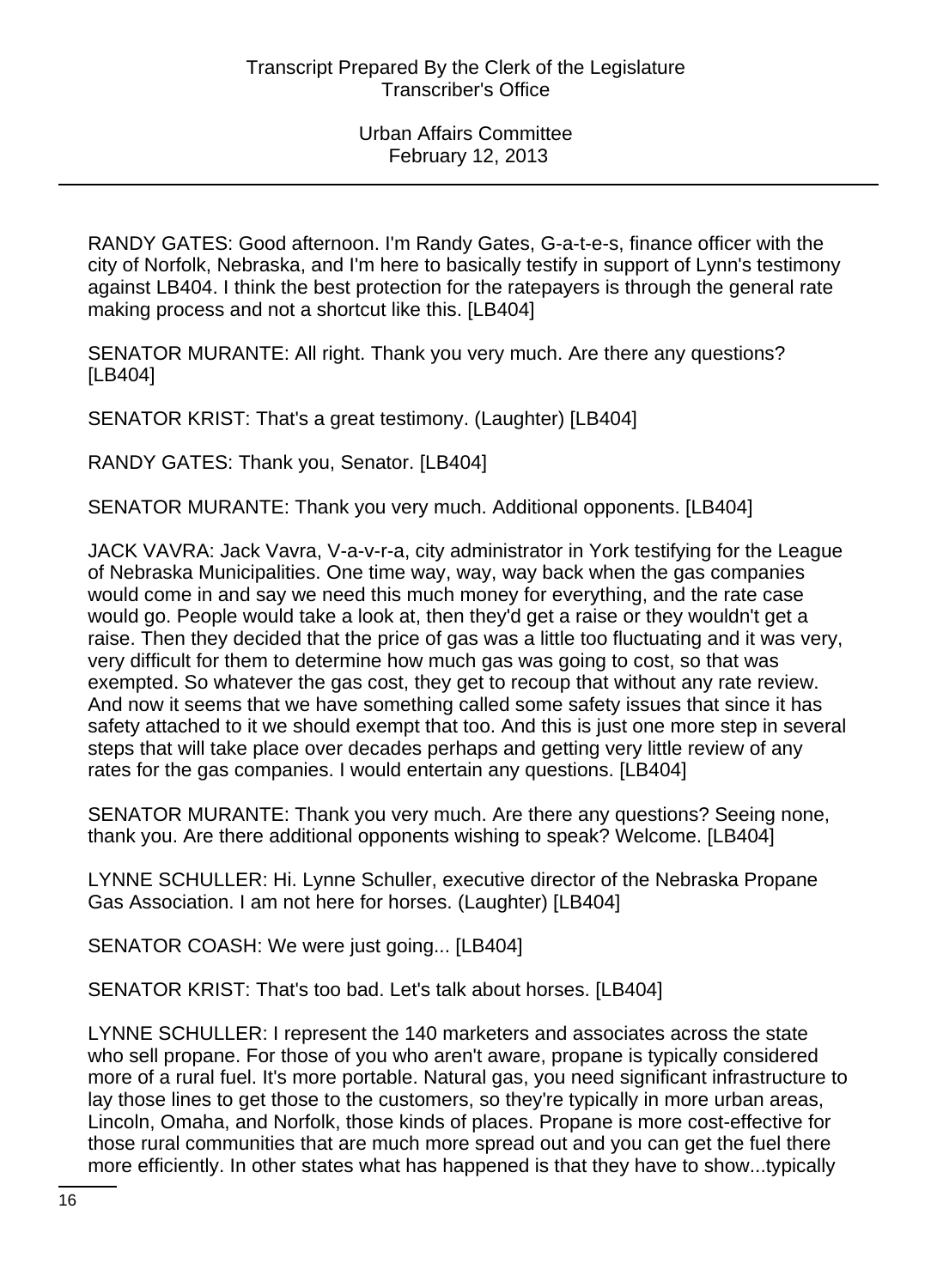RANDY GATES: Good afternoon. I'm Randy Gates, G-a-t-e-s, finance officer with the city of Norfolk, Nebraska, and I'm here to basically testify in support of Lynn's testimony against LB404. I think the best protection for the ratepayers is through the general rate making process and not a shortcut like this. [LB404]

SENATOR MURANTE: All right. Thank you very much. Are there any questions? [LB404]

SENATOR KRIST: That's a great testimony. (Laughter) [LB404]

RANDY GATES: Thank you, Senator. [LB404]

SENATOR MURANTE: Thank you very much. Additional opponents. [LB404]

JACK VAVRA: Jack Vavra, V-a-v-r-a, city administrator in York testifying for the League of Nebraska Municipalities. One time way, way, way back when the gas companies would come in and say we need this much money for everything, and the rate case would go. People would take a look at, then they'd get a raise or they wouldn't get a raise. Then they decided that the price of gas was a little too fluctuating and it was very, very difficult for them to determine how much gas was going to cost, so that was exempted. So whatever the gas cost, they get to recoup that without any rate review. And now it seems that we have something called some safety issues that since it has safety attached to it we should exempt that too. And this is just one more step in several steps that will take place over decades perhaps and getting very little review of any rates for the gas companies. I would entertain any questions. [LB404]

SENATOR MURANTE: Thank you very much. Are there any questions? Seeing none, thank you. Are there additional opponents wishing to speak? Welcome. [LB404]

LYNNE SCHULLER: Hi. Lynne Schuller, executive director of the Nebraska Propane Gas Association. I am not here for horses. (Laughter) [LB404]

SENATOR COASH: We were just going... [LB404]

SENATOR KRIST: That's too bad. Let's talk about horses. [LB404]

LYNNE SCHULLER: I represent the 140 marketers and associates across the state who sell propane. For those of you who aren't aware, propane is typically considered more of a rural fuel. It's more portable. Natural gas, you need significant infrastructure to lay those lines to get those to the customers, so they're typically in more urban areas, Lincoln, Omaha, and Norfolk, those kinds of places. Propane is more cost-effective for those rural communities that are much more spread out and you can get the fuel there more efficiently. In other states what has happened is that they have to show...typically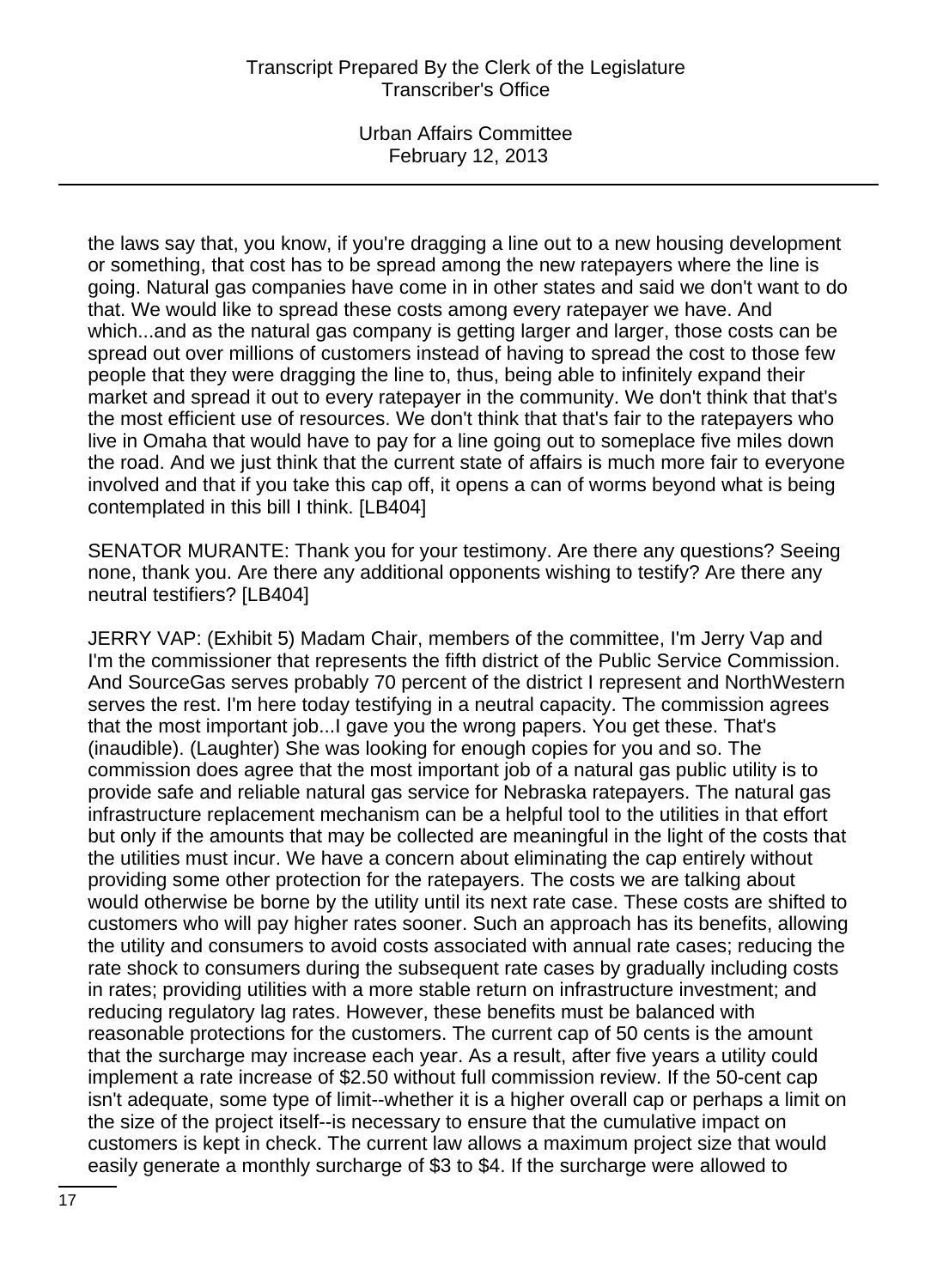the laws say that, you know, if you're dragging a line out to a new housing development or something, that cost has to be spread among the new ratepayers where the line is going. Natural gas companies have come in in other states and said we don't want to do that. We would like to spread these costs among every ratepayer we have. And which...and as the natural gas company is getting larger and larger, those costs can be spread out over millions of customers instead of having to spread the cost to those few people that they were dragging the line to, thus, being able to infinitely expand their market and spread it out to every ratepayer in the community. We don't think that that's the most efficient use of resources. We don't think that that's fair to the ratepayers who live in Omaha that would have to pay for a line going out to someplace five miles down the road. And we just think that the current state of affairs is much more fair to everyone involved and that if you take this cap off, it opens a can of worms beyond what is being contemplated in this bill I think. [LB404]

SENATOR MURANTE: Thank you for your testimony. Are there any questions? Seeing none, thank you. Are there any additional opponents wishing to testify? Are there any neutral testifiers? [LB404]

JERRY VAP: (Exhibit 5) Madam Chair, members of the committee, I'm Jerry Vap and I'm the commissioner that represents the fifth district of the Public Service Commission. And SourceGas serves probably 70 percent of the district I represent and NorthWestern serves the rest. I'm here today testifying in a neutral capacity. The commission agrees that the most important job...I gave you the wrong papers. You get these. That's (inaudible). (Laughter) She was looking for enough copies for you and so. The commission does agree that the most important job of a natural gas public utility is to provide safe and reliable natural gas service for Nebraska ratepayers. The natural gas infrastructure replacement mechanism can be a helpful tool to the utilities in that effort but only if the amounts that may be collected are meaningful in the light of the costs that the utilities must incur. We have a concern about eliminating the cap entirely without providing some other protection for the ratepayers. The costs we are talking about would otherwise be borne by the utility until its next rate case. These costs are shifted to customers who will pay higher rates sooner. Such an approach has its benefits, allowing the utility and consumers to avoid costs associated with annual rate cases; reducing the rate shock to consumers during the subsequent rate cases by gradually including costs in rates; providing utilities with a more stable return on infrastructure investment; and reducing regulatory lag rates. However, these benefits must be balanced with reasonable protections for the customers. The current cap of 50 cents is the amount that the surcharge may increase each year. As a result, after five years a utility could implement a rate increase of $2.50 without full commission review. If the 50-cent cap isn't adequate, some type of limit--whether it is a higher overall cap or perhaps a limit on the size of the project itself--is necessary to ensure that the cumulative impact on customers is kept in check. The current law allows a maximum project size that would easily generate a monthly surcharge of $3 to $4. If the surcharge were allowed to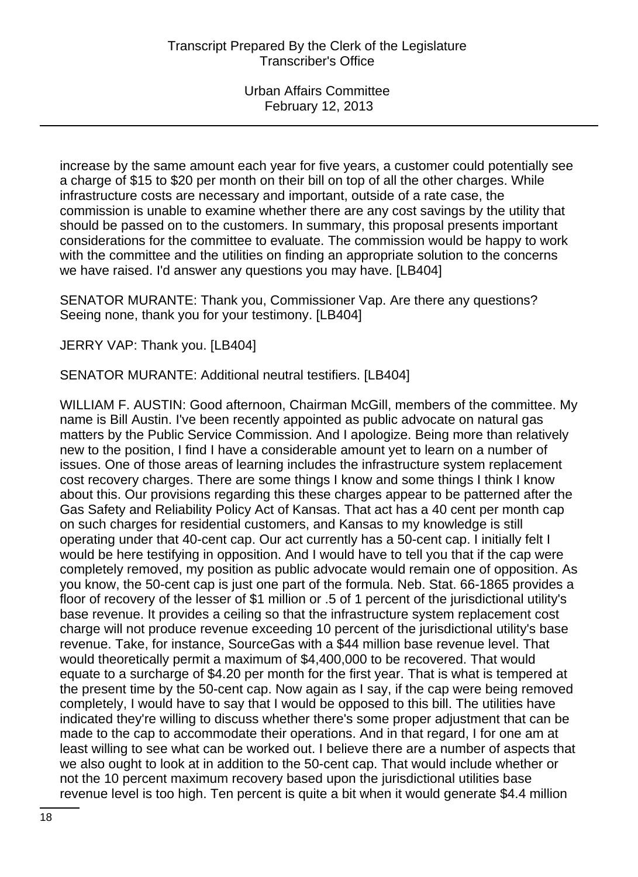increase by the same amount each year for five years, a customer could potentially see a charge of $15 to $20 per month on their bill on top of all the other charges. While infrastructure costs are necessary and important, outside of a rate case, the commission is unable to examine whether there are any cost savings by the utility that should be passed on to the customers. In summary, this proposal presents important considerations for the committee to evaluate. The commission would be happy to work with the committee and the utilities on finding an appropriate solution to the concerns we have raised. I'd answer any questions you may have. [LB404]

SENATOR MURANTE: Thank you, Commissioner Vap. Are there any questions? Seeing none, thank you for your testimony. [LB404]

JERRY VAP: Thank you. [LB404]

SENATOR MURANTE: Additional neutral testifiers. [LB404]

WILLIAM F. AUSTIN: Good afternoon, Chairman McGill, members of the committee. My name is Bill Austin. I've been recently appointed as public advocate on natural gas matters by the Public Service Commission. And I apologize. Being more than relatively new to the position, I find I have a considerable amount yet to learn on a number of issues. One of those areas of learning includes the infrastructure system replacement cost recovery charges. There are some things I know and some things I think I know about this. Our provisions regarding this these charges appear to be patterned after the Gas Safety and Reliability Policy Act of Kansas. That act has a 40 cent per month cap on such charges for residential customers, and Kansas to my knowledge is still operating under that 40-cent cap. Our act currently has a 50-cent cap. I initially felt I would be here testifying in opposition. And I would have to tell you that if the cap were completely removed, my position as public advocate would remain one of opposition. As you know, the 50-cent cap is just one part of the formula. Neb. Stat. 66-1865 provides a floor of recovery of the lesser of $1 million or .5 of 1 percent of the jurisdictional utility's base revenue. It provides a ceiling so that the infrastructure system replacement cost charge will not produce revenue exceeding 10 percent of the jurisdictional utility's base revenue. Take, for instance, SourceGas with a $44 million base revenue level. That would theoretically permit a maximum of $4,400,000 to be recovered. That would equate to a surcharge of $4.20 per month for the first year. That is what is tempered at the present time by the 50-cent cap. Now again as I say, if the cap were being removed completely, I would have to say that I would be opposed to this bill. The utilities have indicated they're willing to discuss whether there's some proper adjustment that can be made to the cap to accommodate their operations. And in that regard, I for one am at least willing to see what can be worked out. I believe there are a number of aspects that we also ought to look at in addition to the 50-cent cap. That would include whether or not the 10 percent maximum recovery based upon the jurisdictional utilities base revenue level is too high. Ten percent is quite a bit when it would generate $4.4 million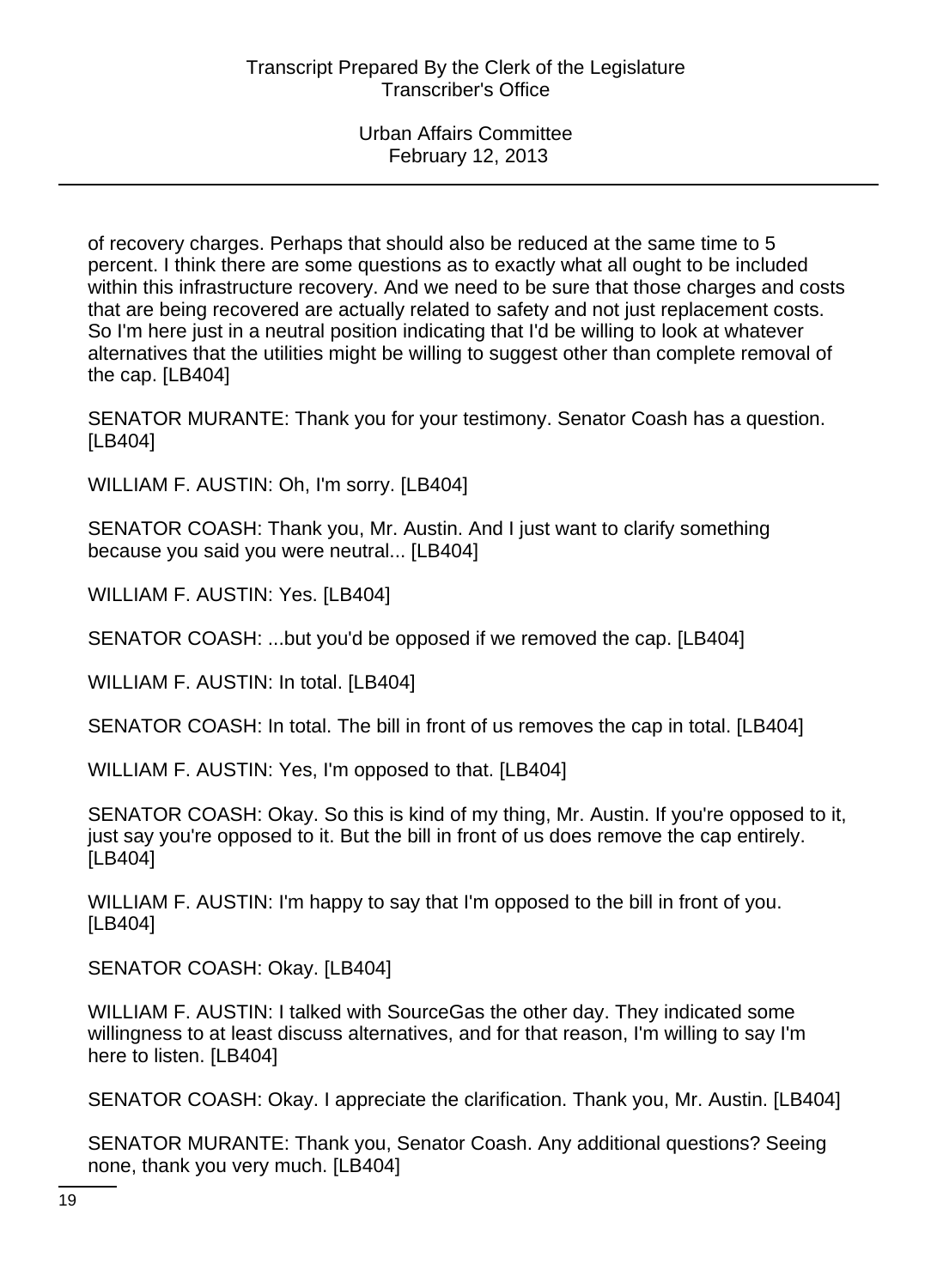of recovery charges. Perhaps that should also be reduced at the same time to 5 percent. I think there are some questions as to exactly what all ought to be included within this infrastructure recovery. And we need to be sure that those charges and costs that are being recovered are actually related to safety and not just replacement costs. So I'm here just in a neutral position indicating that I'd be willing to look at whatever alternatives that the utilities might be willing to suggest other than complete removal of the cap. [LB404]

SENATOR MURANTE: Thank you for your testimony. Senator Coash has a question. [LB404]

WILLIAM F. AUSTIN: Oh, I'm sorry. [LB404]

SENATOR COASH: Thank you, Mr. Austin. And I just want to clarify something because you said you were neutral... [LB404]

WILLIAM F. AUSTIN: Yes. [LB404]

SENATOR COASH: ...but you'd be opposed if we removed the cap. [LB404]

WILLIAM F. AUSTIN: In total. [LB404]

SENATOR COASH: In total. The bill in front of us removes the cap in total. [LB404]

WILLIAM F. AUSTIN: Yes, I'm opposed to that. [LB404]

SENATOR COASH: Okay. So this is kind of my thing, Mr. Austin. If you're opposed to it, just say you're opposed to it. But the bill in front of us does remove the cap entirely. [LB404]

WILLIAM F. AUSTIN: I'm happy to say that I'm opposed to the bill in front of you. [LB404]

SENATOR COASH: Okay. [LB404]

WILLIAM F. AUSTIN: I talked with SourceGas the other day. They indicated some willingness to at least discuss alternatives, and for that reason, I'm willing to say I'm here to listen. [LB404]

SENATOR COASH: Okay. I appreciate the clarification. Thank you, Mr. Austin. [LB404]

SENATOR MURANTE: Thank you, Senator Coash. Any additional questions? Seeing none, thank you very much. [LB404]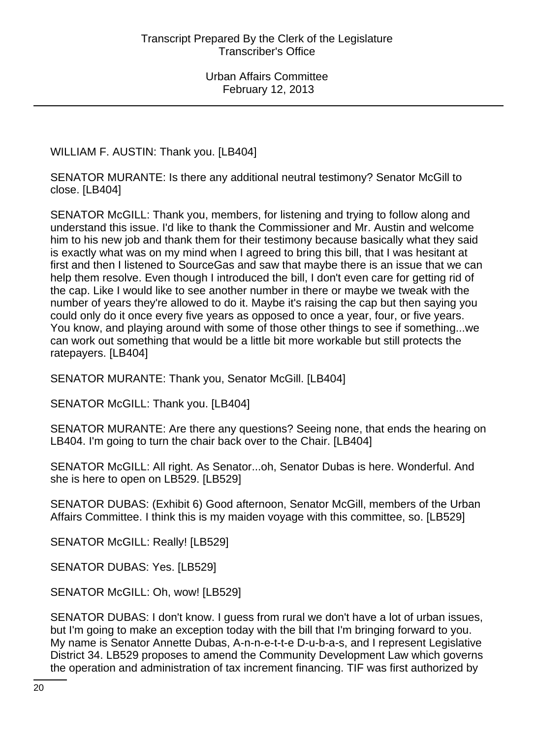WILLIAM F. AUSTIN: Thank you. [LB404]

SENATOR MURANTE: Is there any additional neutral testimony? Senator McGill to close. [LB404]

SENATOR McGILL: Thank you, members, for listening and trying to follow along and understand this issue. I'd like to thank the Commissioner and Mr. Austin and welcome him to his new job and thank them for their testimony because basically what they said is exactly what was on my mind when I agreed to bring this bill, that I was hesitant at first and then I listened to SourceGas and saw that maybe there is an issue that we can help them resolve. Even though I introduced the bill, I don't even care for getting rid of the cap. Like I would like to see another number in there or maybe we tweak with the number of years they're allowed to do it. Maybe it's raising the cap but then saying you could only do it once every five years as opposed to once a year, four, or five years. You know, and playing around with some of those other things to see if something...we can work out something that would be a little bit more workable but still protects the ratepayers. [LB404]

SENATOR MURANTE: Thank you, Senator McGill. [LB404]

SENATOR McGILL: Thank you. [LB404]

SENATOR MURANTE: Are there any questions? Seeing none, that ends the hearing on LB404. I'm going to turn the chair back over to the Chair. [LB404]

SENATOR McGILL: All right. As Senator...oh, Senator Dubas is here. Wonderful. And she is here to open on LB529. [LB529]

SENATOR DUBAS: (Exhibit 6) Good afternoon, Senator McGill, members of the Urban Affairs Committee. I think this is my maiden voyage with this committee, so. [LB529]

SENATOR McGILL: Really! [LB529]

SENATOR DUBAS: Yes. [LB529]

SENATOR McGILL: Oh, wow! [LB529]

SENATOR DUBAS: I don't know. I guess from rural we don't have a lot of urban issues, but I'm going to make an exception today with the bill that I'm bringing forward to you. My name is Senator Annette Dubas, A-n-n-e-t-t-e D-u-b-a-s, and I represent Legislative District 34. LB529 proposes to amend the Community Development Law which governs the operation and administration of tax increment financing. TIF was first authorized by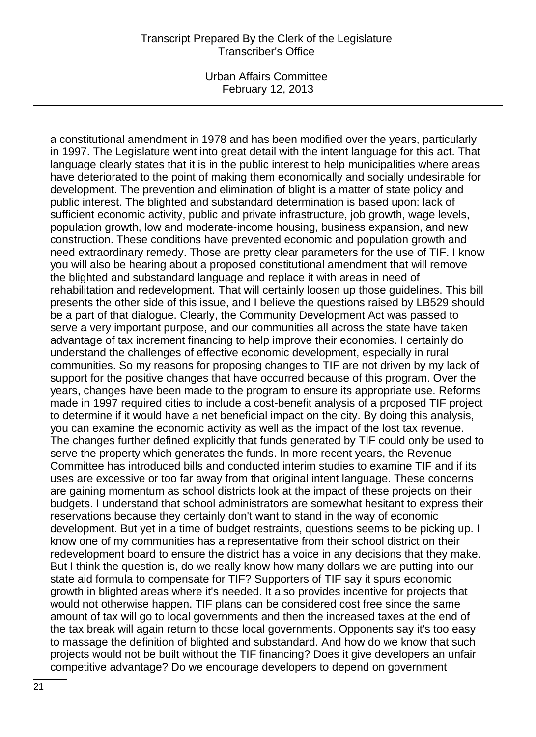a constitutional amendment in 1978 and has been modified over the years, particularly in 1997. The Legislature went into great detail with the intent language for this act. That language clearly states that it is in the public interest to help municipalities where areas have deteriorated to the point of making them economically and socially undesirable for development. The prevention and elimination of blight is a matter of state policy and public interest. The blighted and substandard determination is based upon: lack of sufficient economic activity, public and private infrastructure, job growth, wage levels, population growth, low and moderate-income housing, business expansion, and new construction. These conditions have prevented economic and population growth and need extraordinary remedy. Those are pretty clear parameters for the use of TIF. I know you will also be hearing about a proposed constitutional amendment that will remove the blighted and substandard language and replace it with areas in need of rehabilitation and redevelopment. That will certainly loosen up those guidelines. This bill presents the other side of this issue, and I believe the questions raised by LB529 should be a part of that dialogue. Clearly, the Community Development Act was passed to serve a very important purpose, and our communities all across the state have taken advantage of tax increment financing to help improve their economies. I certainly do understand the challenges of effective economic development, especially in rural communities. So my reasons for proposing changes to TIF are not driven by my lack of support for the positive changes that have occurred because of this program. Over the years, changes have been made to the program to ensure its appropriate use. Reforms made in 1997 required cities to include a cost-benefit analysis of a proposed TIF project to determine if it would have a net beneficial impact on the city. By doing this analysis, you can examine the economic activity as well as the impact of the lost tax revenue. The changes further defined explicitly that funds generated by TIF could only be used to serve the property which generates the funds. In more recent years, the Revenue Committee has introduced bills and conducted interim studies to examine TIF and if its uses are excessive or too far away from that original intent language. These concerns are gaining momentum as school districts look at the impact of these projects on their budgets. I understand that school administrators are somewhat hesitant to express their reservations because they certainly don't want to stand in the way of economic development. But yet in a time of budget restraints, questions seems to be picking up. I know one of my communities has a representative from their school district on their redevelopment board to ensure the district has a voice in any decisions that they make. But I think the question is, do we really know how many dollars we are putting into our state aid formula to compensate for TIF? Supporters of TIF say it spurs economic growth in blighted areas where it's needed. It also provides incentive for projects that would not otherwise happen. TIF plans can be considered cost free since the same amount of tax will go to local governments and then the increased taxes at the end of the tax break will again return to those local governments. Opponents say it's too easy to massage the definition of blighted and substandard. And how do we know that such projects would not be built without the TIF financing? Does it give developers an unfair competitive advantage? Do we encourage developers to depend on government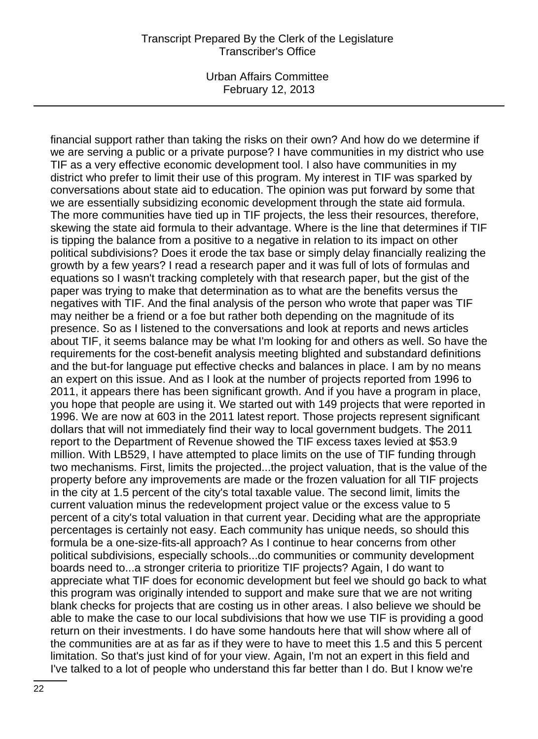financial support rather than taking the risks on their own? And how do we determine if we are serving a public or a private purpose? I have communities in my district who use TIF as a very effective economic development tool. I also have communities in my district who prefer to limit their use of this program. My interest in TIF was sparked by conversations about state aid to education. The opinion was put forward by some that we are essentially subsidizing economic development through the state aid formula. The more communities have tied up in TIF projects, the less their resources, therefore, skewing the state aid formula to their advantage. Where is the line that determines if TIF is tipping the balance from a positive to a negative in relation to its impact on other political subdivisions? Does it erode the tax base or simply delay financially realizing the growth by a few years? I read a research paper and it was full of lots of formulas and equations so I wasn't tracking completely with that research paper, but the gist of the paper was trying to make that determination as to what are the benefits versus the negatives with TIF. And the final analysis of the person who wrote that paper was TIF may neither be a friend or a foe but rather both depending on the magnitude of its presence. So as I listened to the conversations and look at reports and news articles about TIF, it seems balance may be what I'm looking for and others as well. So have the requirements for the cost-benefit analysis meeting blighted and substandard definitions and the but-for language put effective checks and balances in place. I am by no means an expert on this issue. And as I look at the number of projects reported from 1996 to 2011, it appears there has been significant growth. And if you have a program in place, you hope that people are using it. We started out with 149 projects that were reported in 1996. We are now at 603 in the 2011 latest report. Those projects represent significant dollars that will not immediately find their way to local government budgets. The 2011 report to the Department of Revenue showed the TIF excess taxes levied at $53.9 million. With LB529, I have attempted to place limits on the use of TIF funding through two mechanisms. First, limits the projected...the project valuation, that is the value of the property before any improvements are made or the frozen valuation for all TIF projects in the city at 1.5 percent of the city's total taxable value. The second limit, limits the current valuation minus the redevelopment project value or the excess value to 5 percent of a city's total valuation in that current year. Deciding what are the appropriate percentages is certainly not easy. Each community has unique needs, so should this formula be a one-size-fits-all approach? As I continue to hear concerns from other political subdivisions, especially schools...do communities or community development boards need to...a stronger criteria to prioritize TIF projects? Again, I do want to appreciate what TIF does for economic development but feel we should go back to what this program was originally intended to support and make sure that we are not writing blank checks for projects that are costing us in other areas. I also believe we should be able to make the case to our local subdivisions that how we use TIF is providing a good return on their investments. I do have some handouts here that will show where all of the communities are at as far as if they were to have to meet this 1.5 and this 5 percent limitation. So that's just kind of for your view. Again, I'm not an expert in this field and I've talked to a lot of people who understand this far better than I do. But I know we're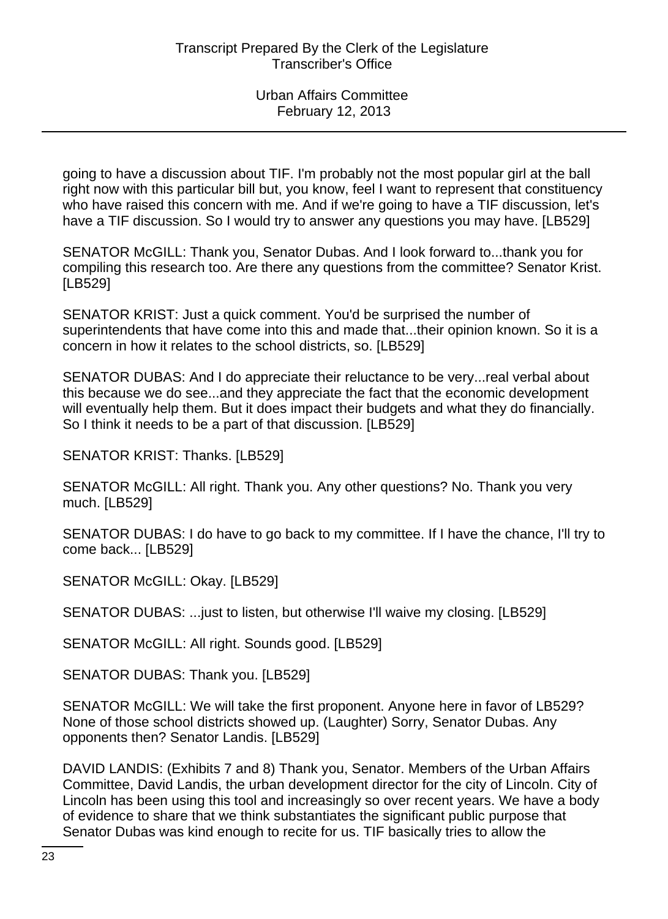going to have a discussion about TIF. I'm probably not the most popular girl at the ball right now with this particular bill but, you know, feel I want to represent that constituency who have raised this concern with me. And if we're going to have a TIF discussion, let's have a TIF discussion. So I would try to answer any questions you may have. [LB529]

SENATOR McGILL: Thank you, Senator Dubas. And I look forward to...thank you for compiling this research too. Are there any questions from the committee? Senator Krist. [LB529]

SENATOR KRIST: Just a quick comment. You'd be surprised the number of superintendents that have come into this and made that...their opinion known. So it is a concern in how it relates to the school districts, so. [LB529]

SENATOR DUBAS: And I do appreciate their reluctance to be very...real verbal about this because we do see...and they appreciate the fact that the economic development will eventually help them. But it does impact their budgets and what they do financially. So I think it needs to be a part of that discussion. [LB529]

SENATOR KRIST: Thanks. [LB529]

SENATOR McGILL: All right. Thank you. Any other questions? No. Thank you very much. [LB529]

SENATOR DUBAS: I do have to go back to my committee. If I have the chance, I'll try to come back... [LB529]

SENATOR McGILL: Okay. [LB529]

SENATOR DUBAS: ...just to listen, but otherwise I'll waive my closing. [LB529]

SENATOR McGILL: All right. Sounds good. [LB529]

SENATOR DUBAS: Thank you. [LB529]

SENATOR McGILL: We will take the first proponent. Anyone here in favor of LB529? None of those school districts showed up. (Laughter) Sorry, Senator Dubas. Any opponents then? Senator Landis. [LB529]

DAVID LANDIS: (Exhibits 7 and 8) Thank you, Senator. Members of the Urban Affairs Committee, David Landis, the urban development director for the city of Lincoln. City of Lincoln has been using this tool and increasingly so over recent years. We have a body of evidence to share that we think substantiates the significant public purpose that Senator Dubas was kind enough to recite for us. TIF basically tries to allow the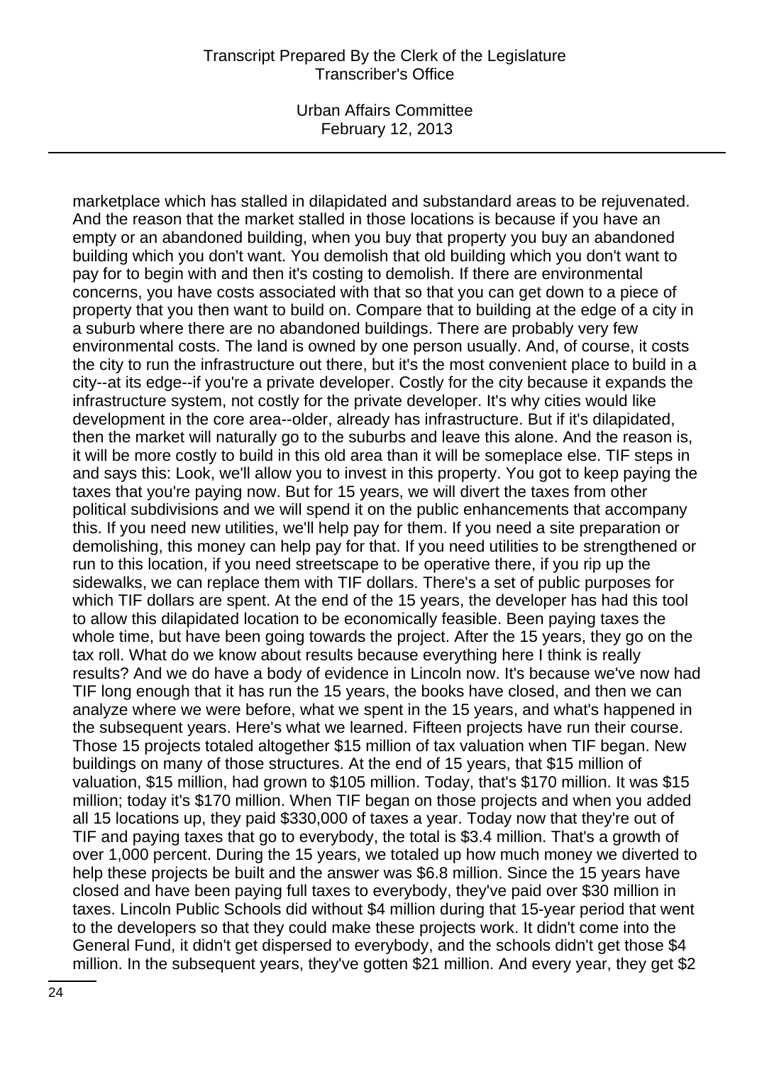marketplace which has stalled in dilapidated and substandard areas to be rejuvenated. And the reason that the market stalled in those locations is because if you have an empty or an abandoned building, when you buy that property you buy an abandoned building which you don't want. You demolish that old building which you don't want to pay for to begin with and then it's costing to demolish. If there are environmental concerns, you have costs associated with that so that you can get down to a piece of property that you then want to build on. Compare that to building at the edge of a city in a suburb where there are no abandoned buildings. There are probably very few environmental costs. The land is owned by one person usually. And, of course, it costs the city to run the infrastructure out there, but it's the most convenient place to build in a city--at its edge--if you're a private developer. Costly for the city because it expands the infrastructure system, not costly for the private developer. It's why cities would like development in the core area--older, already has infrastructure. But if it's dilapidated, then the market will naturally go to the suburbs and leave this alone. And the reason is, it will be more costly to build in this old area than it will be someplace else. TIF steps in and says this: Look, we'll allow you to invest in this property. You got to keep paying the taxes that you're paying now. But for 15 years, we will divert the taxes from other political subdivisions and we will spend it on the public enhancements that accompany this. If you need new utilities, we'll help pay for them. If you need a site preparation or demolishing, this money can help pay for that. If you need utilities to be strengthened or run to this location, if you need streetscape to be operative there, if you rip up the sidewalks, we can replace them with TIF dollars. There's a set of public purposes for which TIF dollars are spent. At the end of the 15 years, the developer has had this tool to allow this dilapidated location to be economically feasible. Been paying taxes the whole time, but have been going towards the project. After the 15 years, they go on the tax roll. What do we know about results because everything here I think is really results? And we do have a body of evidence in Lincoln now. It's because we've now had TIF long enough that it has run the 15 years, the books have closed, and then we can analyze where we were before, what we spent in the 15 years, and what's happened in the subsequent years. Here's what we learned. Fifteen projects have run their course. Those 15 projects totaled altogether $15 million of tax valuation when TIF began. New buildings on many of those structures. At the end of 15 years, that $15 million of valuation, $15 million, had grown to $105 million. Today, that's $170 million. It was $15 million; today it's $170 million. When TIF began on those projects and when you added all 15 locations up, they paid $330,000 of taxes a year. Today now that they're out of TIF and paying taxes that go to everybody, the total is $3.4 million. That's a growth of over 1,000 percent. During the 15 years, we totaled up how much money we diverted to help these projects be built and the answer was $6.8 million. Since the 15 years have closed and have been paying full taxes to everybody, they've paid over $30 million in taxes. Lincoln Public Schools did without $4 million during that 15-year period that went to the developers so that they could make these projects work. It didn't come into the General Fund, it didn't get dispersed to everybody, and the schools didn't get those $4 million. In the subsequent years, they've gotten $21 million. And every year, they get $2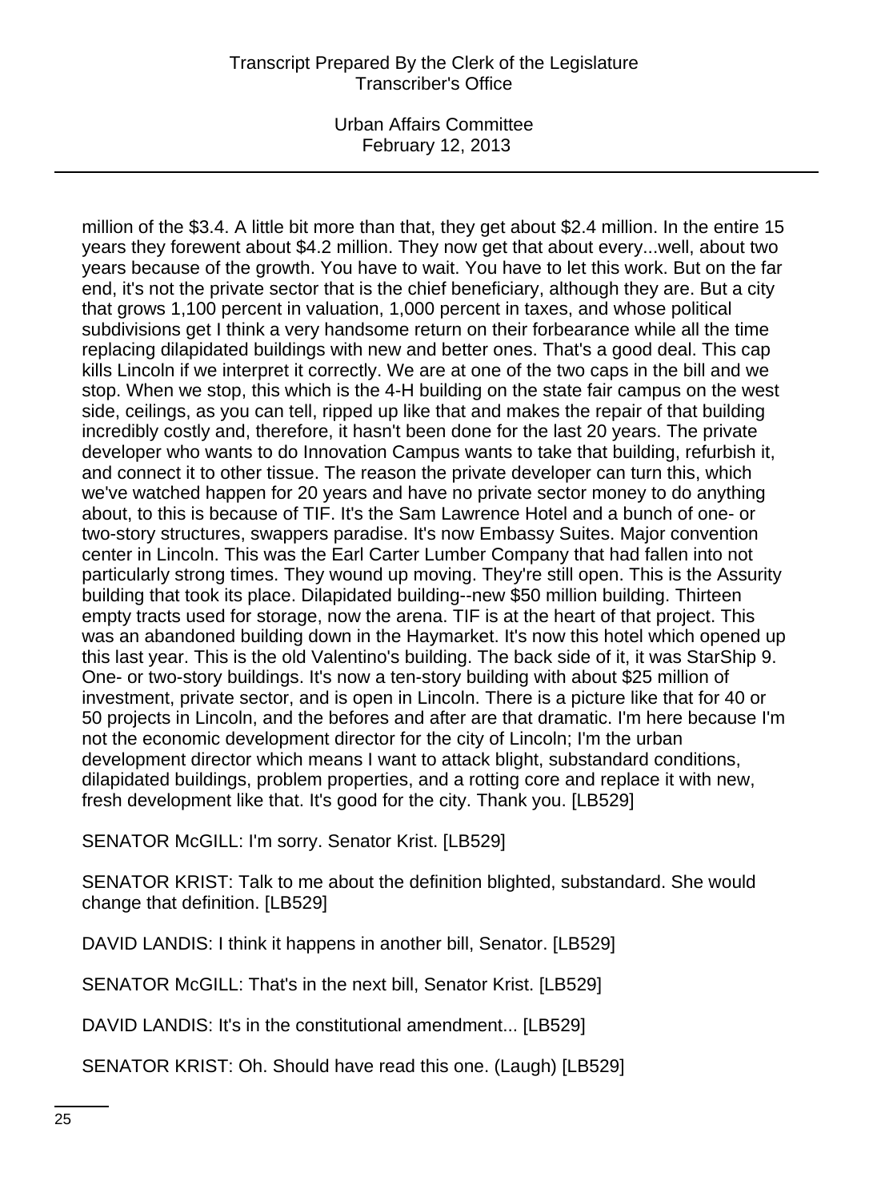million of the $3.4. A little bit more than that, they get about $2.4 million. In the entire 15 years they forewent about $4.2 million. They now get that about every...well, about two years because of the growth. You have to wait. You have to let this work. But on the far end, it's not the private sector that is the chief beneficiary, although they are. But a city that grows 1,100 percent in valuation, 1,000 percent in taxes, and whose political subdivisions get I think a very handsome return on their forbearance while all the time replacing dilapidated buildings with new and better ones. That's a good deal. This cap kills Lincoln if we interpret it correctly. We are at one of the two caps in the bill and we stop. When we stop, this which is the 4-H building on the state fair campus on the west side, ceilings, as you can tell, ripped up like that and makes the repair of that building incredibly costly and, therefore, it hasn't been done for the last 20 years. The private developer who wants to do Innovation Campus wants to take that building, refurbish it, and connect it to other tissue. The reason the private developer can turn this, which we've watched happen for 20 years and have no private sector money to do anything about, to this is because of TIF. It's the Sam Lawrence Hotel and a bunch of one- or two-story structures, swappers paradise. It's now Embassy Suites. Major convention center in Lincoln. This was the Earl Carter Lumber Company that had fallen into not particularly strong times. They wound up moving. They're still open. This is the Assurity building that took its place. Dilapidated building--new $50 million building. Thirteen empty tracts used for storage, now the arena. TIF is at the heart of that project. This was an abandoned building down in the Haymarket. It's now this hotel which opened up this last year. This is the old Valentino's building. The back side of it, it was StarShip 9. One- or two-story buildings. It's now a ten-story building with about $25 million of investment, private sector, and is open in Lincoln. There is a picture like that for 40 or 50 projects in Lincoln, and the befores and after are that dramatic. I'm here because I'm not the economic development director for the city of Lincoln; I'm the urban development director which means I want to attack blight, substandard conditions, dilapidated buildings, problem properties, and a rotting core and replace it with new, fresh development like that. It's good for the city. Thank you. [LB529]

SENATOR McGILL: I'm sorry. Senator Krist. [LB529]

SENATOR KRIST: Talk to me about the definition blighted, substandard. She would change that definition. [LB529]

DAVID LANDIS: I think it happens in another bill, Senator. [LB529]

SENATOR McGILL: That's in the next bill, Senator Krist. [LB529]

DAVID LANDIS: It's in the constitutional amendment... [LB529]

SENATOR KRIST: Oh. Should have read this one. (Laugh) [LB529]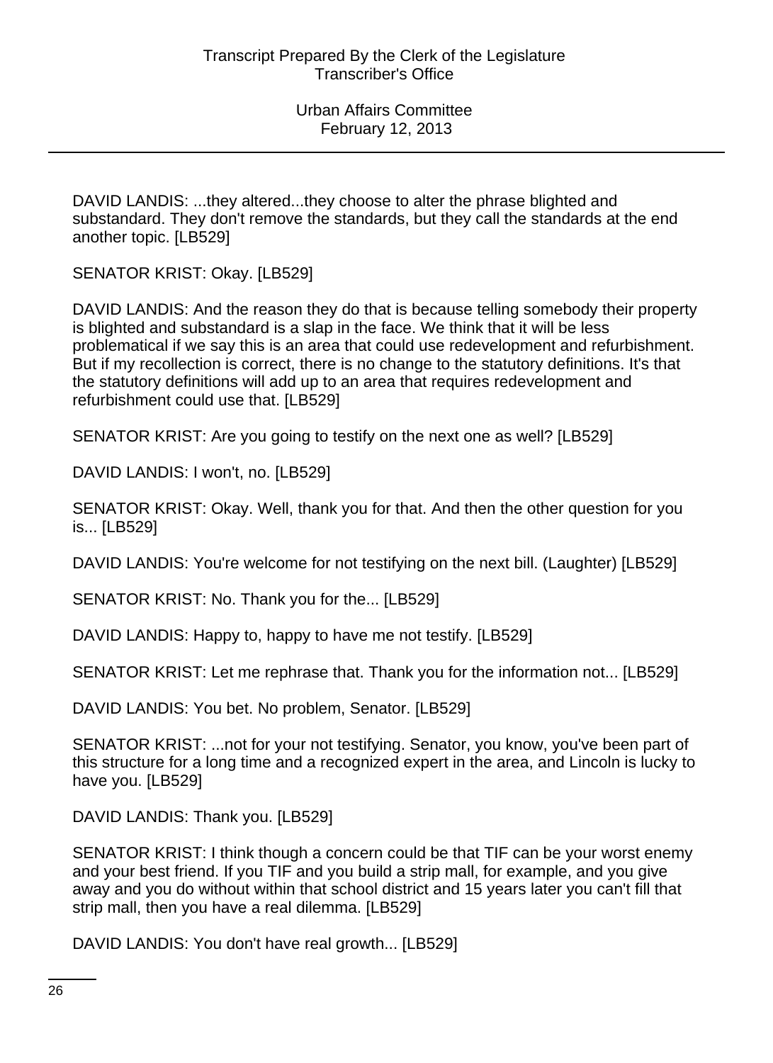DAVID LANDIS: ...they altered...they choose to alter the phrase blighted and substandard. They don't remove the standards, but they call the standards at the end another topic. [LB529]

SENATOR KRIST: Okay. [LB529]

DAVID LANDIS: And the reason they do that is because telling somebody their property is blighted and substandard is a slap in the face. We think that it will be less problematical if we say this is an area that could use redevelopment and refurbishment. But if my recollection is correct, there is no change to the statutory definitions. It's that the statutory definitions will add up to an area that requires redevelopment and refurbishment could use that. [LB529]

SENATOR KRIST: Are you going to testify on the next one as well? [LB529]

DAVID LANDIS: I won't, no. [LB529]

SENATOR KRIST: Okay. Well, thank you for that. And then the other question for you is... [LB529]

DAVID LANDIS: You're welcome for not testifying on the next bill. (Laughter) [LB529]

SENATOR KRIST: No. Thank you for the... [LB529]

DAVID LANDIS: Happy to, happy to have me not testify. [LB529]

SENATOR KRIST: Let me rephrase that. Thank you for the information not... [LB529]

DAVID LANDIS: You bet. No problem, Senator. [LB529]

SENATOR KRIST: ...not for your not testifying. Senator, you know, you've been part of this structure for a long time and a recognized expert in the area, and Lincoln is lucky to have you. [LB529]

DAVID LANDIS: Thank you. [LB529]

SENATOR KRIST: I think though a concern could be that TIF can be your worst enemy and your best friend. If you TIF and you build a strip mall, for example, and you give away and you do without within that school district and 15 years later you can't fill that strip mall, then you have a real dilemma. [LB529]

DAVID LANDIS: You don't have real growth... [LB529]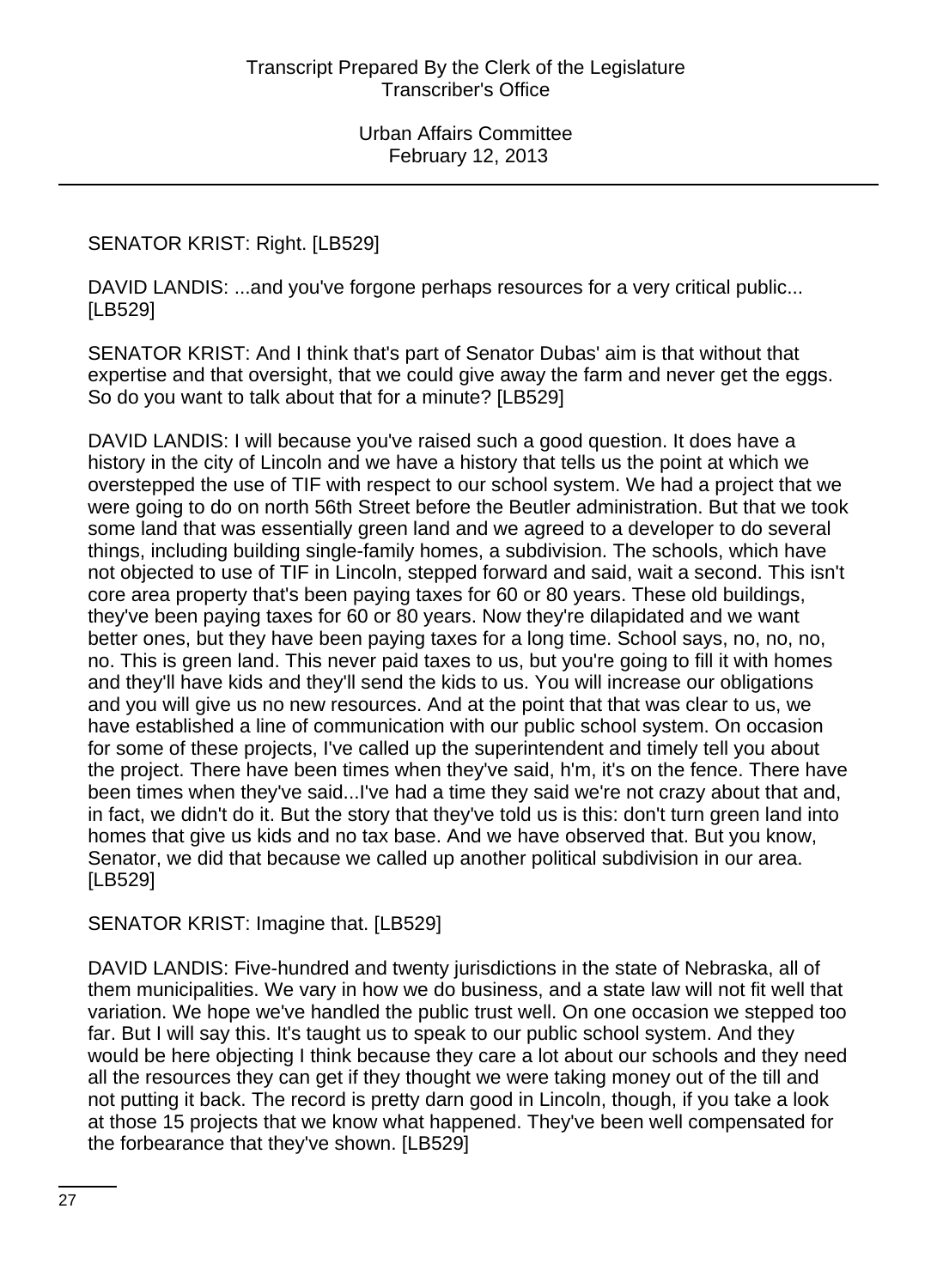SENATOR KRIST: Right. [LB529]

DAVID LANDIS: ...and you've forgone perhaps resources for a very critical public... [LB529]

SENATOR KRIST: And I think that's part of Senator Dubas' aim is that without that expertise and that oversight, that we could give away the farm and never get the eggs. So do you want to talk about that for a minute? [LB529]

DAVID LANDIS: I will because you've raised such a good question. It does have a history in the city of Lincoln and we have a history that tells us the point at which we overstepped the use of TIF with respect to our school system. We had a project that we were going to do on north 56th Street before the Beutler administration. But that we took some land that was essentially green land and we agreed to a developer to do several things, including building single-family homes, a subdivision. The schools, which have not objected to use of TIF in Lincoln, stepped forward and said, wait a second. This isn't core area property that's been paying taxes for 60 or 80 years. These old buildings, they've been paying taxes for 60 or 80 years. Now they're dilapidated and we want better ones, but they have been paying taxes for a long time. School says, no, no, no, no. This is green land. This never paid taxes to us, but you're going to fill it with homes and they'll have kids and they'll send the kids to us. You will increase our obligations and you will give us no new resources. And at the point that that was clear to us, we have established a line of communication with our public school system. On occasion for some of these projects, I've called up the superintendent and timely tell you about the project. There have been times when they've said, h'm, it's on the fence. There have been times when they've said...I've had a time they said we're not crazy about that and, in fact, we didn't do it. But the story that they've told us is this: don't turn green land into homes that give us kids and no tax base. And we have observed that. But you know, Senator, we did that because we called up another political subdivision in our area. [LB529]

SENATOR KRIST: Imagine that. [LB529]

DAVID LANDIS: Five-hundred and twenty jurisdictions in the state of Nebraska, all of them municipalities. We vary in how we do business, and a state law will not fit well that variation. We hope we've handled the public trust well. On one occasion we stepped too far. But I will say this. It's taught us to speak to our public school system. And they would be here objecting I think because they care a lot about our schools and they need all the resources they can get if they thought we were taking money out of the till and not putting it back. The record is pretty darn good in Lincoln, though, if you take a look at those 15 projects that we know what happened. They've been well compensated for the forbearance that they've shown. [LB529]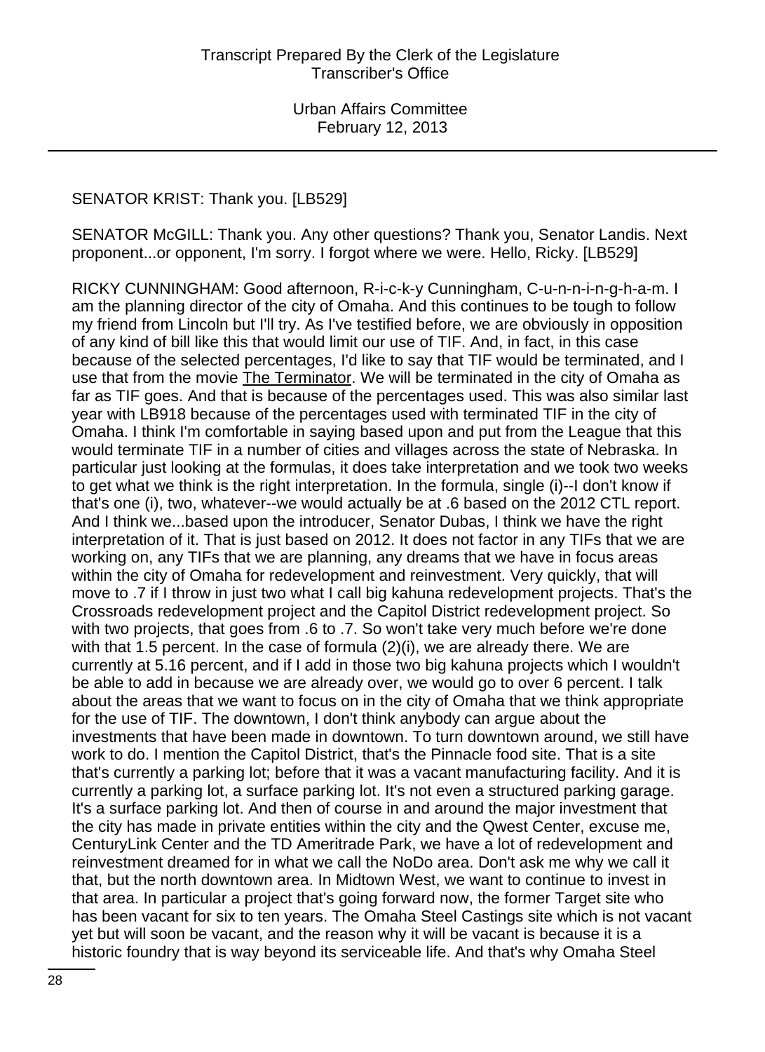SENATOR KRIST: Thank you. [LB529]

SENATOR McGILL: Thank you. Any other questions? Thank you, Senator Landis. Next proponent...or opponent, I'm sorry. I forgot where we were. Hello, Ricky. [LB529]

RICKY CUNNINGHAM: Good afternoon, R-i-c-k-y Cunningham, C-u-n-n-i-n-g-h-a-m. I am the planning director of the city of Omaha. And this continues to be tough to follow my friend from Lincoln but I'll try. As I've testified before, we are obviously in opposition of any kind of bill like this that would limit our use of TIF. And, in fact, in this case because of the selected percentages, I'd like to say that TIF would be terminated, and I use that from the movie The Terminator. We will be terminated in the city of Omaha as far as TIF goes. And that is because of the percentages used. This was also similar last year with LB918 because of the percentages used with terminated TIF in the city of Omaha. I think I'm comfortable in saying based upon and put from the League that this would terminate TIF in a number of cities and villages across the state of Nebraska. In particular just looking at the formulas, it does take interpretation and we took two weeks to get what we think is the right interpretation. In the formula, single (i)--I don't know if that's one (i), two, whatever--we would actually be at .6 based on the 2012 CTL report. And I think we...based upon the introducer, Senator Dubas, I think we have the right interpretation of it. That is just based on 2012. It does not factor in any TIFs that we are working on, any TIFs that we are planning, any dreams that we have in focus areas within the city of Omaha for redevelopment and reinvestment. Very quickly, that will move to .7 if I throw in just two what I call big kahuna redevelopment projects. That's the Crossroads redevelopment project and the Capitol District redevelopment project. So with two projects, that goes from .6 to .7. So won't take very much before we're done with that 1.5 percent. In the case of formula (2)(i), we are already there. We are currently at 5.16 percent, and if I add in those two big kahuna projects which I wouldn't be able to add in because we are already over, we would go to over 6 percent. I talk about the areas that we want to focus on in the city of Omaha that we think appropriate for the use of TIF. The downtown, I don't think anybody can argue about the investments that have been made in downtown. To turn downtown around, we still have work to do. I mention the Capitol District, that's the Pinnacle food site. That is a site that's currently a parking lot; before that it was a vacant manufacturing facility. And it is currently a parking lot, a surface parking lot. It's not even a structured parking garage. It's a surface parking lot. And then of course in and around the major investment that the city has made in private entities within the city and the Qwest Center, excuse me, CenturyLink Center and the TD Ameritrade Park, we have a lot of redevelopment and reinvestment dreamed for in what we call the NoDo area. Don't ask me why we call it that, but the north downtown area. In Midtown West, we want to continue to invest in that area. In particular a project that's going forward now, the former Target site who has been vacant for six to ten years. The Omaha Steel Castings site which is not vacant yet but will soon be vacant, and the reason why it will be vacant is because it is a historic foundry that is way beyond its serviceable life. And that's why Omaha Steel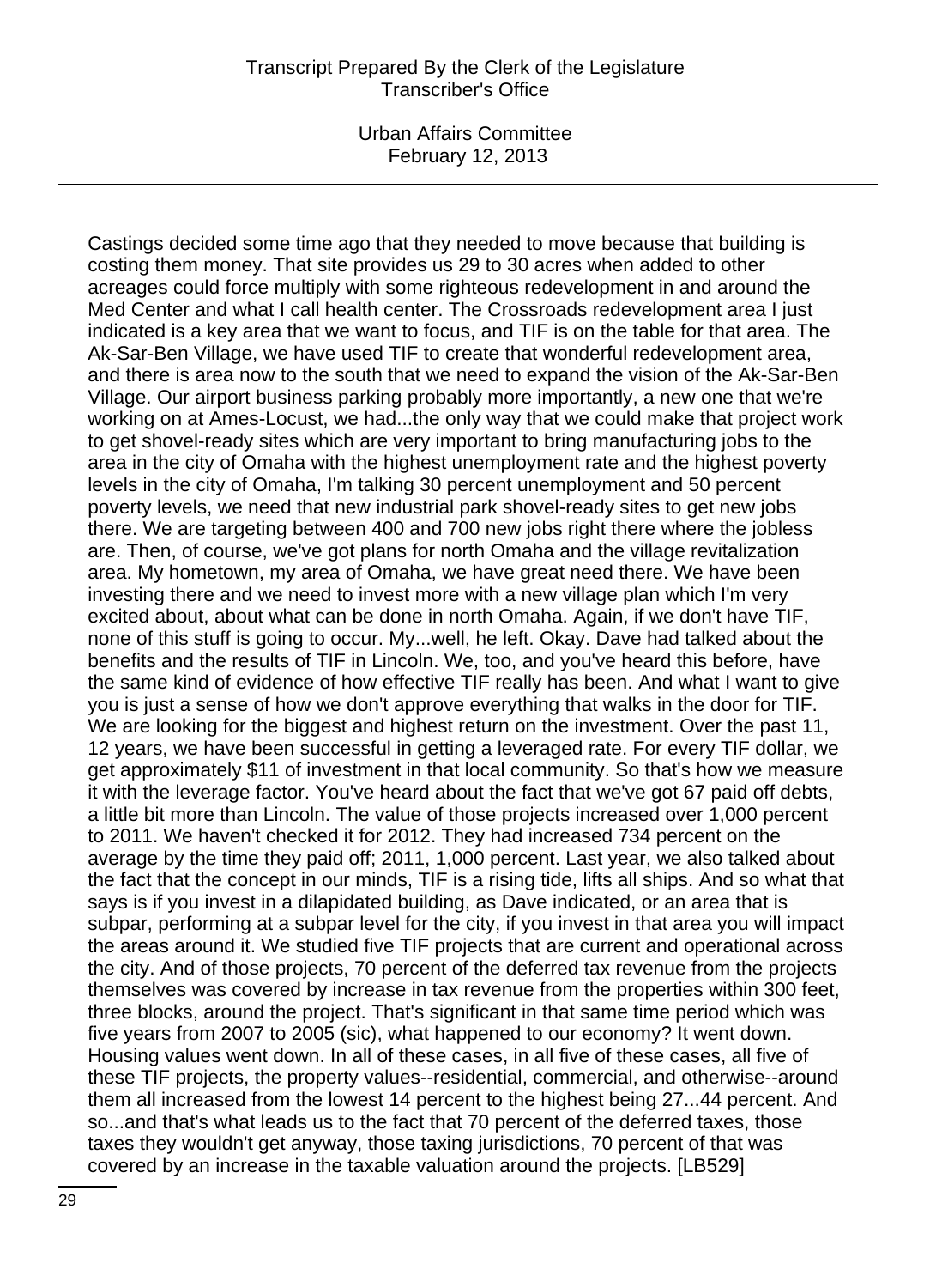Castings decided some time ago that they needed to move because that building is costing them money. That site provides us 29 to 30 acres when added to other acreages could force multiply with some righteous redevelopment in and around the Med Center and what I call health center. The Crossroads redevelopment area I just indicated is a key area that we want to focus, and TIF is on the table for that area. The Ak-Sar-Ben Village, we have used TIF to create that wonderful redevelopment area, and there is area now to the south that we need to expand the vision of the Ak-Sar-Ben Village. Our airport business parking probably more importantly, a new one that we're working on at Ames-Locust, we had...the only way that we could make that project work to get shovel-ready sites which are very important to bring manufacturing jobs to the area in the city of Omaha with the highest unemployment rate and the highest poverty levels in the city of Omaha, I'm talking 30 percent unemployment and 50 percent poverty levels, we need that new industrial park shovel-ready sites to get new jobs there. We are targeting between 400 and 700 new jobs right there where the jobless are. Then, of course, we've got plans for north Omaha and the village revitalization area. My hometown, my area of Omaha, we have great need there. We have been investing there and we need to invest more with a new village plan which I'm very excited about, about what can be done in north Omaha. Again, if we don't have TIF, none of this stuff is going to occur. My...well, he left. Okay. Dave had talked about the benefits and the results of TIF in Lincoln. We, too, and you've heard this before, have the same kind of evidence of how effective TIF really has been. And what I want to give you is just a sense of how we don't approve everything that walks in the door for TIF. We are looking for the biggest and highest return on the investment. Over the past 11, 12 years, we have been successful in getting a leveraged rate. For every TIF dollar, we get approximately $11 of investment in that local community. So that's how we measure it with the leverage factor. You've heard about the fact that we've got 67 paid off debts, a little bit more than Lincoln. The value of those projects increased over 1,000 percent to 2011. We haven't checked it for 2012. They had increased 734 percent on the average by the time they paid off; 2011, 1,000 percent. Last year, we also talked about the fact that the concept in our minds, TIF is a rising tide, lifts all ships. And so what that says is if you invest in a dilapidated building, as Dave indicated, or an area that is subpar, performing at a subpar level for the city, if you invest in that area you will impact the areas around it. We studied five TIF projects that are current and operational across the city. And of those projects, 70 percent of the deferred tax revenue from the projects themselves was covered by increase in tax revenue from the properties within 300 feet, three blocks, around the project. That's significant in that same time period which was five years from 2007 to 2005 (sic), what happened to our economy? It went down. Housing values went down. In all of these cases, in all five of these cases, all five of these TIF projects, the property values--residential, commercial, and otherwise--around them all increased from the lowest 14 percent to the highest being 27...44 percent. And so...and that's what leads us to the fact that 70 percent of the deferred taxes, those taxes they wouldn't get anyway, those taxing jurisdictions, 70 percent of that was covered by an increase in the taxable valuation around the projects. [LB529]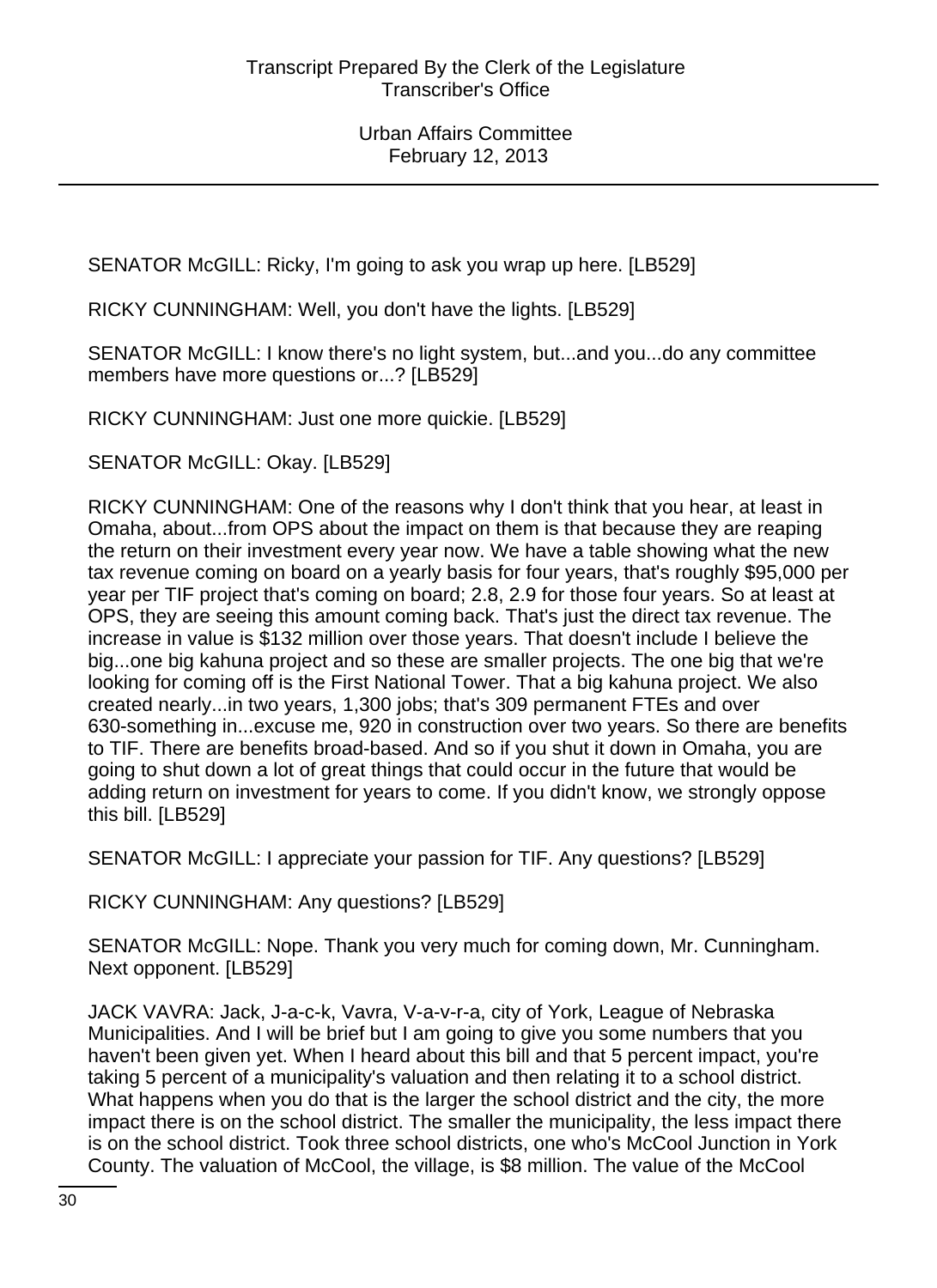SENATOR McGILL: Ricky, I'm going to ask you wrap up here. [LB529]

RICKY CUNNINGHAM: Well, you don't have the lights. [LB529]

SENATOR McGILL: I know there's no light system, but...and you...do any committee members have more questions or...? [LB529]

RICKY CUNNINGHAM: Just one more quickie. [LB529]

SENATOR McGILL: Okay. [LB529]

RICKY CUNNINGHAM: One of the reasons why I don't think that you hear, at least in Omaha, about...from OPS about the impact on them is that because they are reaping the return on their investment every year now. We have a table showing what the new tax revenue coming on board on a yearly basis for four years, that's roughly $95,000 per year per TIF project that's coming on board; 2.8, 2.9 for those four years. So at least at OPS, they are seeing this amount coming back. That's just the direct tax revenue. The increase in value is $132 million over those years. That doesn't include I believe the big...one big kahuna project and so these are smaller projects. The one big that we're looking for coming off is the First National Tower. That a big kahuna project. We also created nearly...in two years, 1,300 jobs; that's 309 permanent FTEs and over 630-something in...excuse me, 920 in construction over two years. So there are benefits to TIF. There are benefits broad-based. And so if you shut it down in Omaha, you are going to shut down a lot of great things that could occur in the future that would be adding return on investment for years to come. If you didn't know, we strongly oppose this bill. [LB529]

SENATOR McGILL: I appreciate your passion for TIF. Any questions? [LB529]

RICKY CUNNINGHAM: Any questions? [LB529]

SENATOR McGILL: Nope. Thank you very much for coming down, Mr. Cunningham. Next opponent. [LB529]

JACK VAVRA: Jack, J-a-c-k, Vavra, V-a-v-r-a, city of York, League of Nebraska Municipalities. And I will be brief but I am going to give you some numbers that you haven't been given yet. When I heard about this bill and that 5 percent impact, you're taking 5 percent of a municipality's valuation and then relating it to a school district. What happens when you do that is the larger the school district and the city, the more impact there is on the school district. The smaller the municipality, the less impact there is on the school district. Took three school districts, one who's McCool Junction in York County. The valuation of McCool, the village, is $8 million. The value of the McCool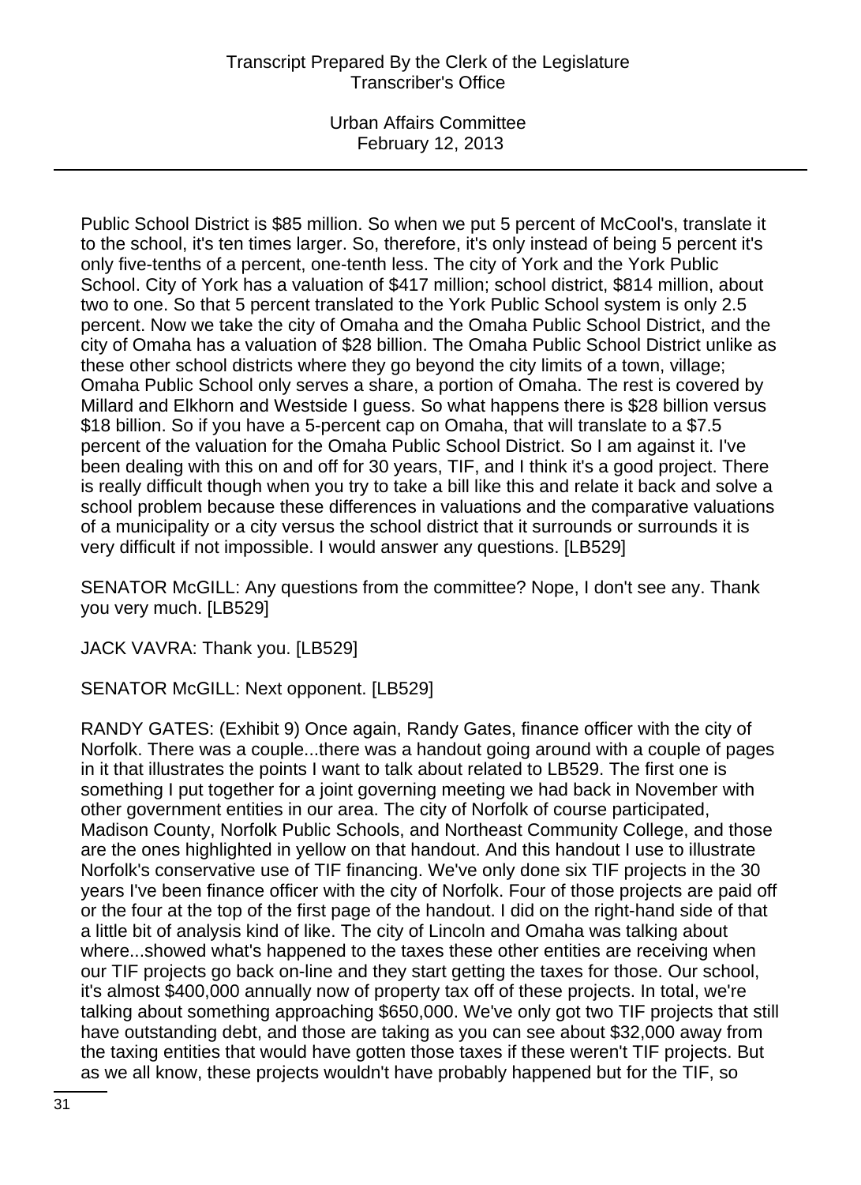Public School District is $85 million. So when we put 5 percent of McCool's, translate it to the school, it's ten times larger. So, therefore, it's only instead of being 5 percent it's only five-tenths of a percent, one-tenth less. The city of York and the York Public School. City of York has a valuation of $417 million; school district, $814 million, about two to one. So that 5 percent translated to the York Public School system is only 2.5 percent. Now we take the city of Omaha and the Omaha Public School District, and the city of Omaha has a valuation of $28 billion. The Omaha Public School District unlike as these other school districts where they go beyond the city limits of a town, village; Omaha Public School only serves a share, a portion of Omaha. The rest is covered by Millard and Elkhorn and Westside I guess. So what happens there is $28 billion versus $18 billion. So if you have a 5-percent cap on Omaha, that will translate to a $7.5 percent of the valuation for the Omaha Public School District. So I am against it. I've been dealing with this on and off for 30 years, TIF, and I think it's a good project. There is really difficult though when you try to take a bill like this and relate it back and solve a school problem because these differences in valuations and the comparative valuations of a municipality or a city versus the school district that it surrounds or surrounds it is very difficult if not impossible. I would answer any questions. [LB529]

SENATOR McGILL: Any questions from the committee? Nope, I don't see any. Thank you very much. [LB529]

JACK VAVRA: Thank you. [LB529]

SENATOR McGILL: Next opponent. [LB529]

RANDY GATES: (Exhibit 9) Once again, Randy Gates, finance officer with the city of Norfolk. There was a couple...there was a handout going around with a couple of pages in it that illustrates the points I want to talk about related to LB529. The first one is something I put together for a joint governing meeting we had back in November with other government entities in our area. The city of Norfolk of course participated, Madison County, Norfolk Public Schools, and Northeast Community College, and those are the ones highlighted in yellow on that handout. And this handout I use to illustrate Norfolk's conservative use of TIF financing. We've only done six TIF projects in the 30 years I've been finance officer with the city of Norfolk. Four of those projects are paid off or the four at the top of the first page of the handout. I did on the right-hand side of that a little bit of analysis kind of like. The city of Lincoln and Omaha was talking about where...showed what's happened to the taxes these other entities are receiving when our TIF projects go back on-line and they start getting the taxes for those. Our school, it's almost $400,000 annually now of property tax off of these projects. In total, we're talking about something approaching $650,000. We've only got two TIF projects that still have outstanding debt, and those are taking as you can see about $32,000 away from the taxing entities that would have gotten those taxes if these weren't TIF projects. But as we all know, these projects wouldn't have probably happened but for the TIF, so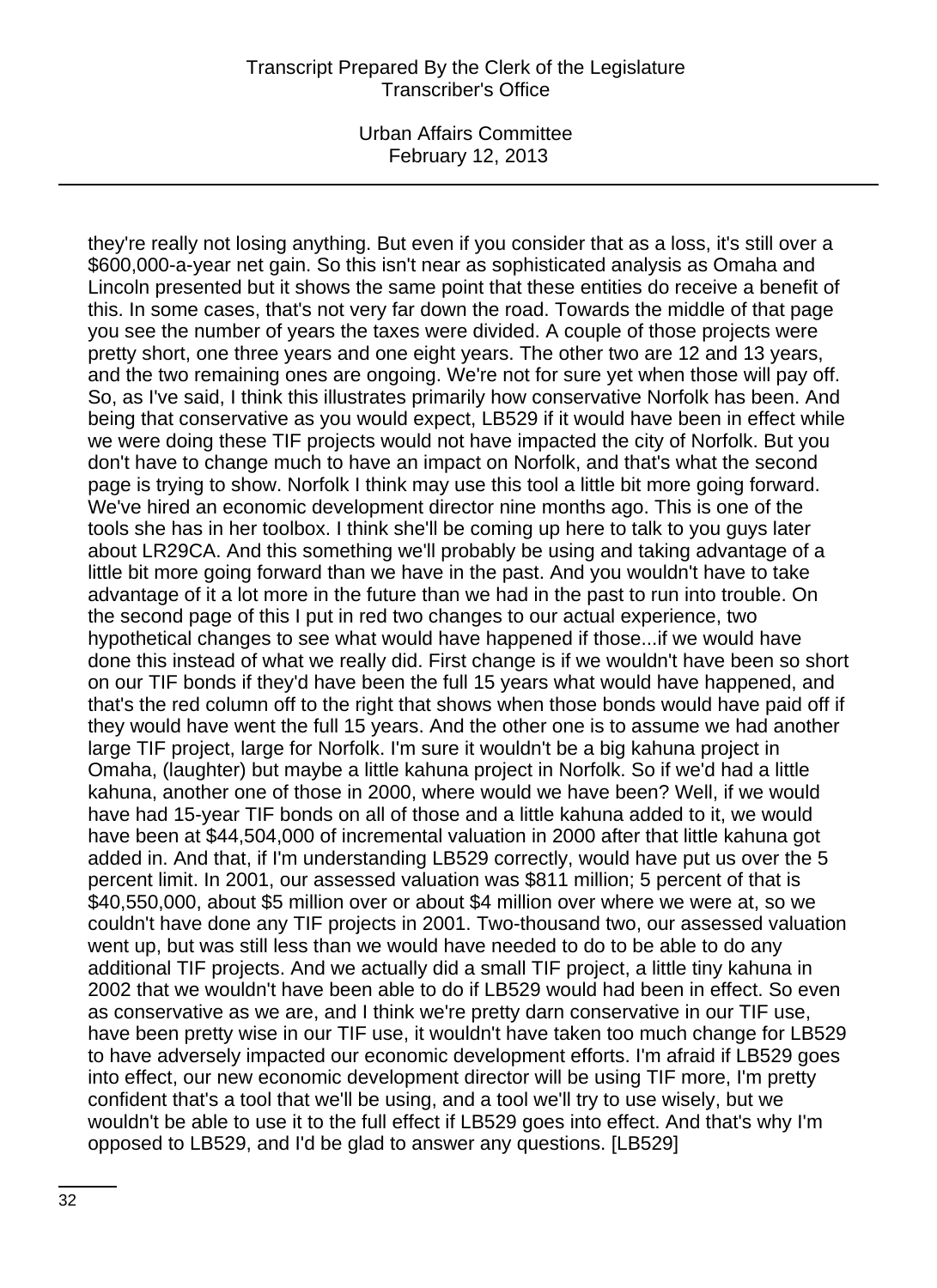they're really not losing anything. But even if you consider that as a loss, it's still over a $600,000-a-year net gain. So this isn't near as sophisticated analysis as Omaha and Lincoln presented but it shows the same point that these entities do receive a benefit of this. In some cases, that's not very far down the road. Towards the middle of that page you see the number of years the taxes were divided. A couple of those projects were pretty short, one three years and one eight years. The other two are 12 and 13 years, and the two remaining ones are ongoing. We're not for sure yet when those will pay off. So, as I've said, I think this illustrates primarily how conservative Norfolk has been. And being that conservative as you would expect, LB529 if it would have been in effect while we were doing these TIF projects would not have impacted the city of Norfolk. But you don't have to change much to have an impact on Norfolk, and that's what the second page is trying to show. Norfolk I think may use this tool a little bit more going forward. We've hired an economic development director nine months ago. This is one of the tools she has in her toolbox. I think she'll be coming up here to talk to you guys later about LR29CA. And this something we'll probably be using and taking advantage of a little bit more going forward than we have in the past. And you wouldn't have to take advantage of it a lot more in the future than we had in the past to run into trouble. On the second page of this I put in red two changes to our actual experience, two hypothetical changes to see what would have happened if those...if we would have done this instead of what we really did. First change is if we wouldn't have been so short on our TIF bonds if they'd have been the full 15 years what would have happened, and that's the red column off to the right that shows when those bonds would have paid off if they would have went the full 15 years. And the other one is to assume we had another large TIF project, large for Norfolk. I'm sure it wouldn't be a big kahuna project in Omaha, (laughter) but maybe a little kahuna project in Norfolk. So if we'd had a little kahuna, another one of those in 2000, where would we have been? Well, if we would have had 15-year TIF bonds on all of those and a little kahuna added to it, we would have been at $44,504,000 of incremental valuation in 2000 after that little kahuna got added in. And that, if I'm understanding LB529 correctly, would have put us over the 5 percent limit. In 2001, our assessed valuation was $811 million; 5 percent of that is $40,550,000, about $5 million over or about $4 million over where we were at, so we couldn't have done any TIF projects in 2001. Two-thousand two, our assessed valuation went up, but was still less than we would have needed to do to be able to do any additional TIF projects. And we actually did a small TIF project, a little tiny kahuna in 2002 that we wouldn't have been able to do if LB529 would had been in effect. So even as conservative as we are, and I think we're pretty darn conservative in our TIF use, have been pretty wise in our TIF use, it wouldn't have taken too much change for LB529 to have adversely impacted our economic development efforts. I'm afraid if LB529 goes into effect, our new economic development director will be using TIF more, I'm pretty confident that's a tool that we'll be using, and a tool we'll try to use wisely, but we wouldn't be able to use it to the full effect if LB529 goes into effect. And that's why I'm opposed to LB529, and I'd be glad to answer any questions. [LB529]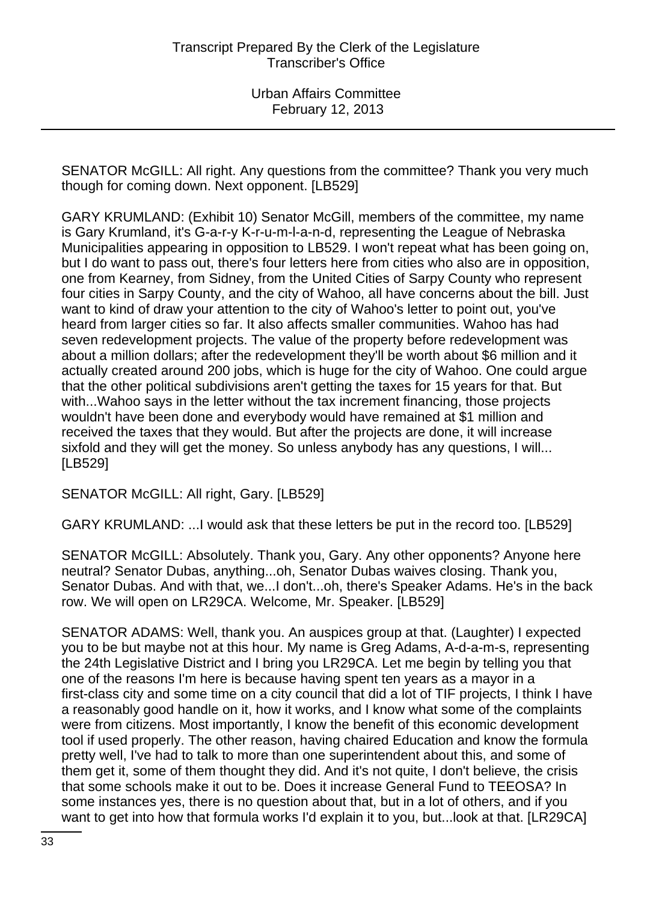SENATOR McGILL: All right. Any questions from the committee? Thank you very much though for coming down. Next opponent. [LB529]

GARY KRUMLAND: (Exhibit 10) Senator McGill, members of the committee, my name is Gary Krumland, it's G-a-r-y K-r-u-m-l-a-n-d, representing the League of Nebraska Municipalities appearing in opposition to LB529. I won't repeat what has been going on, but I do want to pass out, there's four letters here from cities who also are in opposition, one from Kearney, from Sidney, from the United Cities of Sarpy County who represent four cities in Sarpy County, and the city of Wahoo, all have concerns about the bill. Just want to kind of draw your attention to the city of Wahoo's letter to point out, you've heard from larger cities so far. It also affects smaller communities. Wahoo has had seven redevelopment projects. The value of the property before redevelopment was about a million dollars; after the redevelopment they'll be worth about $6 million and it actually created around 200 jobs, which is huge for the city of Wahoo. One could argue that the other political subdivisions aren't getting the taxes for 15 years for that. But with...Wahoo says in the letter without the tax increment financing, those projects wouldn't have been done and everybody would have remained at $1 million and received the taxes that they would. But after the projects are done, it will increase sixfold and they will get the money. So unless anybody has any questions, I will... [LB529]

SENATOR McGILL: All right, Gary. [LB529]

GARY KRUMLAND: ...I would ask that these letters be put in the record too. [LB529]

SENATOR McGILL: Absolutely. Thank you, Gary. Any other opponents? Anyone here neutral? Senator Dubas, anything...oh, Senator Dubas waives closing. Thank you, Senator Dubas. And with that, we...I don't...oh, there's Speaker Adams. He's in the back row. We will open on LR29CA. Welcome, Mr. Speaker. [LB529]

SENATOR ADAMS: Well, thank you. An auspices group at that. (Laughter) I expected you to be but maybe not at this hour. My name is Greg Adams, A-d-a-m-s, representing the 24th Legislative District and I bring you LR29CA. Let me begin by telling you that one of the reasons I'm here is because having spent ten years as a mayor in a first-class city and some time on a city council that did a lot of TIF projects, I think I have a reasonably good handle on it, how it works, and I know what some of the complaints were from citizens. Most importantly, I know the benefit of this economic development tool if used properly. The other reason, having chaired Education and know the formula pretty well, I've had to talk to more than one superintendent about this, and some of them get it, some of them thought they did. And it's not quite, I don't believe, the crisis that some schools make it out to be. Does it increase General Fund to TEEOSA? In some instances yes, there is no question about that, but in a lot of others, and if you want to get into how that formula works I'd explain it to you, but...look at that. [LR29CA]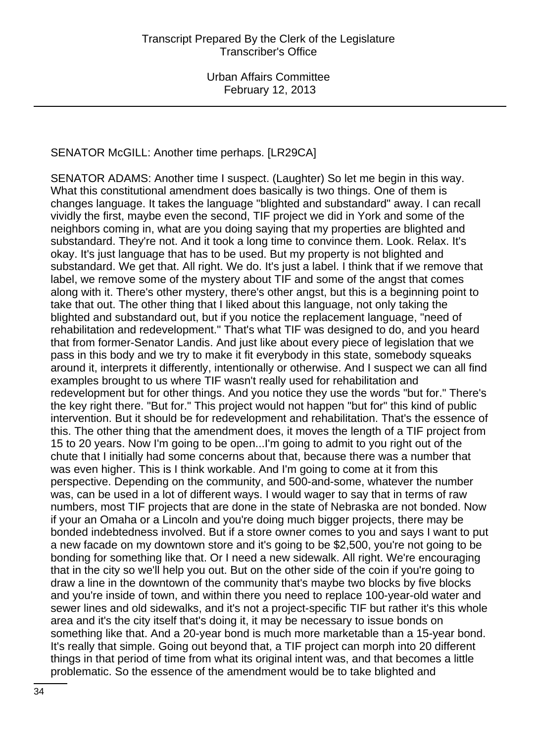SENATOR McGILL: Another time perhaps. [LR29CA]

SENATOR ADAMS: Another time I suspect. (Laughter) So let me begin in this way. What this constitutional amendment does basically is two things. One of them is changes language. It takes the language "blighted and substandard" away. I can recall vividly the first, maybe even the second, TIF project we did in York and some of the neighbors coming in, what are you doing saying that my properties are blighted and substandard. They're not. And it took a long time to convince them. Look. Relax. It's okay. It's just language that has to be used. But my property is not blighted and substandard. We get that. All right. We do. It's just a label. I think that if we remove that label, we remove some of the mystery about TIF and some of the angst that comes along with it. There's other mystery, there's other angst, but this is a beginning point to take that out. The other thing that I liked about this language, not only taking the blighted and substandard out, but if you notice the replacement language, "need of rehabilitation and redevelopment." That's what TIF was designed to do, and you heard that from former-Senator Landis. And just like about every piece of legislation that we pass in this body and we try to make it fit everybody in this state, somebody squeaks around it, interprets it differently, intentionally or otherwise. And I suspect we can all find examples brought to us where TIF wasn't really used for rehabilitation and redevelopment but for other things. And you notice they use the words "but for." There's the key right there. "But for." This project would not happen "but for" this kind of public intervention. But it should be for redevelopment and rehabilitation. That's the essence of this. The other thing that the amendment does, it moves the length of a TIF project from 15 to 20 years. Now I'm going to be open...I'm going to admit to you right out of the chute that I initially had some concerns about that, because there was a number that was even higher. This is I think workable. And I'm going to come at it from this perspective. Depending on the community, and 500-and-some, whatever the number was, can be used in a lot of different ways. I would wager to say that in terms of raw numbers, most TIF projects that are done in the state of Nebraska are not bonded. Now if your an Omaha or a Lincoln and you're doing much bigger projects, there may be bonded indebtedness involved. But if a store owner comes to you and says I want to put a new facade on my downtown store and it's going to be $2,500, you're not going to be bonding for something like that. Or I need a new sidewalk. All right. We're encouraging that in the city so we'll help you out. But on the other side of the coin if you're going to draw a line in the downtown of the community that's maybe two blocks by five blocks and you're inside of town, and within there you need to replace 100-year-old water and sewer lines and old sidewalks, and it's not a project-specific TIF but rather it's this whole area and it's the city itself that's doing it, it may be necessary to issue bonds on something like that. And a 20-year bond is much more marketable than a 15-year bond. It's really that simple. Going out beyond that, a TIF project can morph into 20 different things in that period of time from what its original intent was, and that becomes a little problematic. So the essence of the amendment would be to take blighted and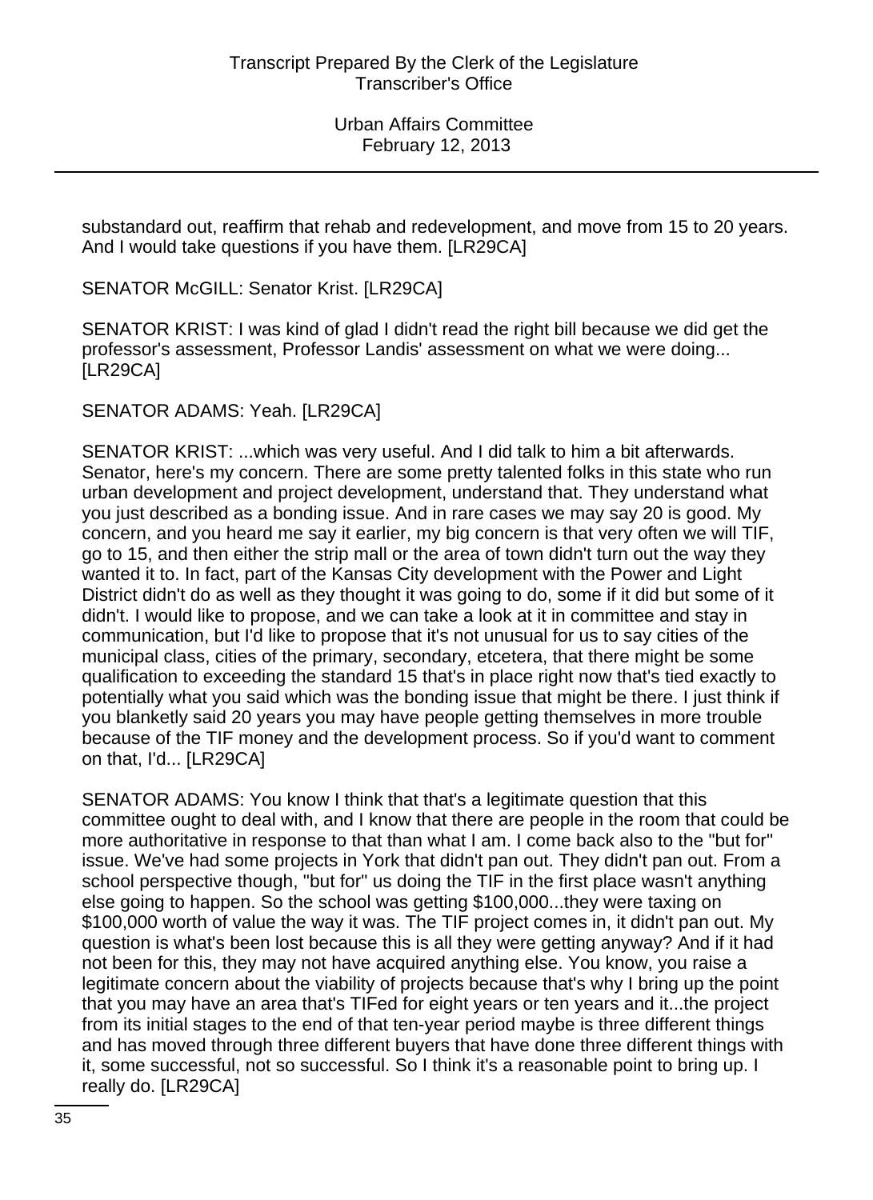substandard out, reaffirm that rehab and redevelopment, and move from 15 to 20 years. And I would take questions if you have them. [LR29CA]

SENATOR McGILL: Senator Krist. [LR29CA]

SENATOR KRIST: I was kind of glad I didn't read the right bill because we did get the professor's assessment, Professor Landis' assessment on what we were doing... [LR29CA]

SENATOR ADAMS: Yeah. [LR29CA]

SENATOR KRIST: ...which was very useful. And I did talk to him a bit afterwards. Senator, here's my concern. There are some pretty talented folks in this state who run urban development and project development, understand that. They understand what you just described as a bonding issue. And in rare cases we may say 20 is good. My concern, and you heard me say it earlier, my big concern is that very often we will TIF, go to 15, and then either the strip mall or the area of town didn't turn out the way they wanted it to. In fact, part of the Kansas City development with the Power and Light District didn't do as well as they thought it was going to do, some if it did but some of it didn't. I would like to propose, and we can take a look at it in committee and stay in communication, but I'd like to propose that it's not unusual for us to say cities of the municipal class, cities of the primary, secondary, etcetera, that there might be some qualification to exceeding the standard 15 that's in place right now that's tied exactly to potentially what you said which was the bonding issue that might be there. I just think if you blanketly said 20 years you may have people getting themselves in more trouble because of the TIF money and the development process. So if you'd want to comment on that, I'd... [LR29CA]

SENATOR ADAMS: You know I think that that's a legitimate question that this committee ought to deal with, and I know that there are people in the room that could be more authoritative in response to that than what I am. I come back also to the "but for" issue. We've had some projects in York that didn't pan out. They didn't pan out. From a school perspective though, "but for" us doing the TIF in the first place wasn't anything else going to happen. So the school was getting $100,000...they were taxing on $100,000 worth of value the way it was. The TIF project comes in, it didn't pan out. My question is what's been lost because this is all they were getting anyway? And if it had not been for this, they may not have acquired anything else. You know, you raise a legitimate concern about the viability of projects because that's why I bring up the point that you may have an area that's TIFed for eight years or ten years and it...the project from its initial stages to the end of that ten-year period maybe is three different things and has moved through three different buyers that have done three different things with it, some successful, not so successful. So I think it's a reasonable point to bring up. I really do. [LR29CA]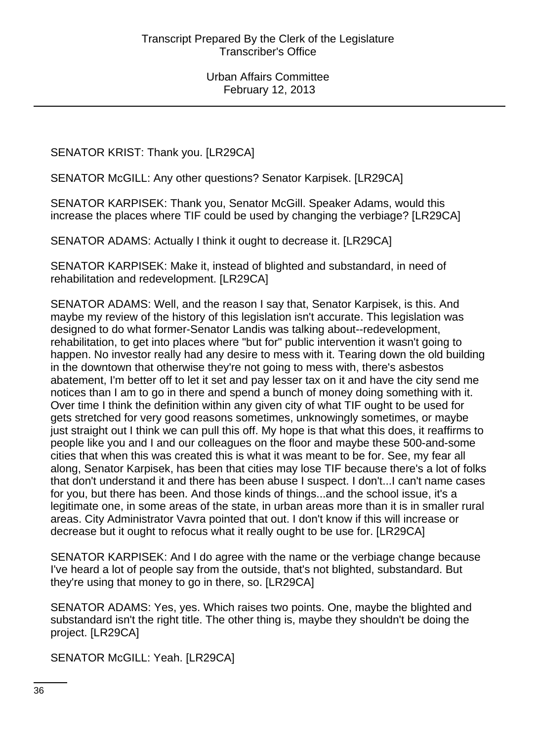SENATOR KRIST: Thank you. [LR29CA]

SENATOR McGILL: Any other questions? Senator Karpisek. [LR29CA]

SENATOR KARPISEK: Thank you, Senator McGill. Speaker Adams, would this increase the places where TIF could be used by changing the verbiage? [LR29CA]

SENATOR ADAMS: Actually I think it ought to decrease it. [LR29CA]

SENATOR KARPISEK: Make it, instead of blighted and substandard, in need of rehabilitation and redevelopment. [LR29CA]

SENATOR ADAMS: Well, and the reason I say that, Senator Karpisek, is this. And maybe my review of the history of this legislation isn't accurate. This legislation was designed to do what former-Senator Landis was talking about--redevelopment, rehabilitation, to get into places where "but for" public intervention it wasn't going to happen. No investor really had any desire to mess with it. Tearing down the old building in the downtown that otherwise they're not going to mess with, there's asbestos abatement, I'm better off to let it set and pay lesser tax on it and have the city send me notices than I am to go in there and spend a bunch of money doing something with it. Over time I think the definition within any given city of what TIF ought to be used for gets stretched for very good reasons sometimes, unknowingly sometimes, or maybe just straight out I think we can pull this off. My hope is that what this does, it reaffirms to people like you and I and our colleagues on the floor and maybe these 500-and-some cities that when this was created this is what it was meant to be for. See, my fear all along, Senator Karpisek, has been that cities may lose TIF because there's a lot of folks that don't understand it and there has been abuse I suspect. I don't...I can't name cases for you, but there has been. And those kinds of things...and the school issue, it's a legitimate one, in some areas of the state, in urban areas more than it is in smaller rural areas. City Administrator Vavra pointed that out. I don't know if this will increase or decrease but it ought to refocus what it really ought to be use for. [LR29CA]

SENATOR KARPISEK: And I do agree with the name or the verbiage change because I've heard a lot of people say from the outside, that's not blighted, substandard. But they're using that money to go in there, so. [LR29CA]

SENATOR ADAMS: Yes, yes. Which raises two points. One, maybe the blighted and substandard isn't the right title. The other thing is, maybe they shouldn't be doing the project. [LR29CA]

SENATOR McGILL: Yeah. [LR29CA]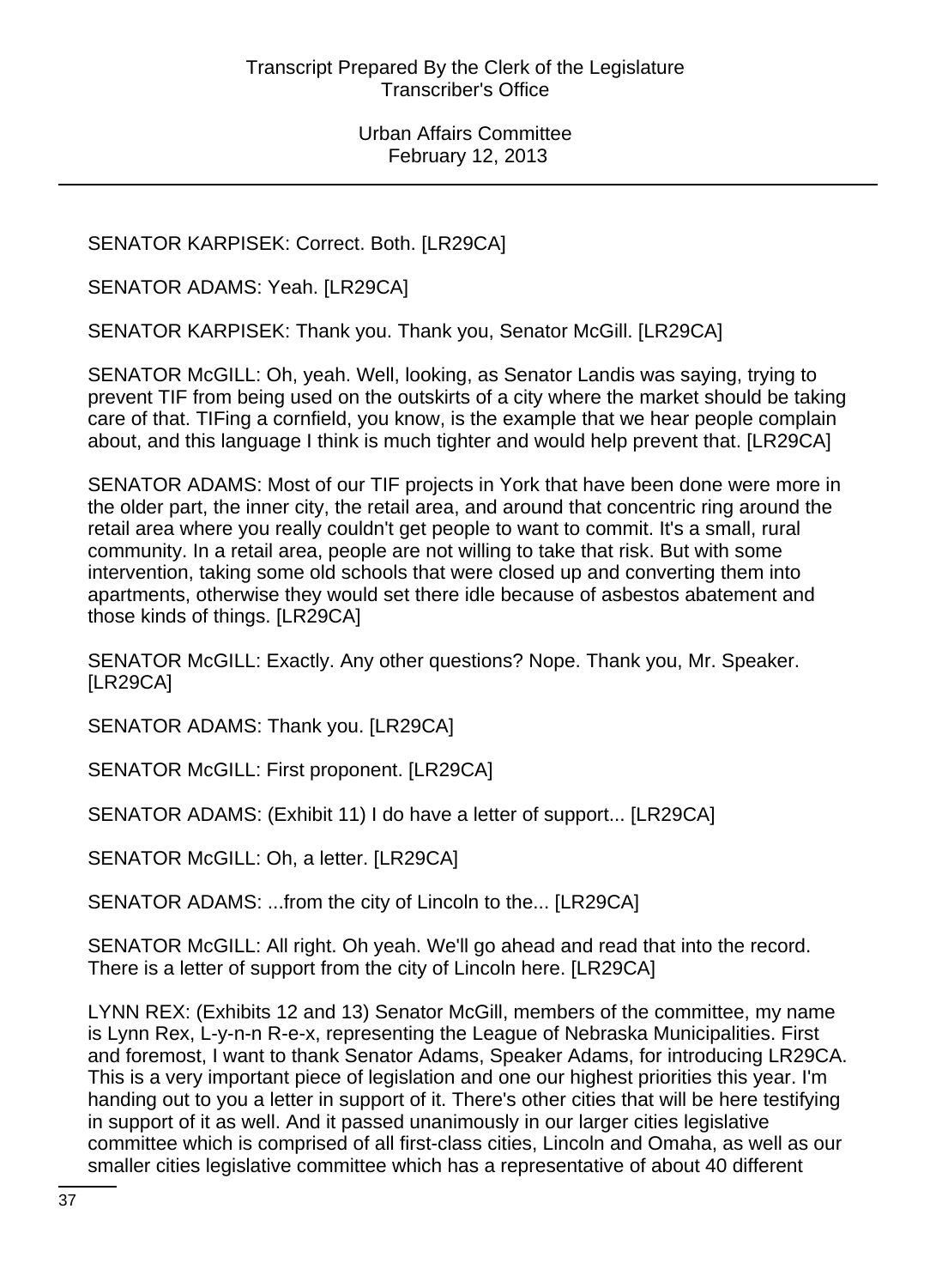SENATOR KARPISEK: Correct. Both. [LR29CA]

SENATOR ADAMS: Yeah. [LR29CA]

SENATOR KARPISEK: Thank you. Thank you, Senator McGill. [LR29CA]

SENATOR McGILL: Oh, yeah. Well, looking, as Senator Landis was saying, trying to prevent TIF from being used on the outskirts of a city where the market should be taking care of that. TIFing a cornfield, you know, is the example that we hear people complain about, and this language I think is much tighter and would help prevent that. [LR29CA]

SENATOR ADAMS: Most of our TIF projects in York that have been done were more in the older part, the inner city, the retail area, and around that concentric ring around the retail area where you really couldn't get people to want to commit. It's a small, rural community. In a retail area, people are not willing to take that risk. But with some intervention, taking some old schools that were closed up and converting them into apartments, otherwise they would set there idle because of asbestos abatement and those kinds of things. [LR29CA]

SENATOR McGILL: Exactly. Any other questions? Nope. Thank you, Mr. Speaker. [LR29CA]

SENATOR ADAMS: Thank you. [LR29CA]

SENATOR McGILL: First proponent. [LR29CA]

SENATOR ADAMS: (Exhibit 11) I do have a letter of support... [LR29CA]

SENATOR McGILL: Oh, a letter. [LR29CA]

SENATOR ADAMS: ...from the city of Lincoln to the... [LR29CA]

SENATOR McGILL: All right. Oh yeah. We'll go ahead and read that into the record. There is a letter of support from the city of Lincoln here. [LR29CA]

LYNN REX: (Exhibits 12 and 13) Senator McGill, members of the committee, my name is Lynn Rex, L-y-n-n R-e-x, representing the League of Nebraska Municipalities. First and foremost, I want to thank Senator Adams, Speaker Adams, for introducing LR29CA. This is a very important piece of legislation and one our highest priorities this year. I'm handing out to you a letter in support of it. There's other cities that will be here testifying in support of it as well. And it passed unanimously in our larger cities legislative committee which is comprised of all first-class cities, Lincoln and Omaha, as well as our smaller cities legislative committee which has a representative of about 40 different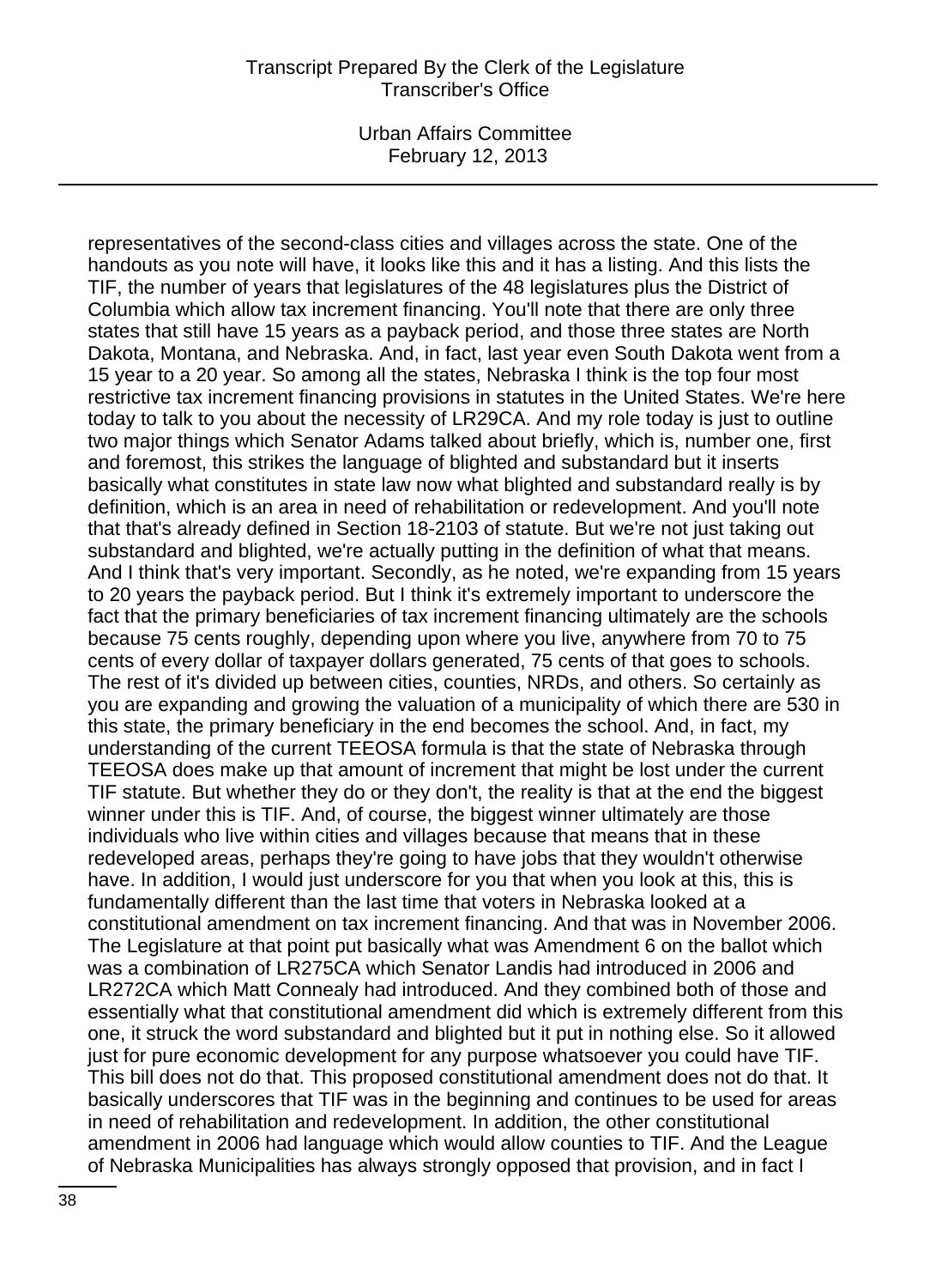representatives of the second-class cities and villages across the state. One of the handouts as you note will have, it looks like this and it has a listing. And this lists the TIF, the number of years that legislatures of the 48 legislatures plus the District of Columbia which allow tax increment financing. You'll note that there are only three states that still have 15 years as a payback period, and those three states are North Dakota, Montana, and Nebraska. And, in fact, last year even South Dakota went from a 15 year to a 20 year. So among all the states, Nebraska I think is the top four most restrictive tax increment financing provisions in statutes in the United States. We're here today to talk to you about the necessity of LR29CA. And my role today is just to outline two major things which Senator Adams talked about briefly, which is, number one, first and foremost, this strikes the language of blighted and substandard but it inserts basically what constitutes in state law now what blighted and substandard really is by definition, which is an area in need of rehabilitation or redevelopment. And you'll note that that's already defined in Section 18-2103 of statute. But we're not just taking out substandard and blighted, we're actually putting in the definition of what that means. And I think that's very important. Secondly, as he noted, we're expanding from 15 years to 20 years the payback period. But I think it's extremely important to underscore the fact that the primary beneficiaries of tax increment financing ultimately are the schools because 75 cents roughly, depending upon where you live, anywhere from 70 to 75 cents of every dollar of taxpayer dollars generated, 75 cents of that goes to schools. The rest of it's divided up between cities, counties, NRDs, and others. So certainly as you are expanding and growing the valuation of a municipality of which there are 530 in this state, the primary beneficiary in the end becomes the school. And, in fact, my understanding of the current TEEOSA formula is that the state of Nebraska through TEEOSA does make up that amount of increment that might be lost under the current TIF statute. But whether they do or they don't, the reality is that at the end the biggest winner under this is TIF. And, of course, the biggest winner ultimately are those individuals who live within cities and villages because that means that in these redeveloped areas, perhaps they're going to have jobs that they wouldn't otherwise have. In addition, I would just underscore for you that when you look at this, this is fundamentally different than the last time that voters in Nebraska looked at a constitutional amendment on tax increment financing. And that was in November 2006. The Legislature at that point put basically what was Amendment 6 on the ballot which was a combination of LR275CA which Senator Landis had introduced in 2006 and LR272CA which Matt Connealy had introduced. And they combined both of those and essentially what that constitutional amendment did which is extremely different from this one, it struck the word substandard and blighted but it put in nothing else. So it allowed just for pure economic development for any purpose whatsoever you could have TIF. This bill does not do that. This proposed constitutional amendment does not do that. It basically underscores that TIF was in the beginning and continues to be used for areas in need of rehabilitation and redevelopment. In addition, the other constitutional amendment in 2006 had language which would allow counties to TIF. And the League of Nebraska Municipalities has always strongly opposed that provision, and in fact I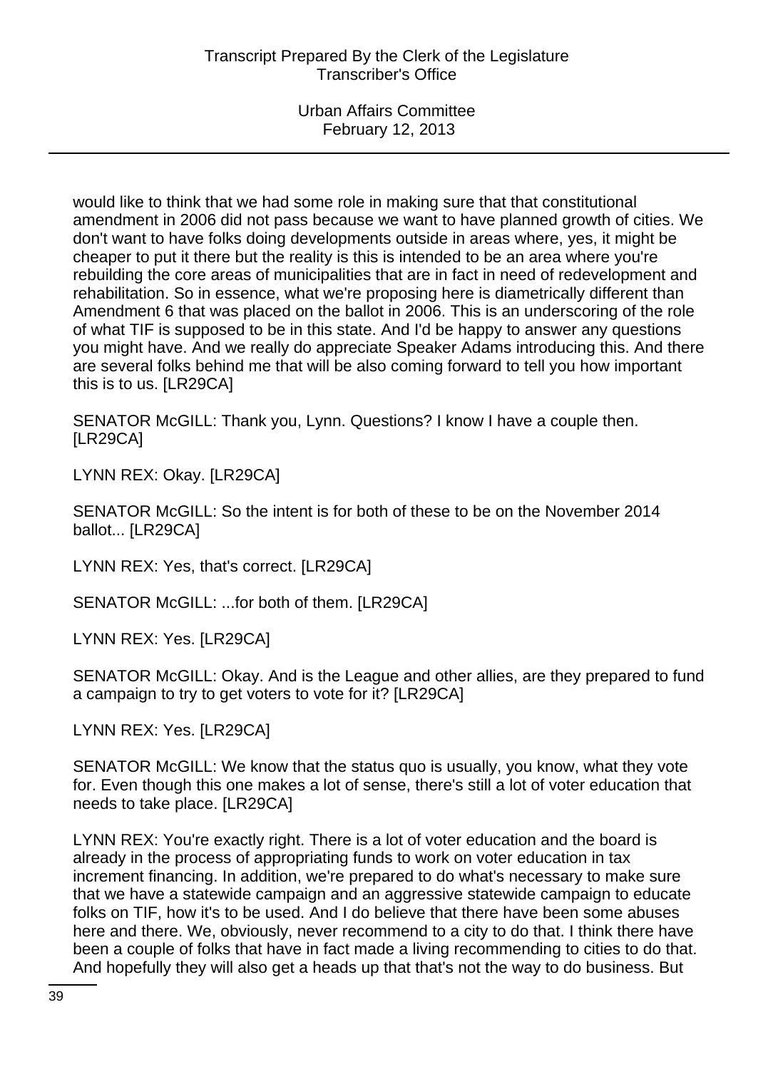would like to think that we had some role in making sure that that constitutional amendment in 2006 did not pass because we want to have planned growth of cities. We don't want to have folks doing developments outside in areas where, yes, it might be cheaper to put it there but the reality is this is intended to be an area where you're rebuilding the core areas of municipalities that are in fact in need of redevelopment and rehabilitation. So in essence, what we're proposing here is diametrically different than Amendment 6 that was placed on the ballot in 2006. This is an underscoring of the role of what TIF is supposed to be in this state. And I'd be happy to answer any questions you might have. And we really do appreciate Speaker Adams introducing this. And there are several folks behind me that will be also coming forward to tell you how important this is to us. [LR29CA]

SENATOR McGILL: Thank you, Lynn. Questions? I know I have a couple then. [LR29CA]

LYNN REX: Okay. [LR29CA]

SENATOR McGILL: So the intent is for both of these to be on the November 2014 ballot... [LR29CA]

LYNN REX: Yes, that's correct. [LR29CA]

SENATOR McGILL: ...for both of them. [LR29CA]

LYNN REX: Yes. [LR29CA]

SENATOR McGILL: Okay. And is the League and other allies, are they prepared to fund a campaign to try to get voters to vote for it? [LR29CA]

LYNN REX: Yes. [LR29CA]

SENATOR McGILL: We know that the status quo is usually, you know, what they vote for. Even though this one makes a lot of sense, there's still a lot of voter education that needs to take place. [LR29CA]

LYNN REX: You're exactly right. There is a lot of voter education and the board is already in the process of appropriating funds to work on voter education in tax increment financing. In addition, we're prepared to do what's necessary to make sure that we have a statewide campaign and an aggressive statewide campaign to educate folks on TIF, how it's to be used. And I do believe that there have been some abuses here and there. We, obviously, never recommend to a city to do that. I think there have been a couple of folks that have in fact made a living recommending to cities to do that. And hopefully they will also get a heads up that that's not the way to do business. But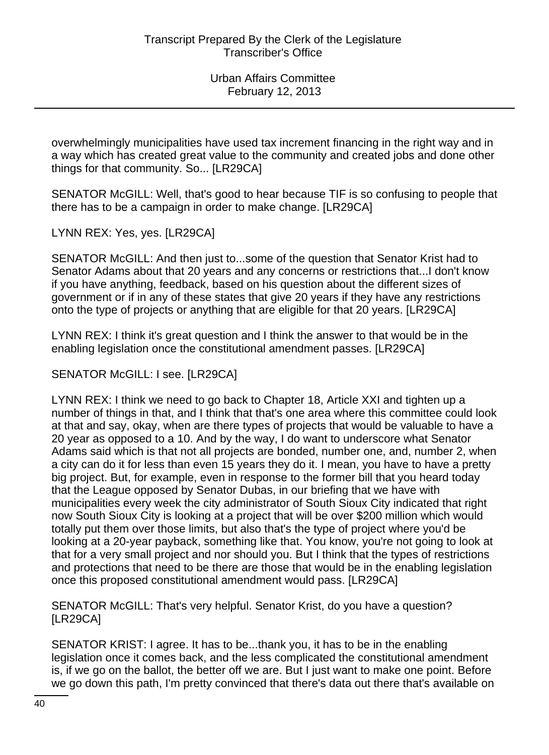overwhelmingly municipalities have used tax increment financing in the right way and in a way which has created great value to the community and created jobs and done other things for that community. So... [LR29CA]

SENATOR McGILL: Well, that's good to hear because TIF is so confusing to people that there has to be a campaign in order to make change. [LR29CA]

LYNN REX: Yes, yes. [LR29CA]

SENATOR McGILL: And then just to...some of the question that Senator Krist had to Senator Adams about that 20 years and any concerns or restrictions that...I don't know if you have anything, feedback, based on his question about the different sizes of government or if in any of these states that give 20 years if they have any restrictions onto the type of projects or anything that are eligible for that 20 years. [LR29CA]

LYNN REX: I think it's great question and I think the answer to that would be in the enabling legislation once the constitutional amendment passes. [LR29CA]

SENATOR McGILL: I see. [LR29CA]

LYNN REX: I think we need to go back to Chapter 18, Article XXI and tighten up a number of things in that, and I think that that's one area where this committee could look at that and say, okay, when are there types of projects that would be valuable to have a 20 year as opposed to a 10. And by the way, I do want to underscore what Senator Adams said which is that not all projects are bonded, number one, and, number 2, when a city can do it for less than even 15 years they do it. I mean, you have to have a pretty big project. But, for example, even in response to the former bill that you heard today that the League opposed by Senator Dubas, in our briefing that we have with municipalities every week the city administrator of South Sioux City indicated that right now South Sioux City is looking at a project that will be over $200 million which would totally put them over those limits, but also that's the type of project where you'd be looking at a 20-year payback, something like that. You know, you're not going to look at that for a very small project and nor should you. But I think that the types of restrictions and protections that need to be there are those that would be in the enabling legislation once this proposed constitutional amendment would pass. [LR29CA]

SENATOR McGILL: That's very helpful. Senator Krist, do you have a question? [LR29CA]

SENATOR KRIST: I agree. It has to be...thank you, it has to be in the enabling legislation once it comes back, and the less complicated the constitutional amendment is, if we go on the ballot, the better off we are. But I just want to make one point. Before we go down this path, I'm pretty convinced that there's data out there that's available on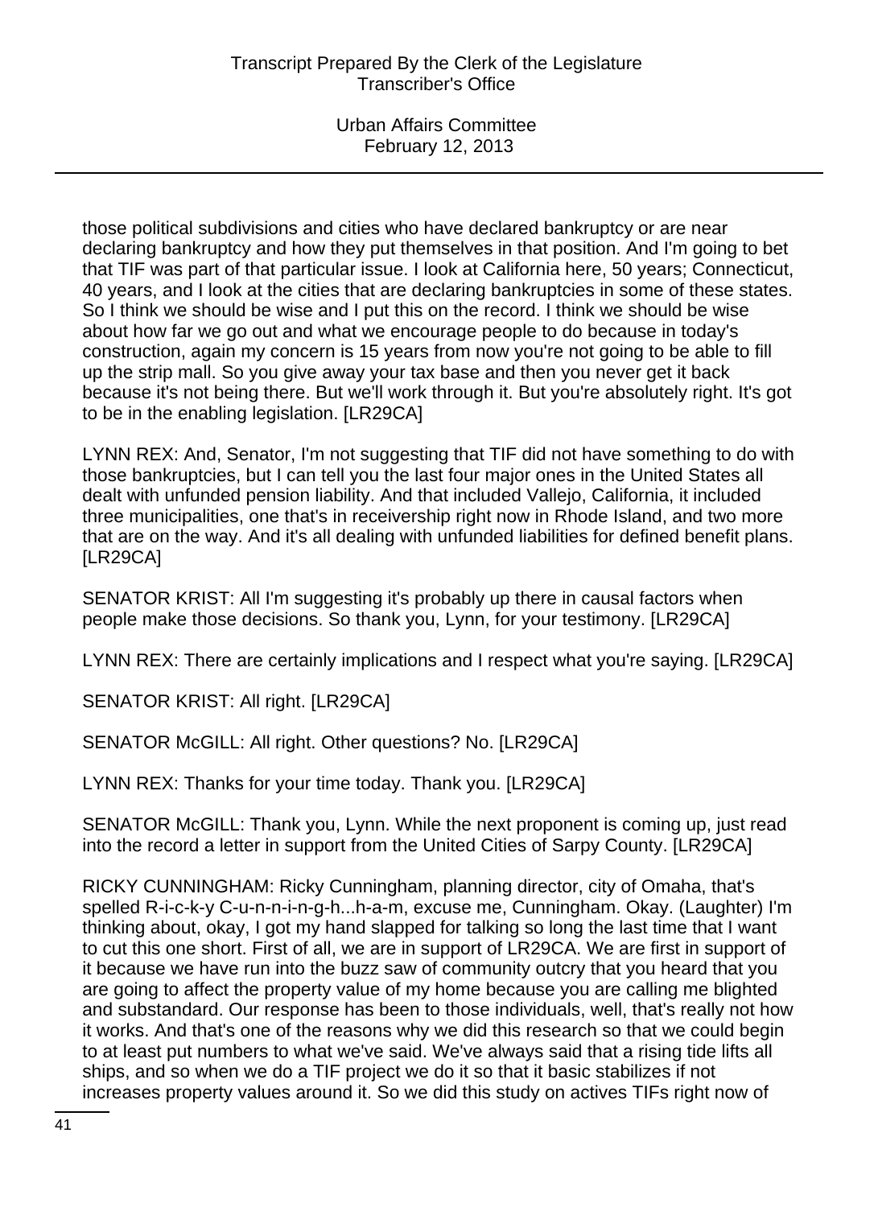those political subdivisions and cities who have declared bankruptcy or are near declaring bankruptcy and how they put themselves in that position. And I'm going to bet that TIF was part of that particular issue. I look at California here, 50 years; Connecticut, 40 years, and I look at the cities that are declaring bankruptcies in some of these states. So I think we should be wise and I put this on the record. I think we should be wise about how far we go out and what we encourage people to do because in today's construction, again my concern is 15 years from now you're not going to be able to fill up the strip mall. So you give away your tax base and then you never get it back because it's not being there. But we'll work through it. But you're absolutely right. It's got to be in the enabling legislation. [LR29CA]

LYNN REX: And, Senator, I'm not suggesting that TIF did not have something to do with those bankruptcies, but I can tell you the last four major ones in the United States all dealt with unfunded pension liability. And that included Vallejo, California, it included three municipalities, one that's in receivership right now in Rhode Island, and two more that are on the way. And it's all dealing with unfunded liabilities for defined benefit plans. [LR29CA]

SENATOR KRIST: All I'm suggesting it's probably up there in causal factors when people make those decisions. So thank you, Lynn, for your testimony. [LR29CA]

LYNN REX: There are certainly implications and I respect what you're saying. [LR29CA]

SENATOR KRIST: All right. [LR29CA]

SENATOR McGILL: All right. Other questions? No. [LR29CA]

LYNN REX: Thanks for your time today. Thank you. [LR29CA]

SENATOR McGILL: Thank you, Lynn. While the next proponent is coming up, just read into the record a letter in support from the United Cities of Sarpy County. [LR29CA]

RICKY CUNNINGHAM: Ricky Cunningham, planning director, city of Omaha, that's spelled R-i-c-k-y C-u-n-n-i-n-g-h...h-a-m, excuse me, Cunningham. Okay. (Laughter) I'm thinking about, okay, I got my hand slapped for talking so long the last time that I want to cut this one short. First of all, we are in support of LR29CA. We are first in support of it because we have run into the buzz saw of community outcry that you heard that you are going to affect the property value of my home because you are calling me blighted and substandard. Our response has been to those individuals, well, that's really not how it works. And that's one of the reasons why we did this research so that we could begin to at least put numbers to what we've said. We've always said that a rising tide lifts all ships, and so when we do a TIF project we do it so that it basic stabilizes if not increases property values around it. So we did this study on actives TIFs right now of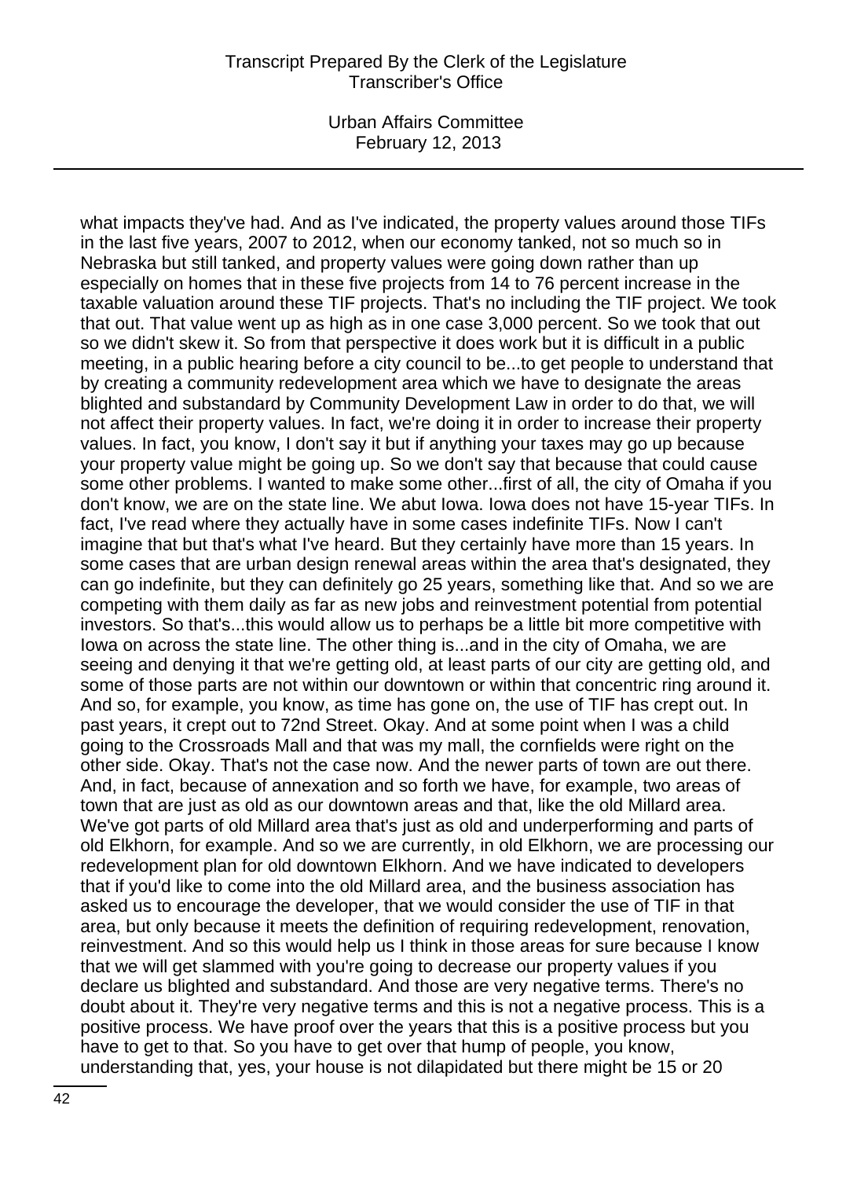what impacts they've had. And as I've indicated, the property values around those TIFs in the last five years, 2007 to 2012, when our economy tanked, not so much so in Nebraska but still tanked, and property values were going down rather than up especially on homes that in these five projects from 14 to 76 percent increase in the taxable valuation around these TIF projects. That's no including the TIF project. We took that out. That value went up as high as in one case 3,000 percent. So we took that out so we didn't skew it. So from that perspective it does work but it is difficult in a public meeting, in a public hearing before a city council to be...to get people to understand that by creating a community redevelopment area which we have to designate the areas blighted and substandard by Community Development Law in order to do that, we will not affect their property values. In fact, we're doing it in order to increase their property values. In fact, you know, I don't say it but if anything your taxes may go up because your property value might be going up. So we don't say that because that could cause some other problems. I wanted to make some other...first of all, the city of Omaha if you don't know, we are on the state line. We abut Iowa. Iowa does not have 15-year TIFs. In fact, I've read where they actually have in some cases indefinite TIFs. Now I can't imagine that but that's what I've heard. But they certainly have more than 15 years. In some cases that are urban design renewal areas within the area that's designated, they can go indefinite, but they can definitely go 25 years, something like that. And so we are competing with them daily as far as new jobs and reinvestment potential from potential investors. So that's...this would allow us to perhaps be a little bit more competitive with Iowa on across the state line. The other thing is...and in the city of Omaha, we are seeing and denying it that we're getting old, at least parts of our city are getting old, and some of those parts are not within our downtown or within that concentric ring around it. And so, for example, you know, as time has gone on, the use of TIF has crept out. In past years, it crept out to 72nd Street. Okay. And at some point when I was a child going to the Crossroads Mall and that was my mall, the cornfields were right on the other side. Okay. That's not the case now. And the newer parts of town are out there. And, in fact, because of annexation and so forth we have, for example, two areas of town that are just as old as our downtown areas and that, like the old Millard area. We've got parts of old Millard area that's just as old and underperforming and parts of old Elkhorn, for example. And so we are currently, in old Elkhorn, we are processing our redevelopment plan for old downtown Elkhorn. And we have indicated to developers that if you'd like to come into the old Millard area, and the business association has asked us to encourage the developer, that we would consider the use of TIF in that area, but only because it meets the definition of requiring redevelopment, renovation, reinvestment. And so this would help us I think in those areas for sure because I know that we will get slammed with you're going to decrease our property values if you declare us blighted and substandard. And those are very negative terms. There's no doubt about it. They're very negative terms and this is not a negative process. This is a positive process. We have proof over the years that this is a positive process but you have to get to that. So you have to get over that hump of people, you know, understanding that, yes, your house is not dilapidated but there might be 15 or 20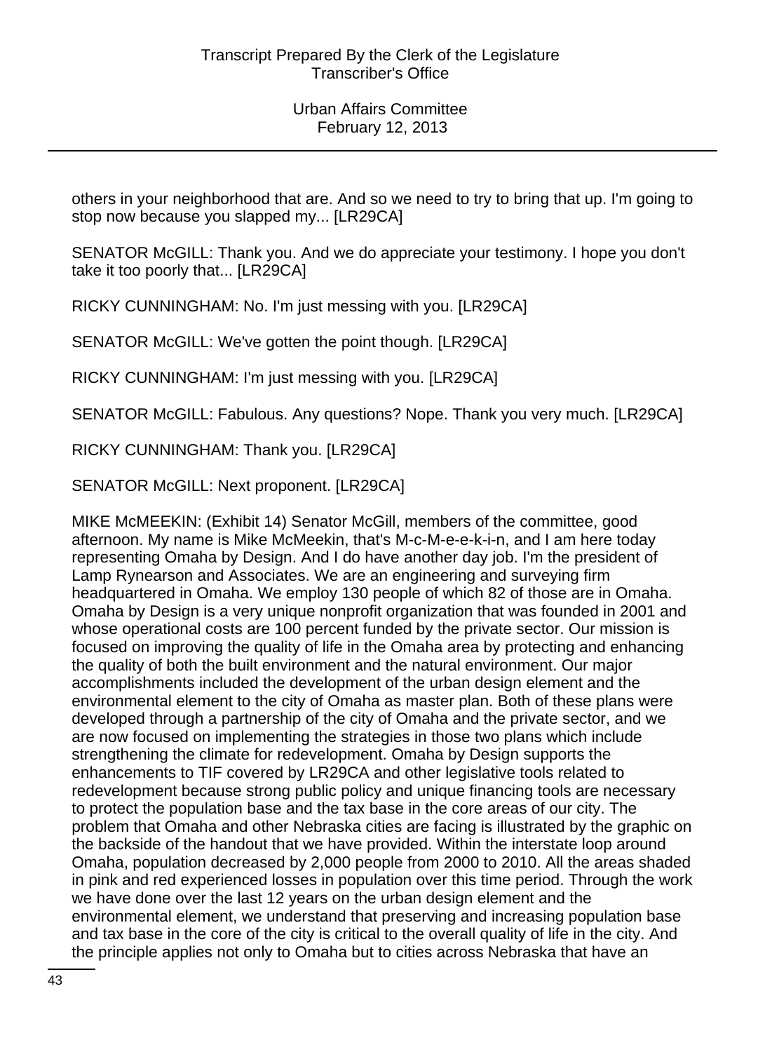others in your neighborhood that are. And so we need to try to bring that up. I'm going to stop now because you slapped my... [LR29CA]

SENATOR McGILL: Thank you. And we do appreciate your testimony. I hope you don't take it too poorly that... [LR29CA]

RICKY CUNNINGHAM: No. I'm just messing with you. [LR29CA]

SENATOR McGILL: We've gotten the point though. [LR29CA]

RICKY CUNNINGHAM: I'm just messing with you. [LR29CA]

SENATOR McGILL: Fabulous. Any questions? Nope. Thank you very much. [LR29CA]

RICKY CUNNINGHAM: Thank you. [LR29CA]

SENATOR McGILL: Next proponent. [LR29CA]

MIKE McMEEKIN: (Exhibit 14) Senator McGill, members of the committee, good afternoon. My name is Mike McMeekin, that's M-c-M-e-e-k-i-n, and I am here today representing Omaha by Design. And I do have another day job. I'm the president of Lamp Rynearson and Associates. We are an engineering and surveying firm headquartered in Omaha. We employ 130 people of which 82 of those are in Omaha. Omaha by Design is a very unique nonprofit organization that was founded in 2001 and whose operational costs are 100 percent funded by the private sector. Our mission is focused on improving the quality of life in the Omaha area by protecting and enhancing the quality of both the built environment and the natural environment. Our major accomplishments included the development of the urban design element and the environmental element to the city of Omaha as master plan. Both of these plans were developed through a partnership of the city of Omaha and the private sector, and we are now focused on implementing the strategies in those two plans which include strengthening the climate for redevelopment. Omaha by Design supports the enhancements to TIF covered by LR29CA and other legislative tools related to redevelopment because strong public policy and unique financing tools are necessary to protect the population base and the tax base in the core areas of our city. The problem that Omaha and other Nebraska cities are facing is illustrated by the graphic on the backside of the handout that we have provided. Within the interstate loop around Omaha, population decreased by 2,000 people from 2000 to 2010. All the areas shaded in pink and red experienced losses in population over this time period. Through the work we have done over the last 12 years on the urban design element and the environmental element, we understand that preserving and increasing population base and tax base in the core of the city is critical to the overall quality of life in the city. And the principle applies not only to Omaha but to cities across Nebraska that have an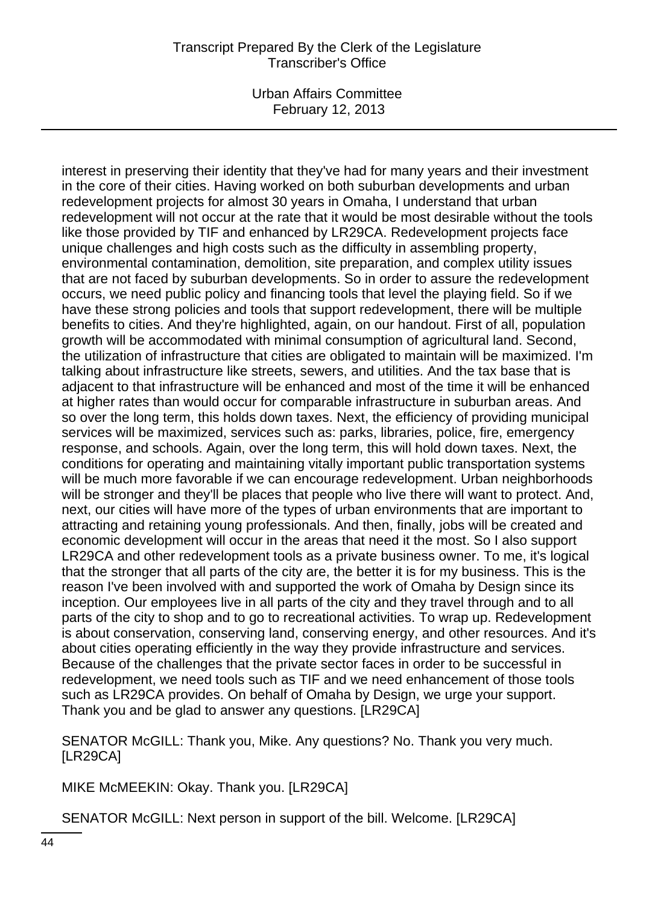interest in preserving their identity that they've had for many years and their investment in the core of their cities. Having worked on both suburban developments and urban redevelopment projects for almost 30 years in Omaha, I understand that urban redevelopment will not occur at the rate that it would be most desirable without the tools like those provided by TIF and enhanced by LR29CA. Redevelopment projects face unique challenges and high costs such as the difficulty in assembling property, environmental contamination, demolition, site preparation, and complex utility issues that are not faced by suburban developments. So in order to assure the redevelopment occurs, we need public policy and financing tools that level the playing field. So if we have these strong policies and tools that support redevelopment, there will be multiple benefits to cities. And they're highlighted, again, on our handout. First of all, population growth will be accommodated with minimal consumption of agricultural land. Second, the utilization of infrastructure that cities are obligated to maintain will be maximized. I'm talking about infrastructure like streets, sewers, and utilities. And the tax base that is adjacent to that infrastructure will be enhanced and most of the time it will be enhanced at higher rates than would occur for comparable infrastructure in suburban areas. And so over the long term, this holds down taxes. Next, the efficiency of providing municipal services will be maximized, services such as: parks, libraries, police, fire, emergency response, and schools. Again, over the long term, this will hold down taxes. Next, the conditions for operating and maintaining vitally important public transportation systems will be much more favorable if we can encourage redevelopment. Urban neighborhoods will be stronger and they'll be places that people who live there will want to protect. And, next, our cities will have more of the types of urban environments that are important to attracting and retaining young professionals. And then, finally, jobs will be created and economic development will occur in the areas that need it the most. So I also support LR29CA and other redevelopment tools as a private business owner. To me, it's logical that the stronger that all parts of the city are, the better it is for my business. This is the reason I've been involved with and supported the work of Omaha by Design since its inception. Our employees live in all parts of the city and they travel through and to all parts of the city to shop and to go to recreational activities. To wrap up. Redevelopment is about conservation, conserving land, conserving energy, and other resources. And it's about cities operating efficiently in the way they provide infrastructure and services. Because of the challenges that the private sector faces in order to be successful in redevelopment, we need tools such as TIF and we need enhancement of those tools such as LR29CA provides. On behalf of Omaha by Design, we urge your support. Thank you and be glad to answer any questions. [LR29CA]

SENATOR McGILL: Thank you, Mike. Any questions? No. Thank you very much. [LR29CA]

MIKE McMEEKIN: Okay. Thank you. [LR29CA]

SENATOR McGILL: Next person in support of the bill. Welcome. [LR29CA]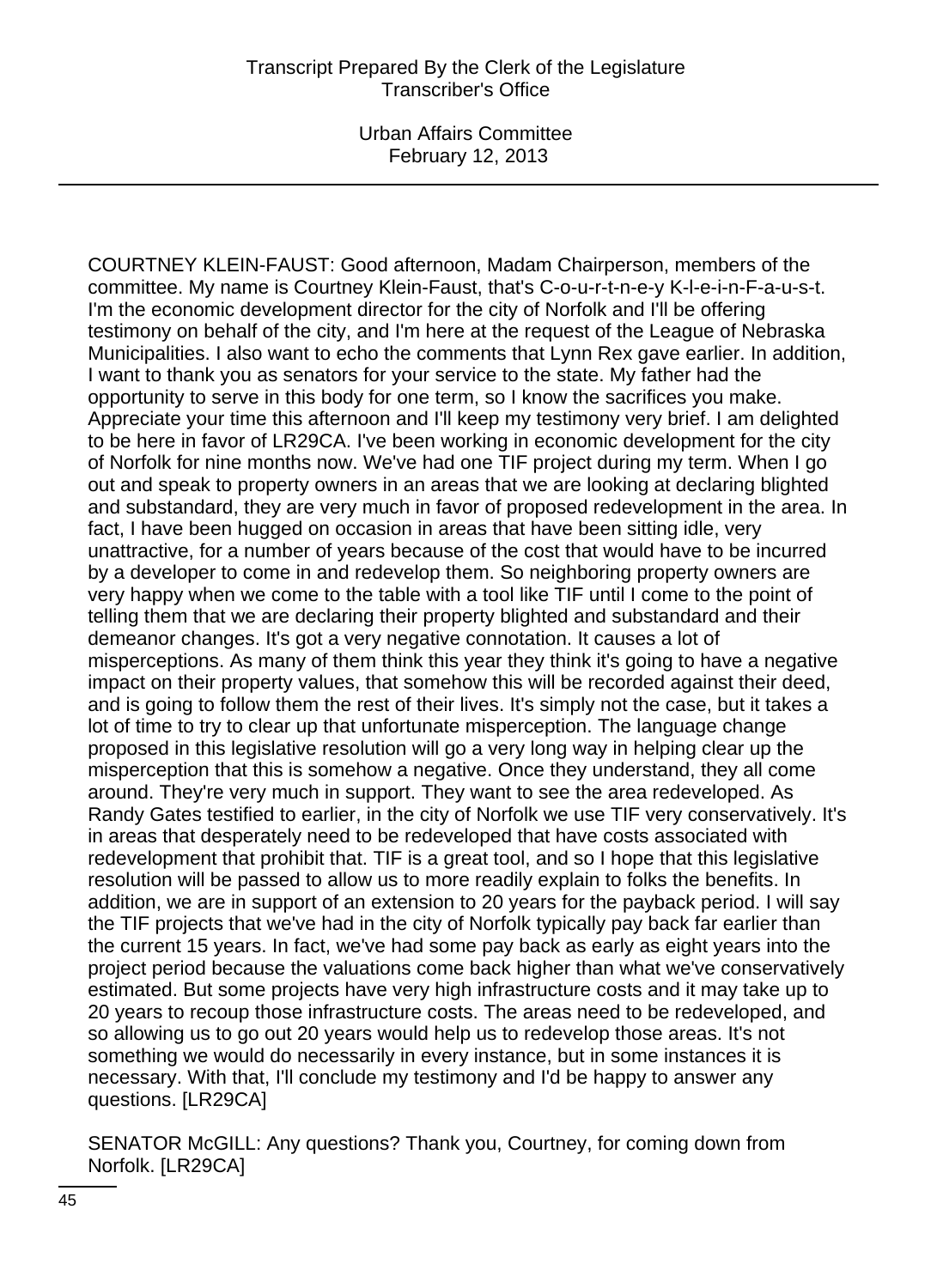COURTNEY KLEIN-FAUST: Good afternoon, Madam Chairperson, members of the committee. My name is Courtney Klein-Faust, that's C-o-u-r-t-n-e-y K-l-e-i-n-F-a-u-s-t. I'm the economic development director for the city of Norfolk and I'll be offering testimony on behalf of the city, and I'm here at the request of the League of Nebraska Municipalities. I also want to echo the comments that Lynn Rex gave earlier. In addition, I want to thank you as senators for your service to the state. My father had the opportunity to serve in this body for one term, so I know the sacrifices you make. Appreciate your time this afternoon and I'll keep my testimony very brief. I am delighted to be here in favor of LR29CA. I've been working in economic development for the city of Norfolk for nine months now. We've had one TIF project during my term. When I go out and speak to property owners in an areas that we are looking at declaring blighted and substandard, they are very much in favor of proposed redevelopment in the area. In fact, I have been hugged on occasion in areas that have been sitting idle, very unattractive, for a number of years because of the cost that would have to be incurred by a developer to come in and redevelop them. So neighboring property owners are very happy when we come to the table with a tool like TIF until I come to the point of telling them that we are declaring their property blighted and substandard and their demeanor changes. It's got a very negative connotation. It causes a lot of misperceptions. As many of them think this year they think it's going to have a negative impact on their property values, that somehow this will be recorded against their deed, and is going to follow them the rest of their lives. It's simply not the case, but it takes a lot of time to try to clear up that unfortunate misperception. The language change proposed in this legislative resolution will go a very long way in helping clear up the misperception that this is somehow a negative. Once they understand, they all come around. They're very much in support. They want to see the area redeveloped. As Randy Gates testified to earlier, in the city of Norfolk we use TIF very conservatively. It's in areas that desperately need to be redeveloped that have costs associated with redevelopment that prohibit that. TIF is a great tool, and so I hope that this legislative resolution will be passed to allow us to more readily explain to folks the benefits. In addition, we are in support of an extension to 20 years for the payback period. I will say the TIF projects that we've had in the city of Norfolk typically pay back far earlier than the current 15 years. In fact, we've had some pay back as early as eight years into the project period because the valuations come back higher than what we've conservatively estimated. But some projects have very high infrastructure costs and it may take up to 20 years to recoup those infrastructure costs. The areas need to be redeveloped, and so allowing us to go out 20 years would help us to redevelop those areas. It's not something we would do necessarily in every instance, but in some instances it is necessary. With that, I'll conclude my testimony and I'd be happy to answer any questions. [LR29CA]

SENATOR McGILL: Any questions? Thank you, Courtney, for coming down from Norfolk. [LR29CA]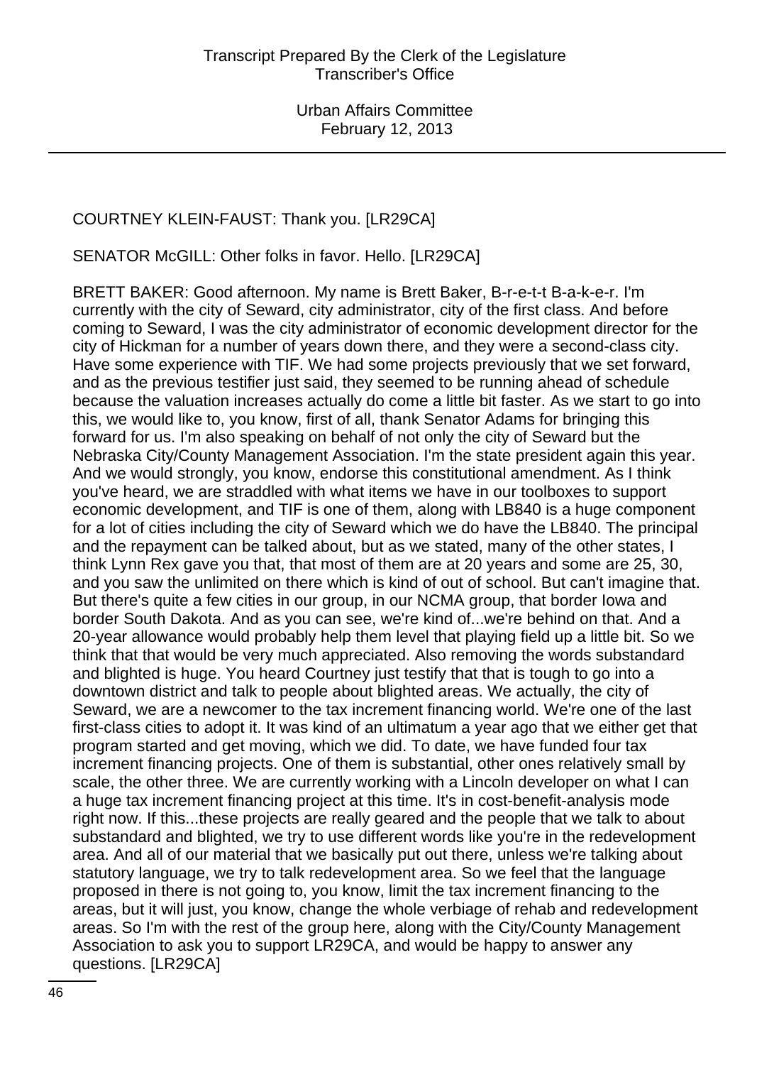COURTNEY KLEIN-FAUST: Thank you. [LR29CA]

SENATOR McGILL: Other folks in favor. Hello. [LR29CA]

BRETT BAKER: Good afternoon. My name is Brett Baker, B-r-e-t-t B-a-k-e-r. I'm currently with the city of Seward, city administrator, city of the first class. And before coming to Seward, I was the city administrator of economic development director for the city of Hickman for a number of years down there, and they were a second-class city. Have some experience with TIF. We had some projects previously that we set forward, and as the previous testifier just said, they seemed to be running ahead of schedule because the valuation increases actually do come a little bit faster. As we start to go into this, we would like to, you know, first of all, thank Senator Adams for bringing this forward for us. I'm also speaking on behalf of not only the city of Seward but the Nebraska City/County Management Association. I'm the state president again this year. And we would strongly, you know, endorse this constitutional amendment. As I think you've heard, we are straddled with what items we have in our toolboxes to support economic development, and TIF is one of them, along with LB840 is a huge component for a lot of cities including the city of Seward which we do have the LB840. The principal and the repayment can be talked about, but as we stated, many of the other states, I think Lynn Rex gave you that, that most of them are at 20 years and some are 25, 30, and you saw the unlimited on there which is kind of out of school. But can't imagine that. But there's quite a few cities in our group, in our NCMA group, that border Iowa and border South Dakota. And as you can see, we're kind of...we're behind on that. And a 20-year allowance would probably help them level that playing field up a little bit. So we think that that would be very much appreciated. Also removing the words substandard and blighted is huge. You heard Courtney just testify that that is tough to go into a downtown district and talk to people about blighted areas. We actually, the city of Seward, we are a newcomer to the tax increment financing world. We're one of the last first-class cities to adopt it. It was kind of an ultimatum a year ago that we either get that program started and get moving, which we did. To date, we have funded four tax increment financing projects. One of them is substantial, other ones relatively small by scale, the other three. We are currently working with a Lincoln developer on what I can a huge tax increment financing project at this time. It's in cost-benefit-analysis mode right now. If this...these projects are really geared and the people that we talk to about substandard and blighted, we try to use different words like you're in the redevelopment area. And all of our material that we basically put out there, unless we're talking about statutory language, we try to talk redevelopment area. So we feel that the language proposed in there is not going to, you know, limit the tax increment financing to the areas, but it will just, you know, change the whole verbiage of rehab and redevelopment areas. So I'm with the rest of the group here, along with the City/County Management Association to ask you to support LR29CA, and would be happy to answer any questions. [LR29CA]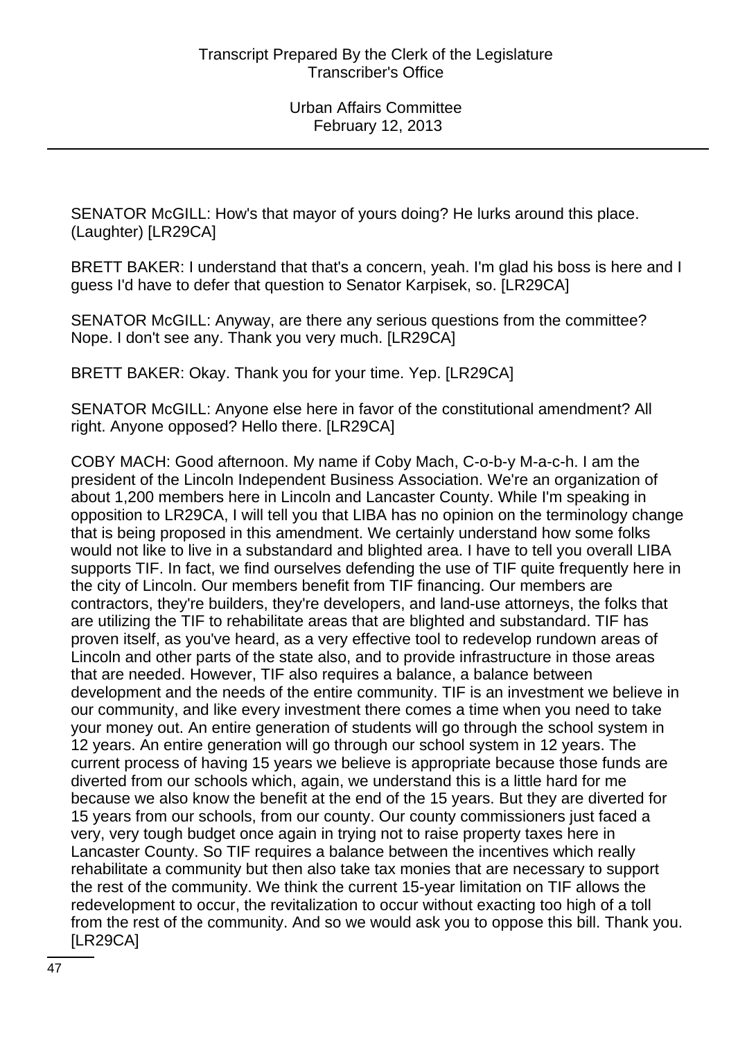SENATOR McGILL: How's that mayor of yours doing? He lurks around this place. (Laughter) [LR29CA]

BRETT BAKER: I understand that that's a concern, yeah. I'm glad his boss is here and I guess I'd have to defer that question to Senator Karpisek, so. [LR29CA]

SENATOR McGILL: Anyway, are there any serious questions from the committee? Nope. I don't see any. Thank you very much. [LR29CA]

BRETT BAKER: Okay. Thank you for your time. Yep. [LR29CA]

SENATOR McGILL: Anyone else here in favor of the constitutional amendment? All right. Anyone opposed? Hello there. [LR29CA]

COBY MACH: Good afternoon. My name if Coby Mach, C-o-b-y M-a-c-h. I am the president of the Lincoln Independent Business Association. We're an organization of about 1,200 members here in Lincoln and Lancaster County. While I'm speaking in opposition to LR29CA, I will tell you that LIBA has no opinion on the terminology change that is being proposed in this amendment. We certainly understand how some folks would not like to live in a substandard and blighted area. I have to tell you overall LIBA supports TIF. In fact, we find ourselves defending the use of TIF quite frequently here in the city of Lincoln. Our members benefit from TIF financing. Our members are contractors, they're builders, they're developers, and land-use attorneys, the folks that are utilizing the TIF to rehabilitate areas that are blighted and substandard. TIF has proven itself, as you've heard, as a very effective tool to redevelop rundown areas of Lincoln and other parts of the state also, and to provide infrastructure in those areas that are needed. However, TIF also requires a balance, a balance between development and the needs of the entire community. TIF is an investment we believe in our community, and like every investment there comes a time when you need to take your money out. An entire generation of students will go through the school system in 12 years. An entire generation will go through our school system in 12 years. The current process of having 15 years we believe is appropriate because those funds are diverted from our schools which, again, we understand this is a little hard for me because we also know the benefit at the end of the 15 years. But they are diverted for 15 years from our schools, from our county. Our county commissioners just faced a very, very tough budget once again in trying not to raise property taxes here in Lancaster County. So TIF requires a balance between the incentives which really rehabilitate a community but then also take tax monies that are necessary to support the rest of the community. We think the current 15-year limitation on TIF allows the redevelopment to occur, the revitalization to occur without exacting too high of a toll from the rest of the community. And so we would ask you to oppose this bill. Thank you. [LR29CA]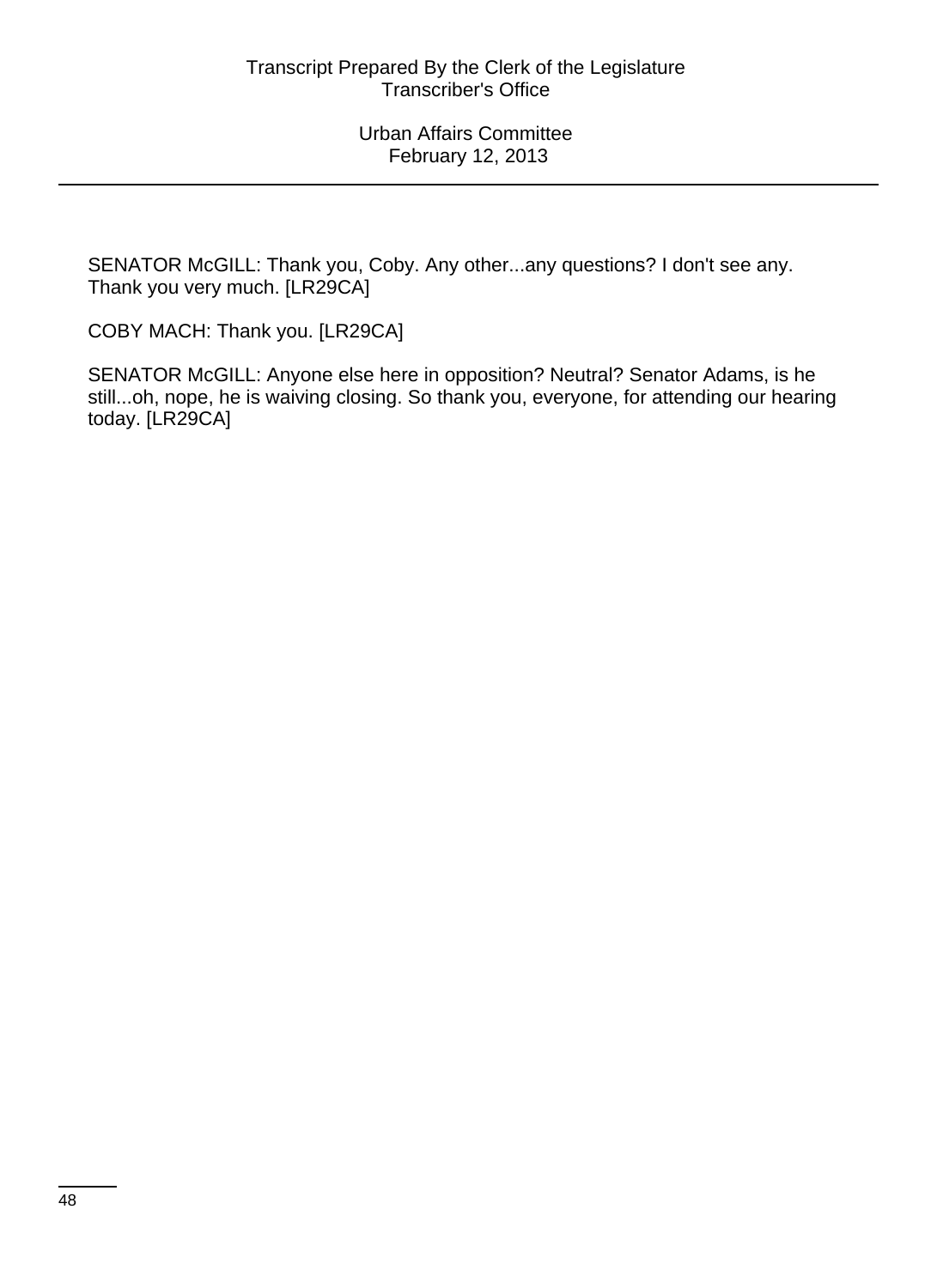SENATOR McGILL: Thank you, Coby. Any other...any questions? I don't see any. Thank you very much. [LR29CA]

COBY MACH: Thank you. [LR29CA]

SENATOR McGILL: Anyone else here in opposition? Neutral? Senator Adams, is he still...oh, nope, he is waiving closing. So thank you, everyone, for attending our hearing today. [LR29CA]